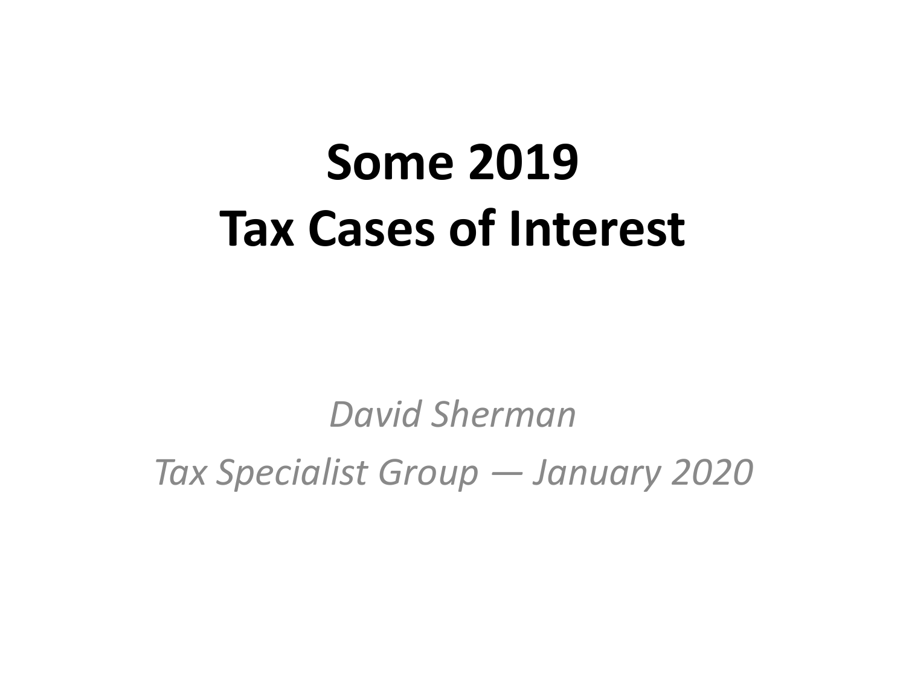# Some 2019 Tax Cases of Interest

*David Sherman*

*Tax Specialist Group — January 2020*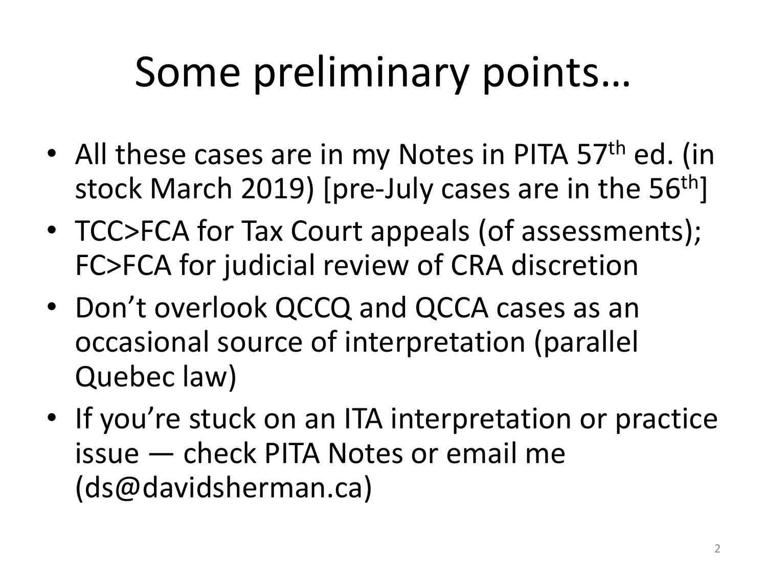# Some preliminary points…

- All these cases are in my Notes in PITA 57th ed. (in stock March 2019) [pre-July cases are in the 56th]
- TCC>FCA for Tax Court appeals (of assessments); FC>FCA for judicial review of CRA discretion
- Don't overlook QCCQ and QCCA cases as an occasional source of interpretation (parallel Quebec law)
- If you're stuck on an ITA interpretation or practice issue — check PITA Notes or email me (ds@davidsherman.ca)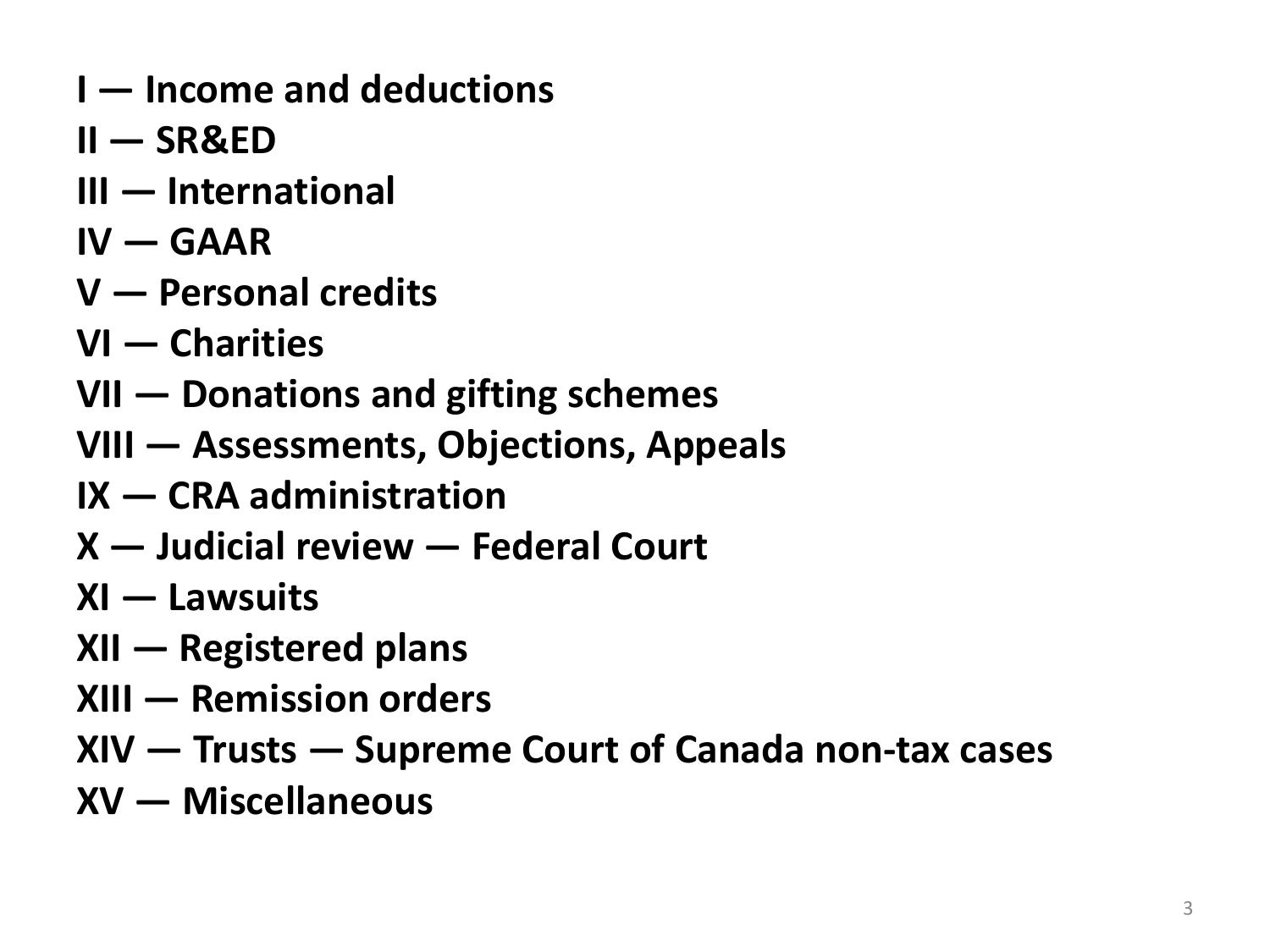**I — Income and deductions**
**II — SR&ED**
**III — International**
**IV — GAAR**
**V — Personal credits**
**VI — Charities**
**VII — Donations and gifting schemes**
**VIII — Assessments, Objections, Appeals**
**IX — CRA administration**
**X — Judicial review — Federal Court**
**XI — Lawsuits**
**XII — Registered plans**
**XIII — Remission orders**
**XIV — Trusts — Supreme Court of Canada non-tax cases**
**XV — Miscellaneous**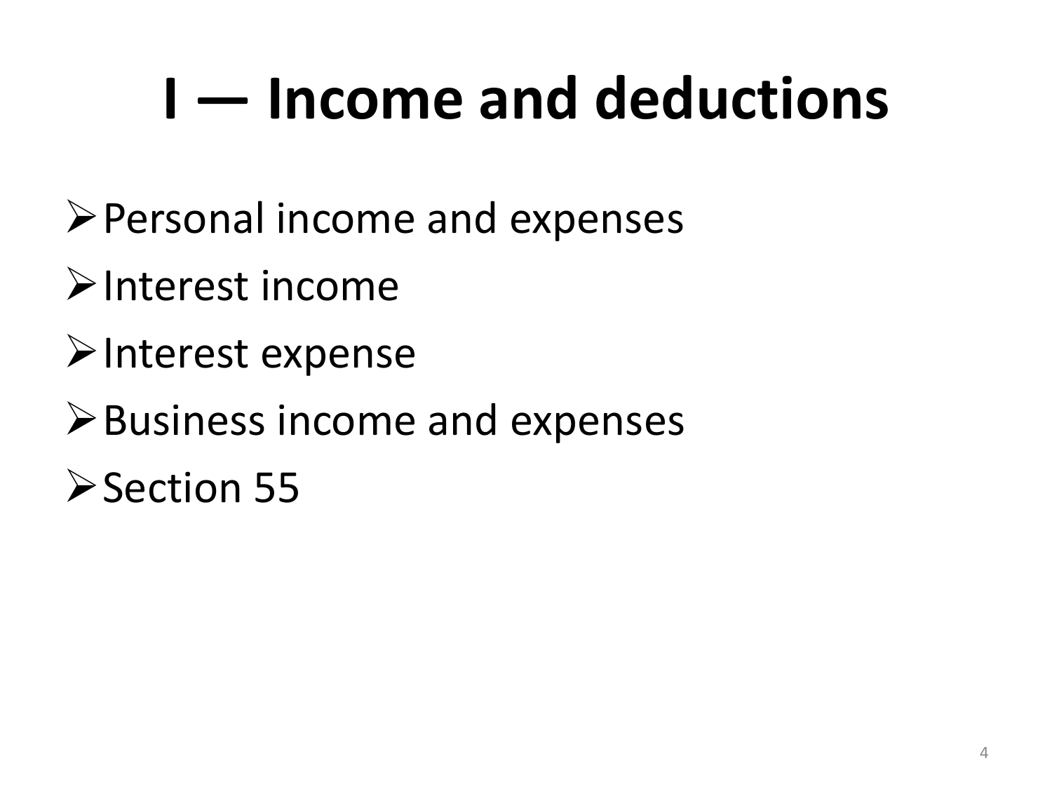# I — Income and deductions

- Personal income and expenses
- Interest income
- Interest expense
- Business income and expenses
- Section 55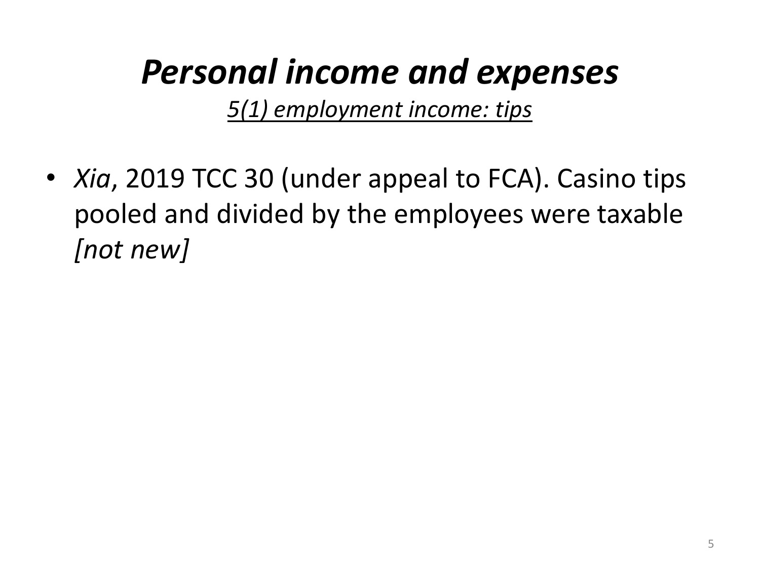# *Personal income and expenses*

*5(1) employment income: tips*

- *Xia*, 2019 TCC 30 (under appeal to FCA). Casino tips pooled and divided by the employees were taxable *[not new]*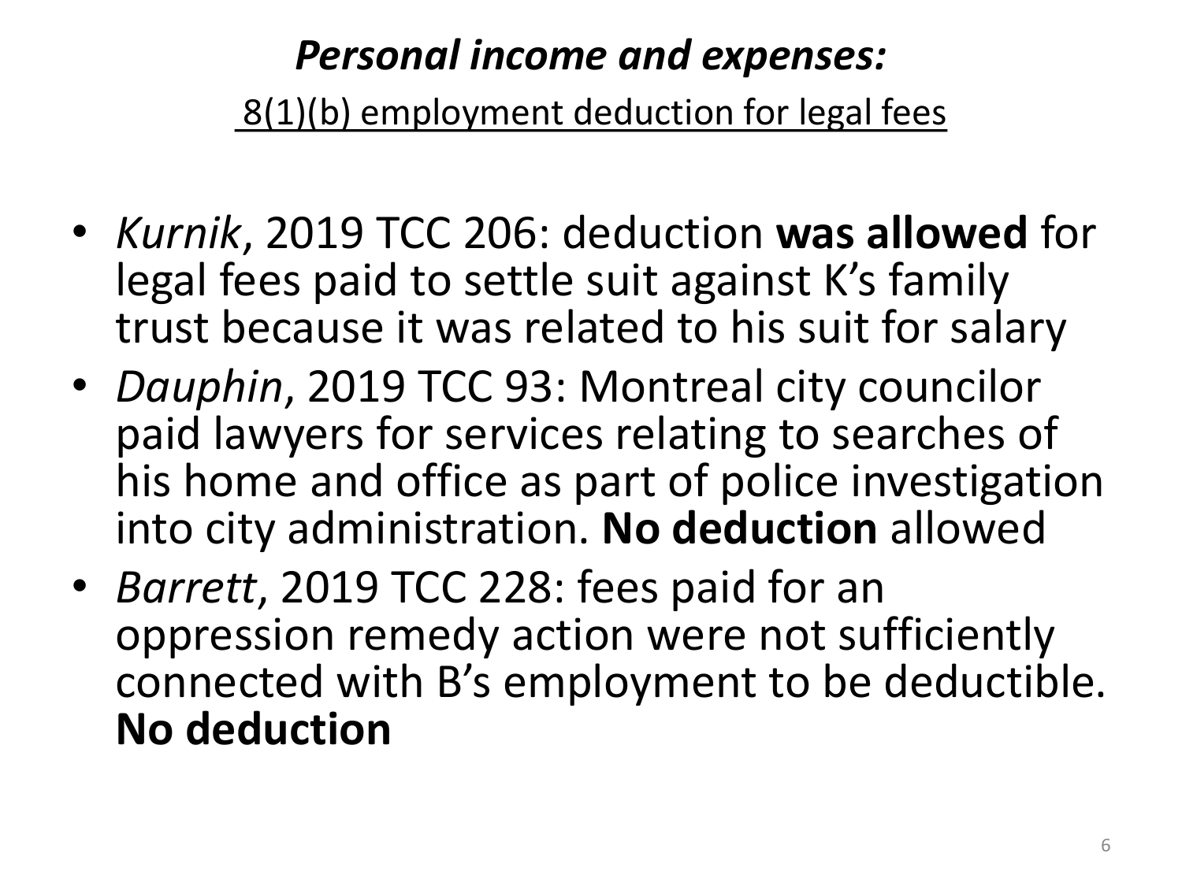# ***Personal income and expenses:***

8(1)(b) employment deduction for legal fees

- *Kurnik*, 2019 TCC 206: deduction **was allowed** for legal fees paid to settle suit against K's family trust because it was related to his suit for salary
- *Dauphin*, 2019 TCC 93: Montreal city councilor paid lawyers for services relating to searches of his home and office as part of police investigation into city administration. **No deduction** allowed
- *Barrett*, 2019 TCC 228: fees paid for an oppression remedy action were not sufficiently connected with B's employment to be deductible. **No deduction**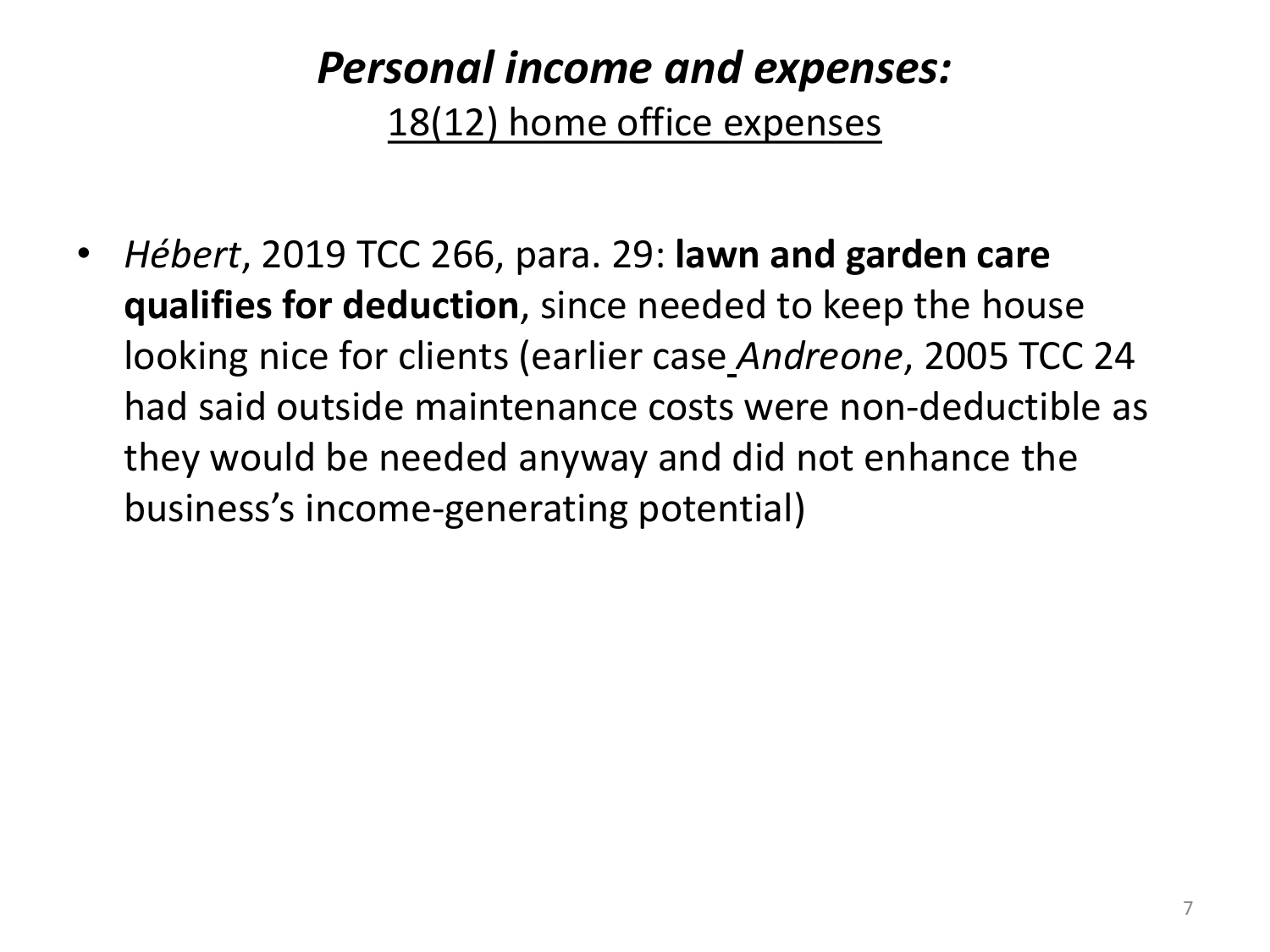# *Personal income and expenses:*

## 18(12) home office expenses

- *Hébert*, 2019 TCC 266, para. 29: **lawn and garden care qualifies for deduction**, since needed to keep the house looking nice for clients (earlier case *Andreone*, 2005 TCC 24 had said outside maintenance costs were non-deductible as they would be needed anyway and did not enhance the business's income-generating potential)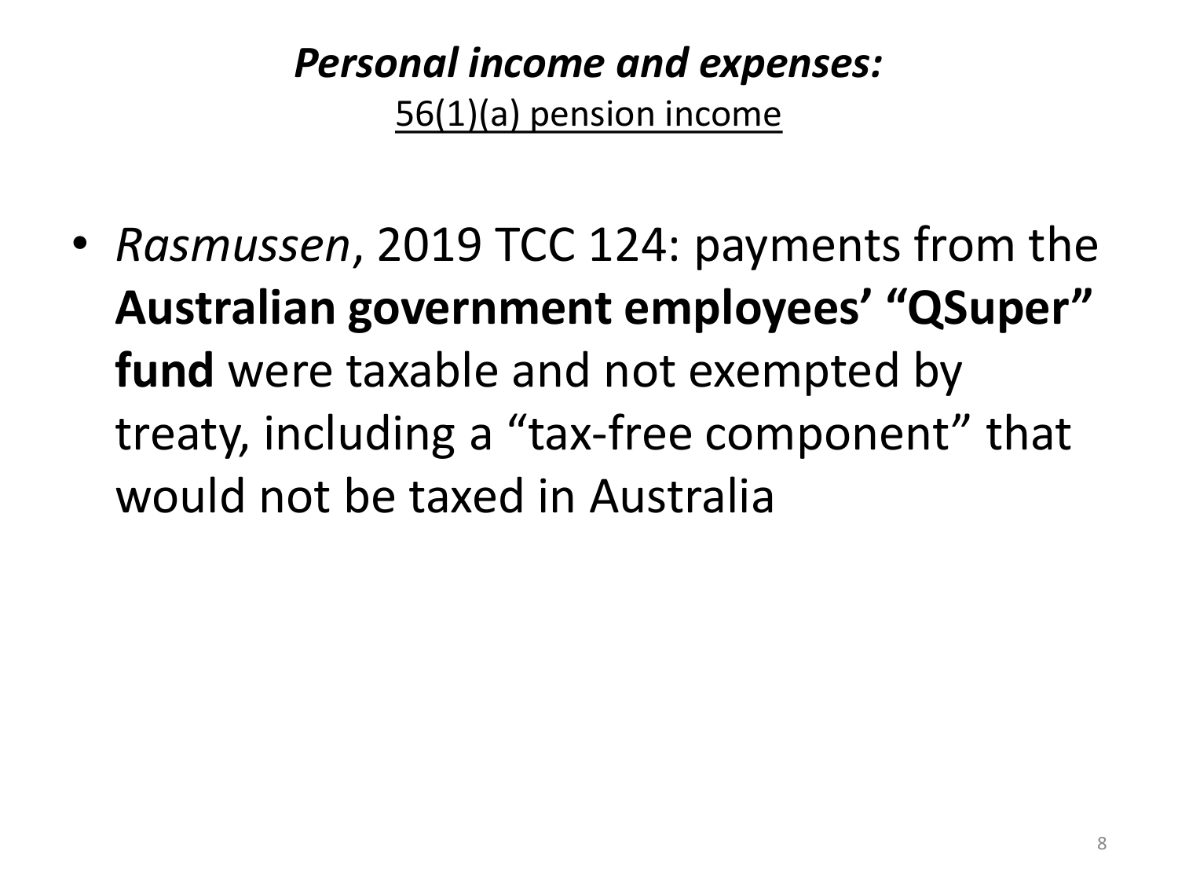## ***Personal income and expenses:***

56(1)(a) pension income

- *Rasmussen*, 2019 TCC 124: payments from the **Australian government employees' "QSuper" fund** were taxable and not exempted by treaty, including a "tax-free component" that would not be taxed in Australia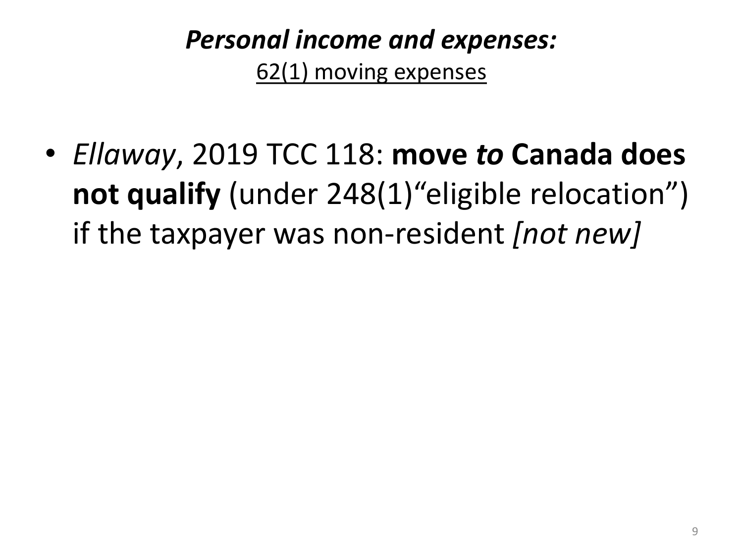## ***Personal income and expenses:***

62(1) moving expenses

- *Ellaway*, 2019 TCC 118: **move *to* Canada does not qualify** (under 248(1)"eligible relocation") if the taxpayer was non-resident *[not new]*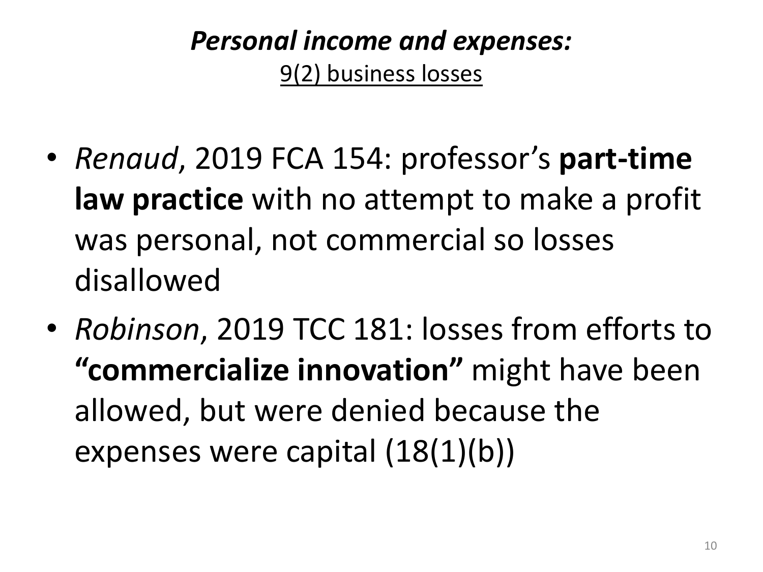## ***Personal income and expenses:***

9(2) business losses

- *Renaud*, 2019 FCA 154: professor's **part-time law practice** with no attempt to make a profit was personal, not commercial so losses disallowed
- *Robinson*, 2019 TCC 181: losses from efforts to **"commercialize innovation"** might have been allowed, but were denied because the expenses were capital (18(1)(b))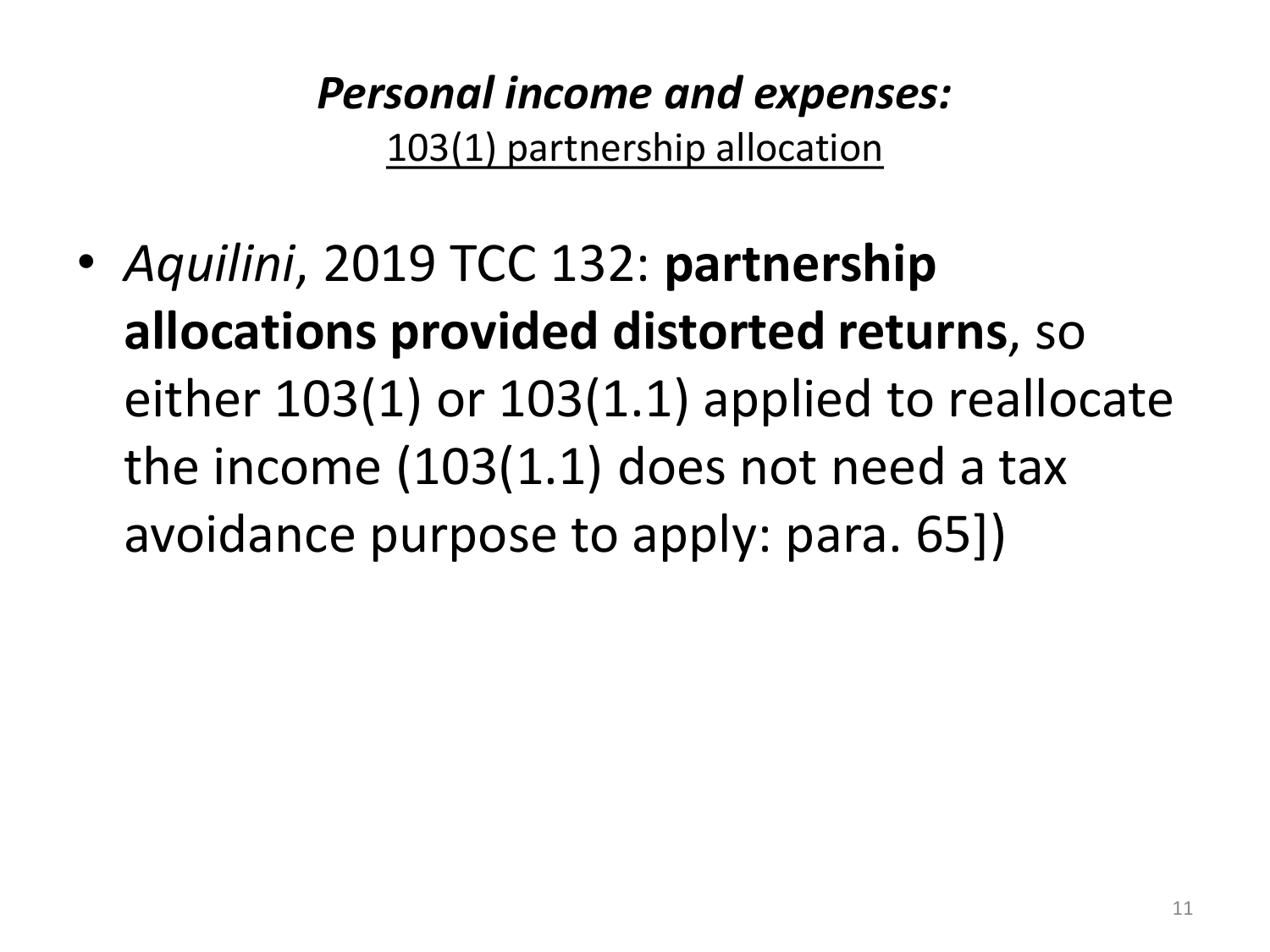## ***Personal income and expenses:***

103(1) partnership allocation

- *Aquilini*, 2019 TCC 132: **partnership allocations provided distorted returns**, so either 103(1) or 103(1.1) applied to reallocate the income (103(1.1) does not need a tax avoidance purpose to apply: para. 65])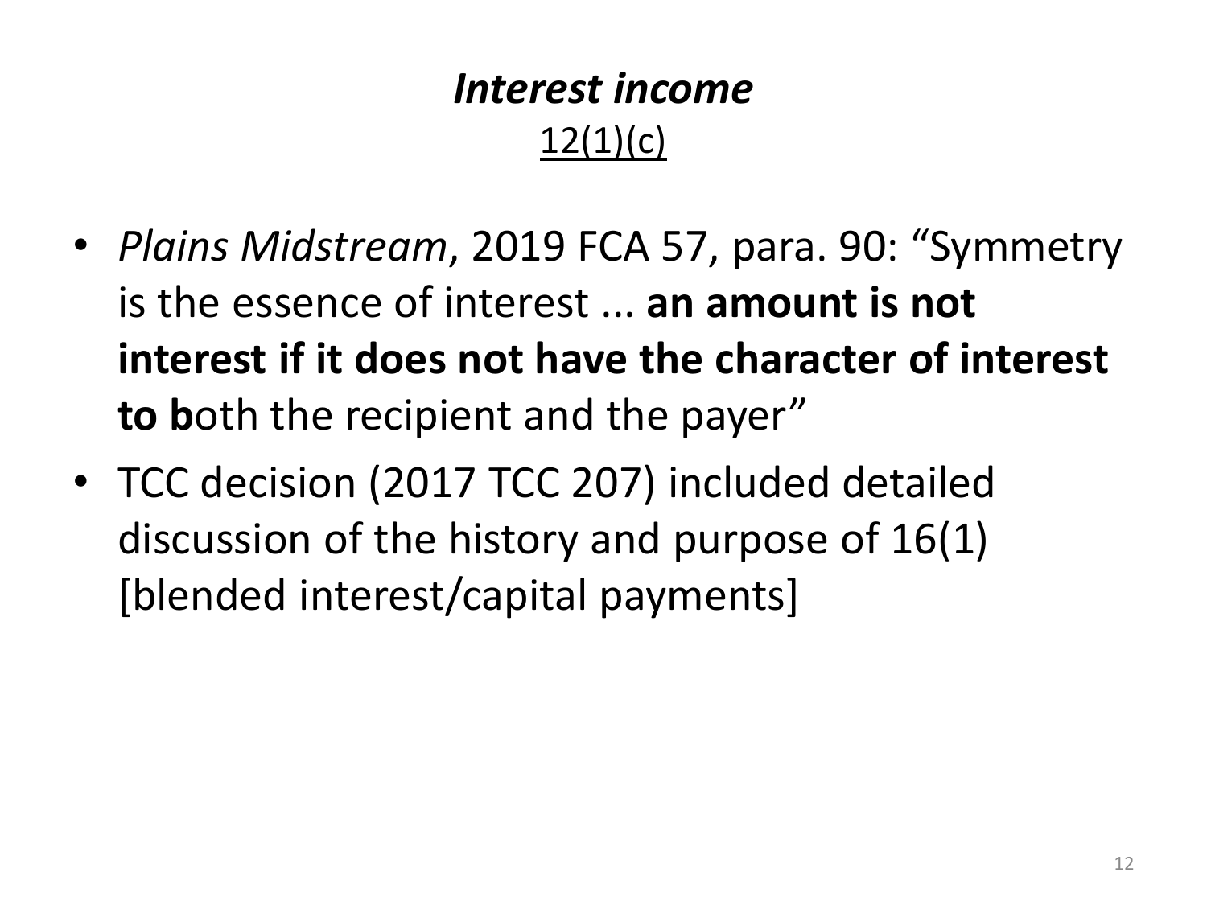# *Interest income*

12(1)(c)

- *Plains Midstream*, 2019 FCA 57, para. 90: "Symmetry is the essence of interest ... **an amount is not interest if it does not have the character of interest to b**oth the recipient and the payer"
- TCC decision (2017 TCC 207) included detailed discussion of the history and purpose of 16(1) [blended interest/capital payments]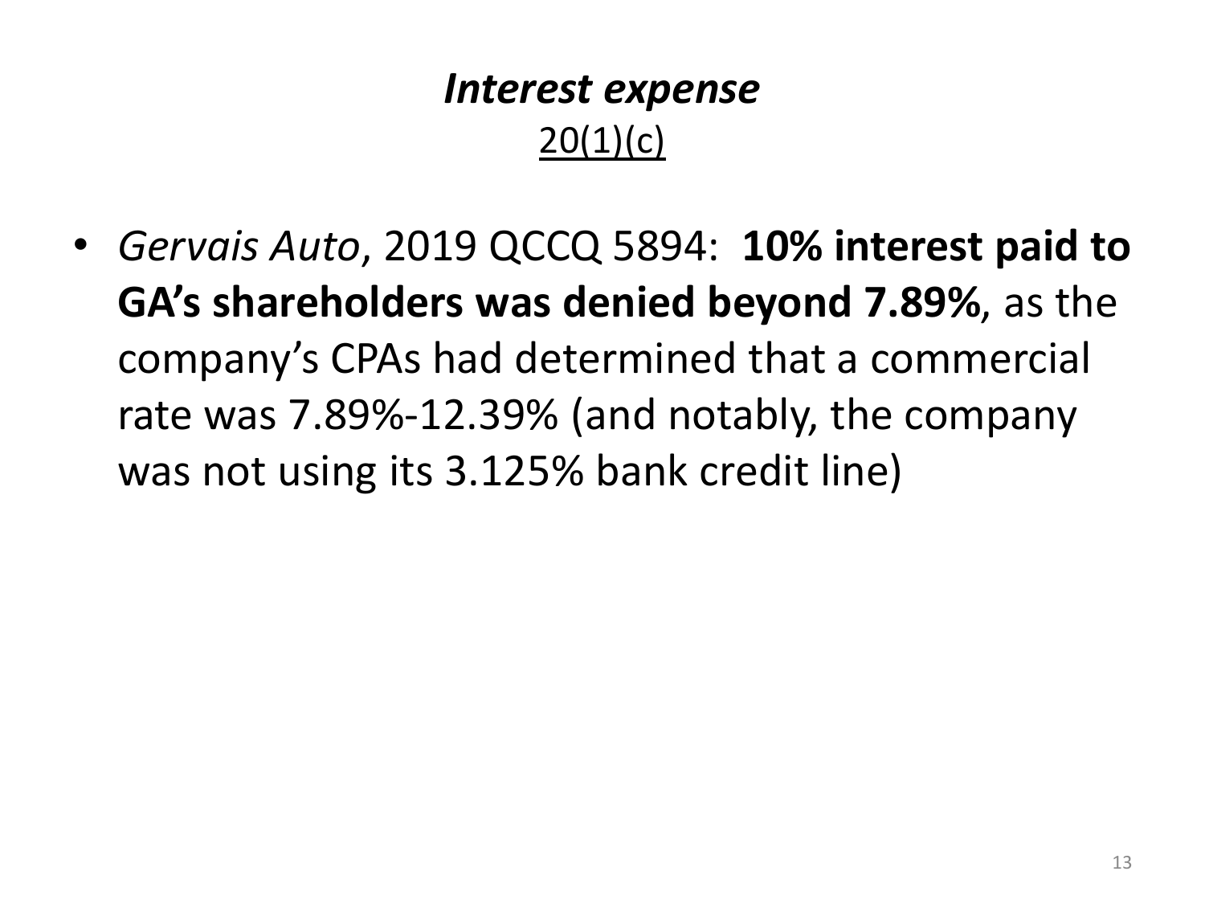# *Interest expense*

20(1)(c)

- *Gervais Auto*, 2019 QCCQ 5894: **10% interest paid to GA's shareholders was denied beyond 7.89%**, as the company's CPAs had determined that a commercial rate was 7.89%-12.39% (and notably, the company was not using its 3.125% bank credit line)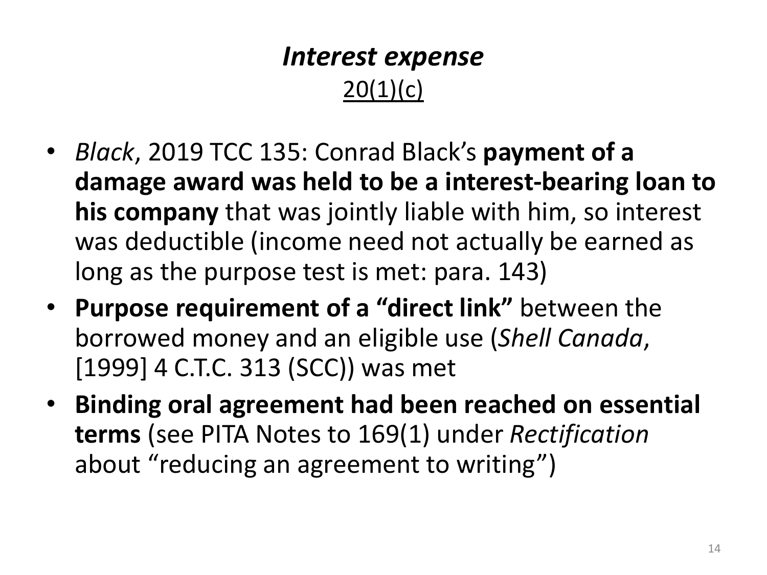# *Interest expense*

## 20(1)(c)

- *Black*, 2019 TCC 135: Conrad Black's **payment of a damage award was held to be a interest-bearing loan to his company** that was jointly liable with him, so interest was deductible (income need not actually be earned as long as the purpose test is met: para. 143)
- **Purpose requirement of a "direct link"** between the borrowed money and an eligible use (*Shell Canada*, [1999] 4 C.T.C. 313 (SCC)) was met
- **Binding oral agreement had been reached on essential terms** (see PITA Notes to 169(1) under *Rectification* about "reducing an agreement to writing")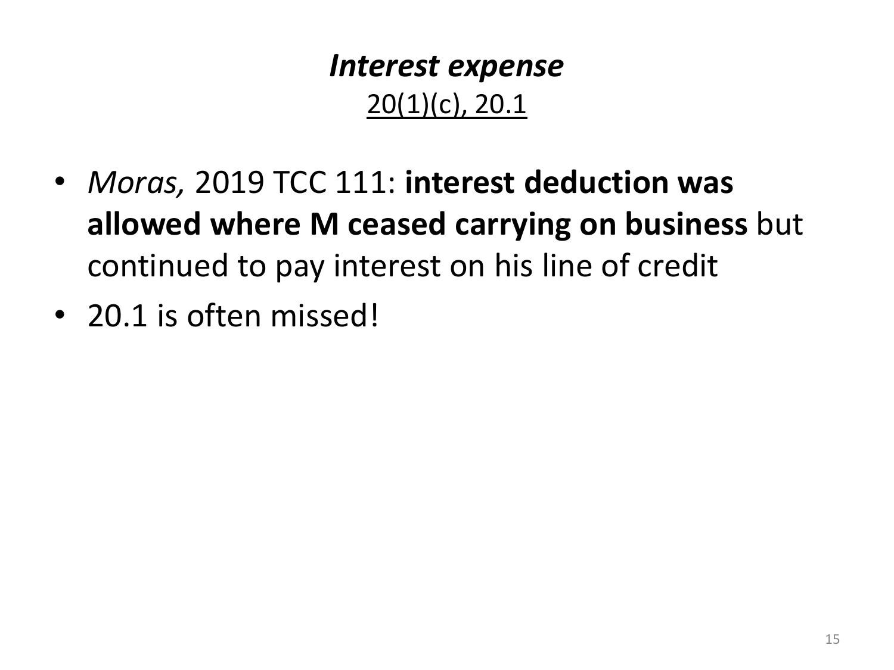## *Interest expense*

20(1)(c), 20.1

- *Moras,* 2019 TCC 111: **interest deduction was allowed where M ceased carrying on business** but continued to pay interest on his line of credit
- 20.1 is often missed!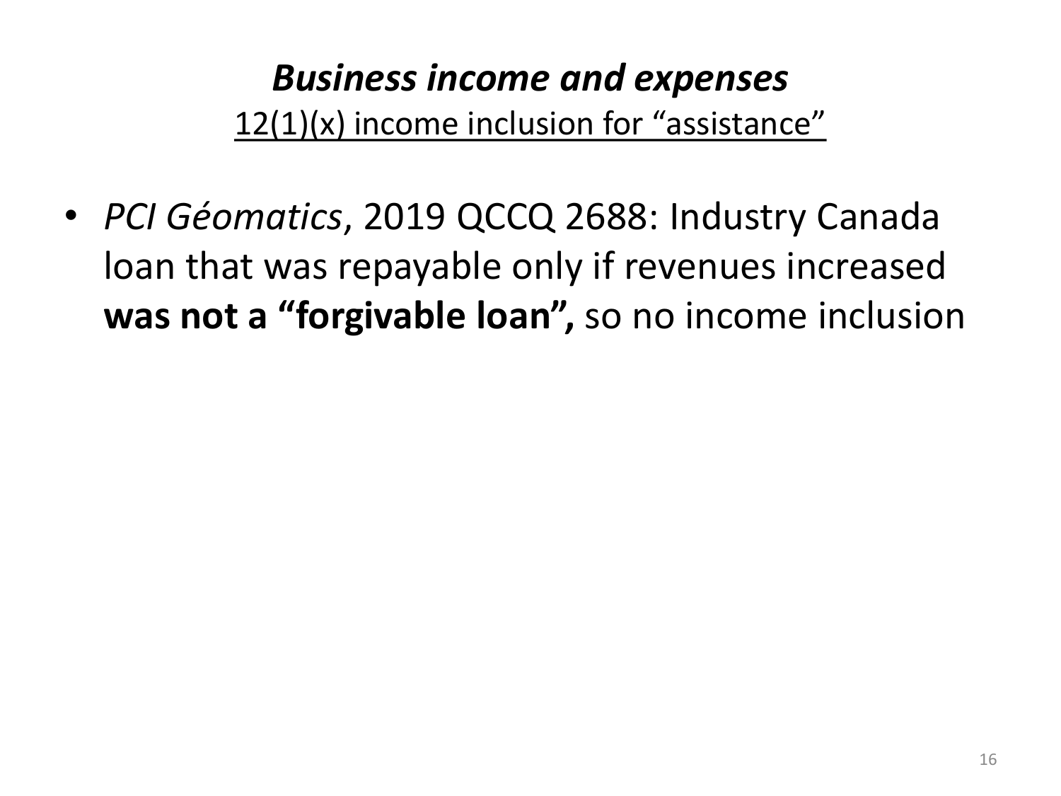## ***Business income and expenses***

12(1)(x) income inclusion for "assistance"

- *PCI Géomatics*, 2019 QCCQ 2688: Industry Canada loan that was repayable only if revenues increased **was not a "forgivable loan",** so no income inclusion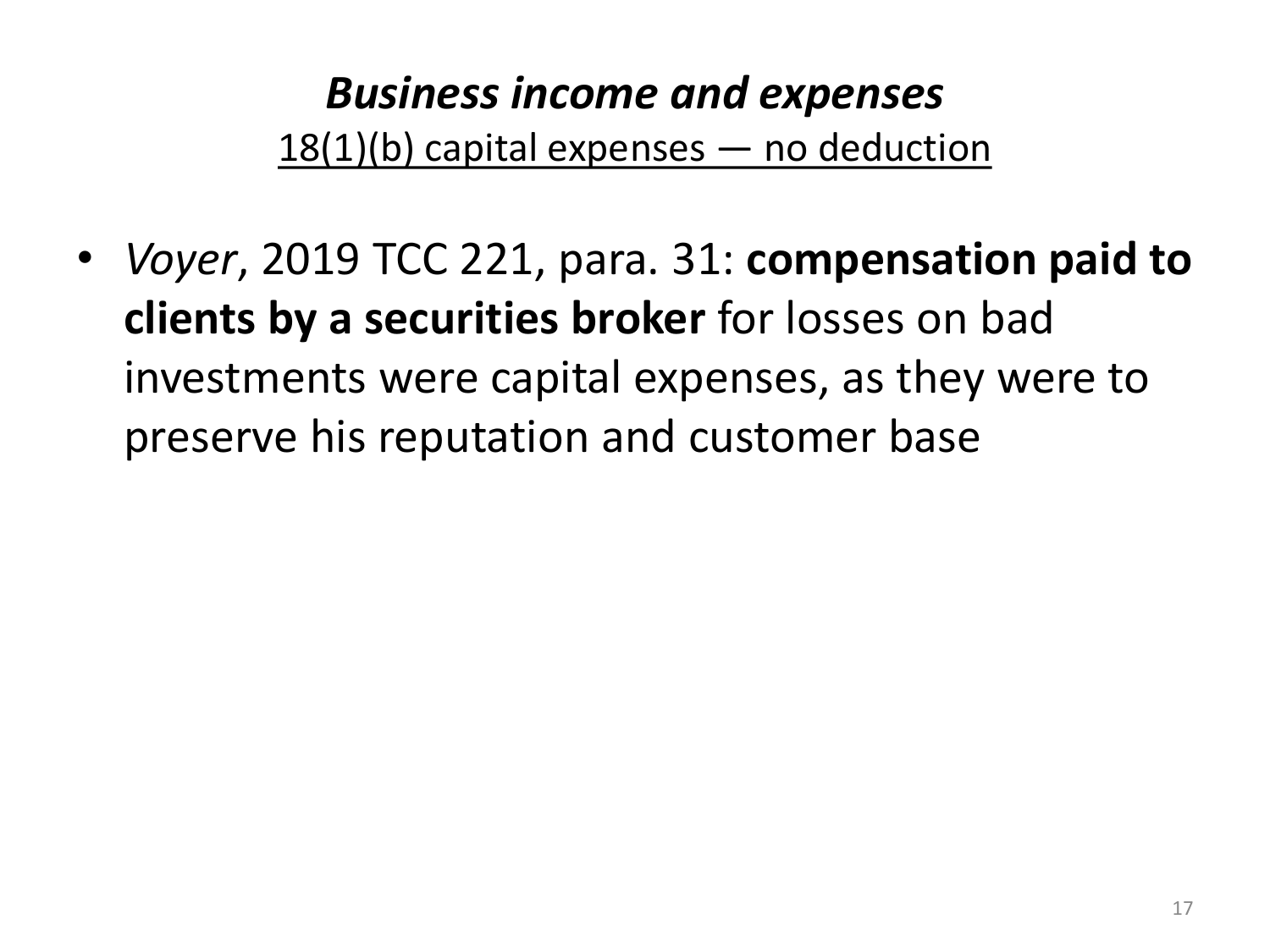## *Business income and expenses*

18(1)(b) capital expenses — no deduction

- *Voyer*, 2019 TCC 221, para. 31: **compensation paid to clients by a securities broker** for losses on bad investments were capital expenses, as they were to preserve his reputation and customer base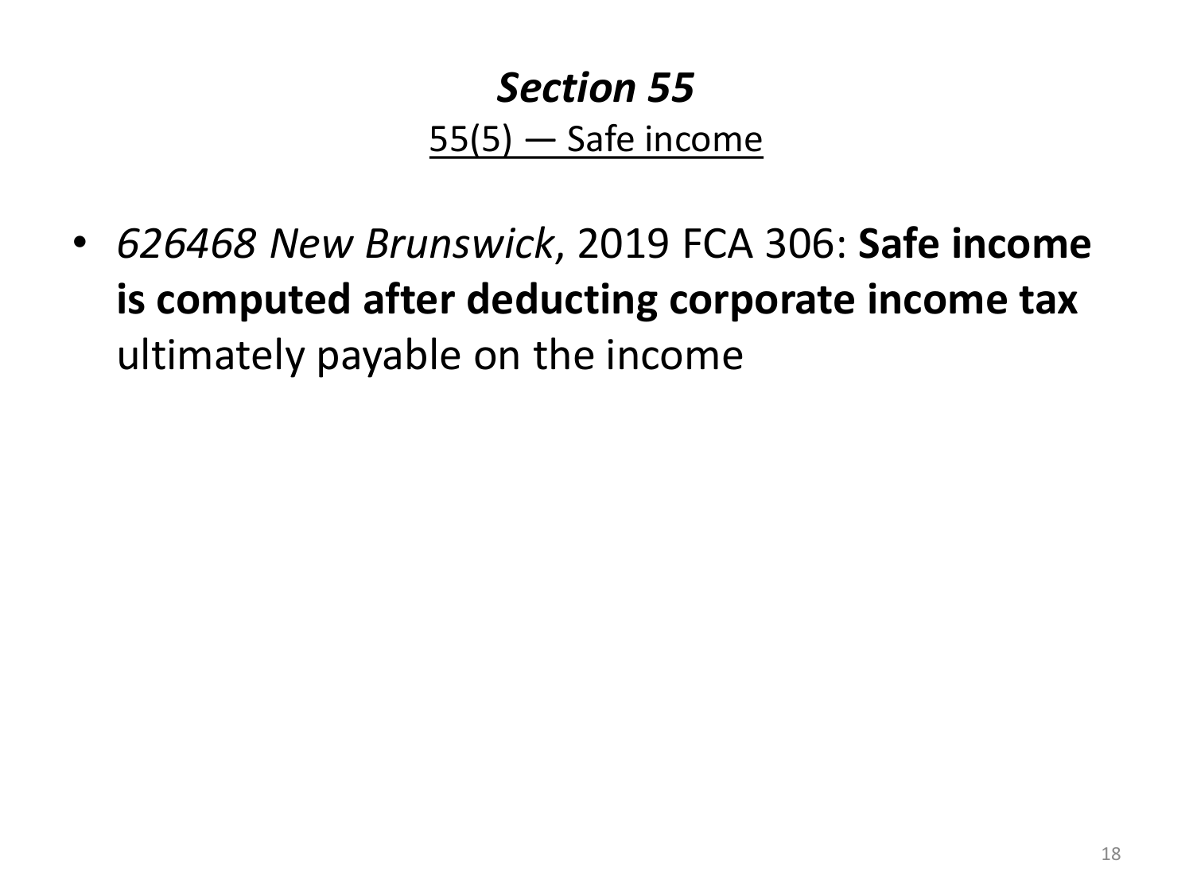## *Section 55*

55(5) — Safe income

- *626468 New Brunswick*, 2019 FCA 306: **Safe income is computed after deducting corporate income tax** ultimately payable on the income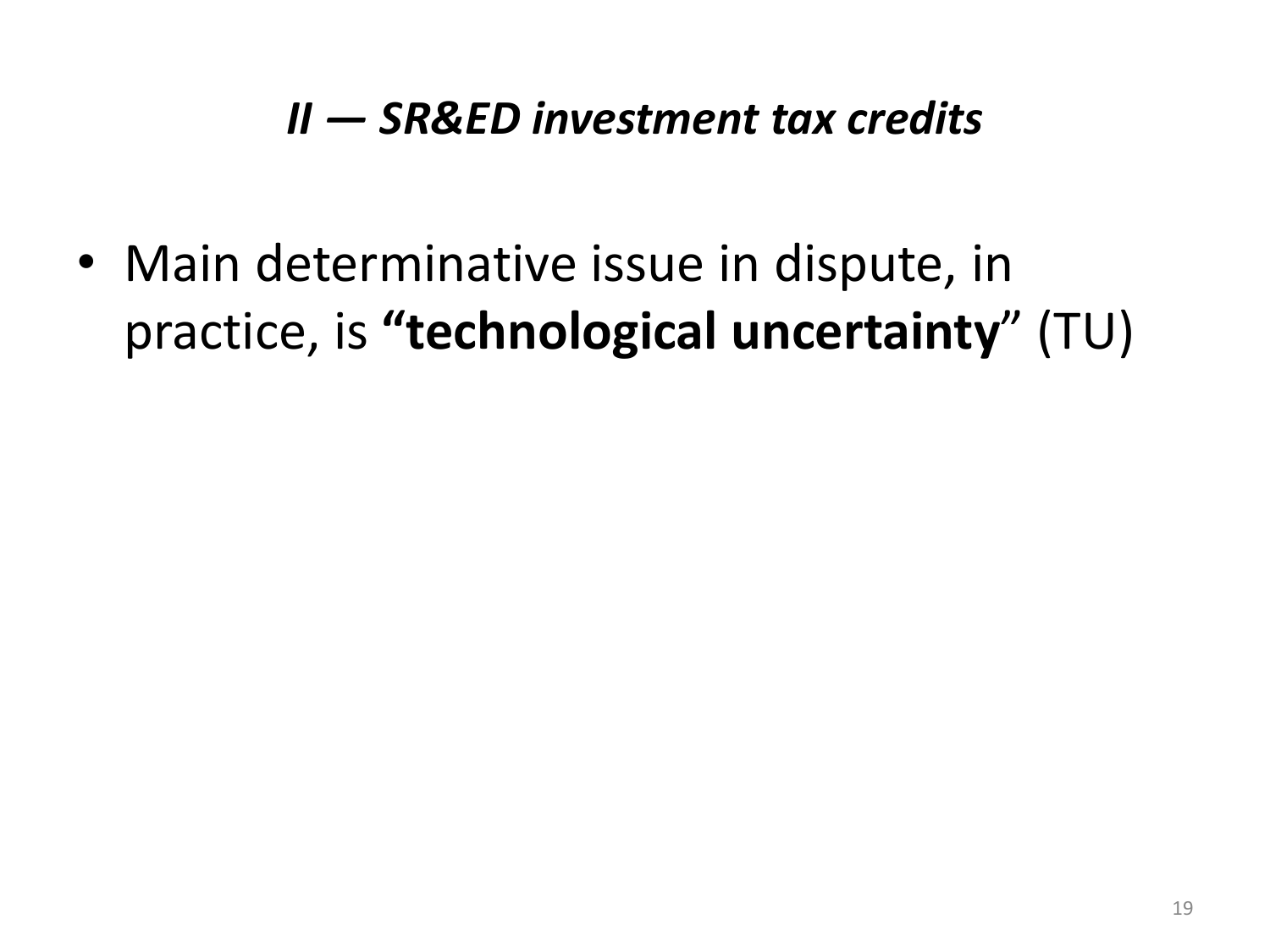### *II — SR&ED investment tax credits*

- Main determinative issue in dispute, in practice, is **“technological uncertainty**” (TU)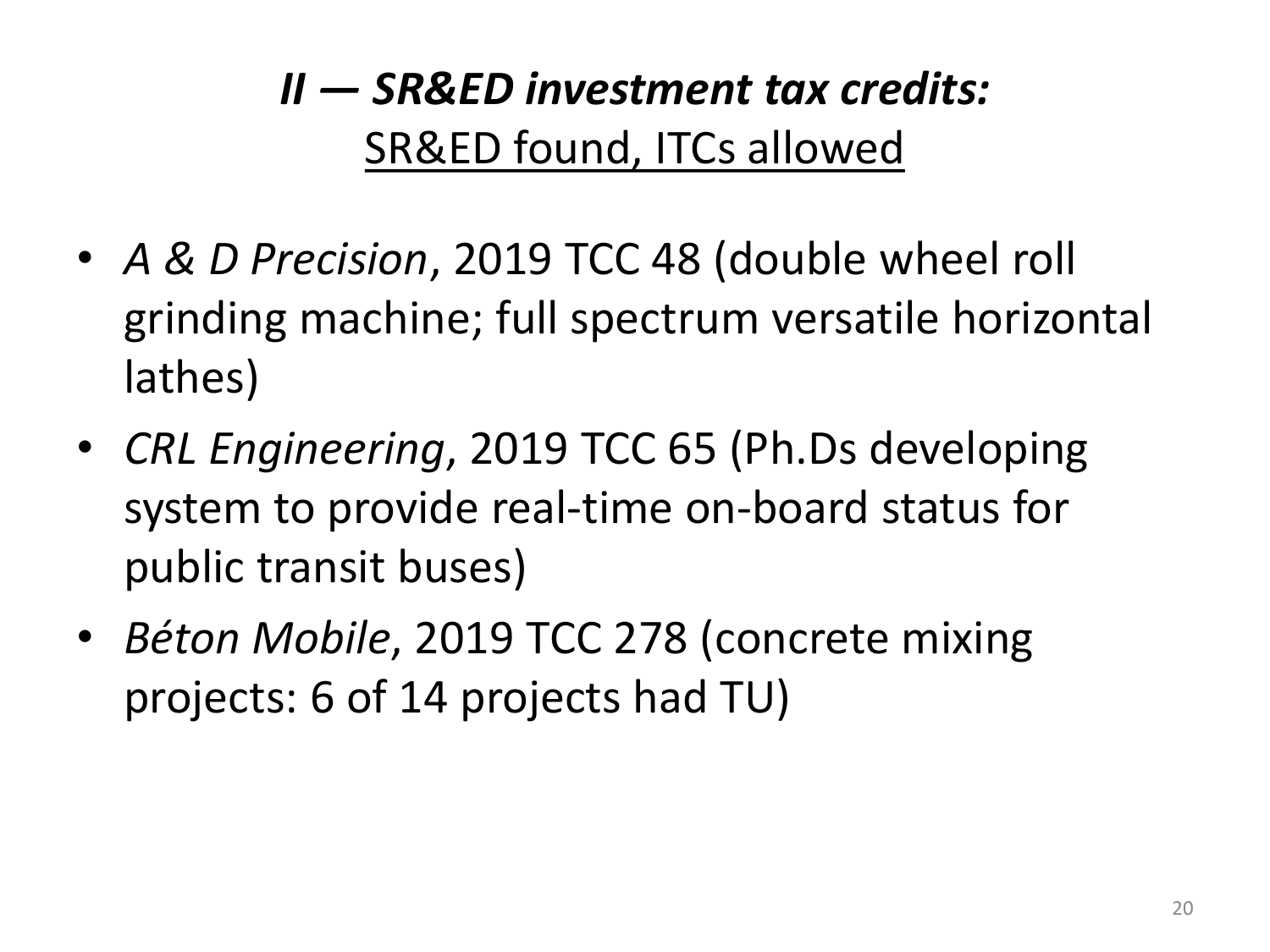## *II — SR&ED investment tax credits:*

SR&ED found, ITCs allowed

- *A & D Precision*, 2019 TCC 48 (double wheel roll grinding machine; full spectrum versatile horizontal lathes)
- *CRL Engineering*, 2019 TCC 65 (Ph.Ds developing system to provide real-time on-board status for public transit buses)
- *Béton Mobile*, 2019 TCC 278 (concrete mixing projects: 6 of 14 projects had TU)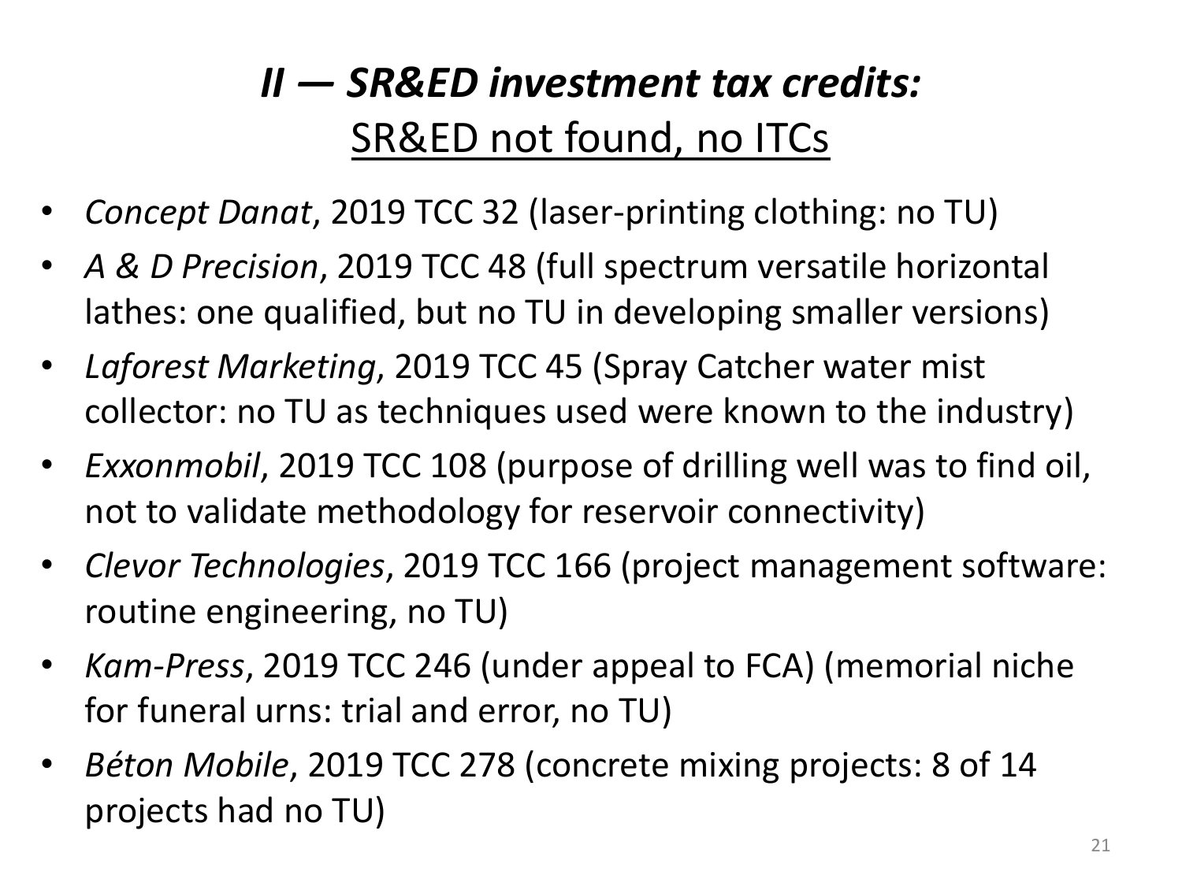## *II — SR&ED investment tax credits:*
## SR&ED not found, no ITCs

- *Concept Danat*, 2019 TCC 32 (laser-printing clothing: no TU)
- *A & D Precision*, 2019 TCC 48 (full spectrum versatile horizontal lathes: one qualified, but no TU in developing smaller versions)
- *Laforest Marketing*, 2019 TCC 45 (Spray Catcher water mist collector: no TU as techniques used were known to the industry)
- *Exxonmobil*, 2019 TCC 108 (purpose of drilling well was to find oil, not to validate methodology for reservoir connectivity)
- *Clevor Technologies*, 2019 TCC 166 (project management software: routine engineering, no TU)
- *Kam-Press*, 2019 TCC 246 (under appeal to FCA) (memorial niche for funeral urns: trial and error, no TU)
- *Béton Mobile*, 2019 TCC 278 (concrete mixing projects: 8 of 14 projects had no TU)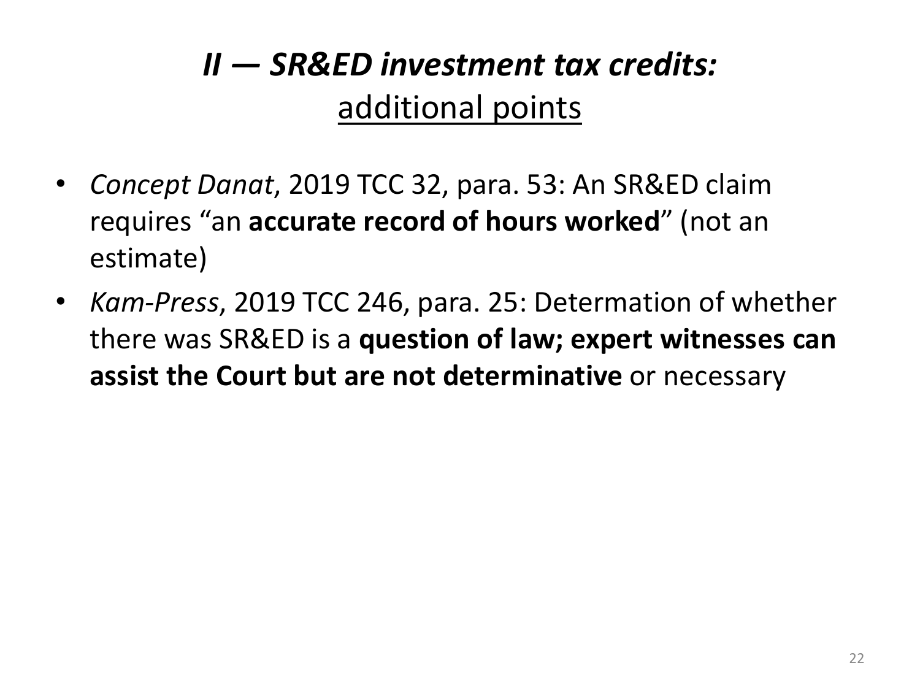# *II — SR&ED investment tax credits:* additional points

- *Concept Danat*, 2019 TCC 32, para. 53: An SR&ED claim requires "an **accurate record of hours worked**" (not an estimate)
- *Kam-Press*, 2019 TCC 246, para. 25: Determation of whether there was SR&ED is a **question of law; expert witnesses can assist the Court but are not determinative** or necessary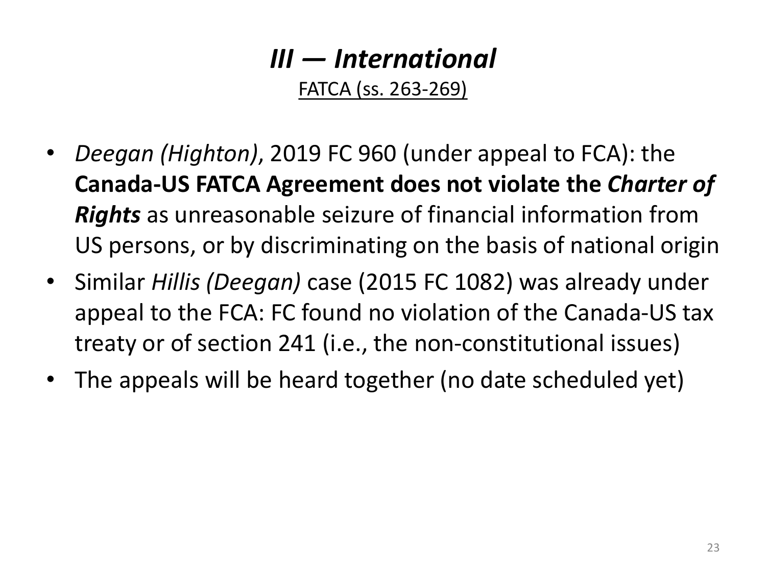# *III — International*

FATCA (ss. 263-269)

- *Deegan (Highton)*, 2019 FC 960 (under appeal to FCA): the **Canada-US FATCA Agreement does not violate the *Charter of Rights*** as unreasonable seizure of financial information from US persons, or by discriminating on the basis of national origin
- Similar *Hillis (Deegan)* case (2015 FC 1082) was already under appeal to the FCA: FC found no violation of the Canada-US tax treaty or of section 241 (i.e., the non-constitutional issues)
- The appeals will be heard together (no date scheduled yet)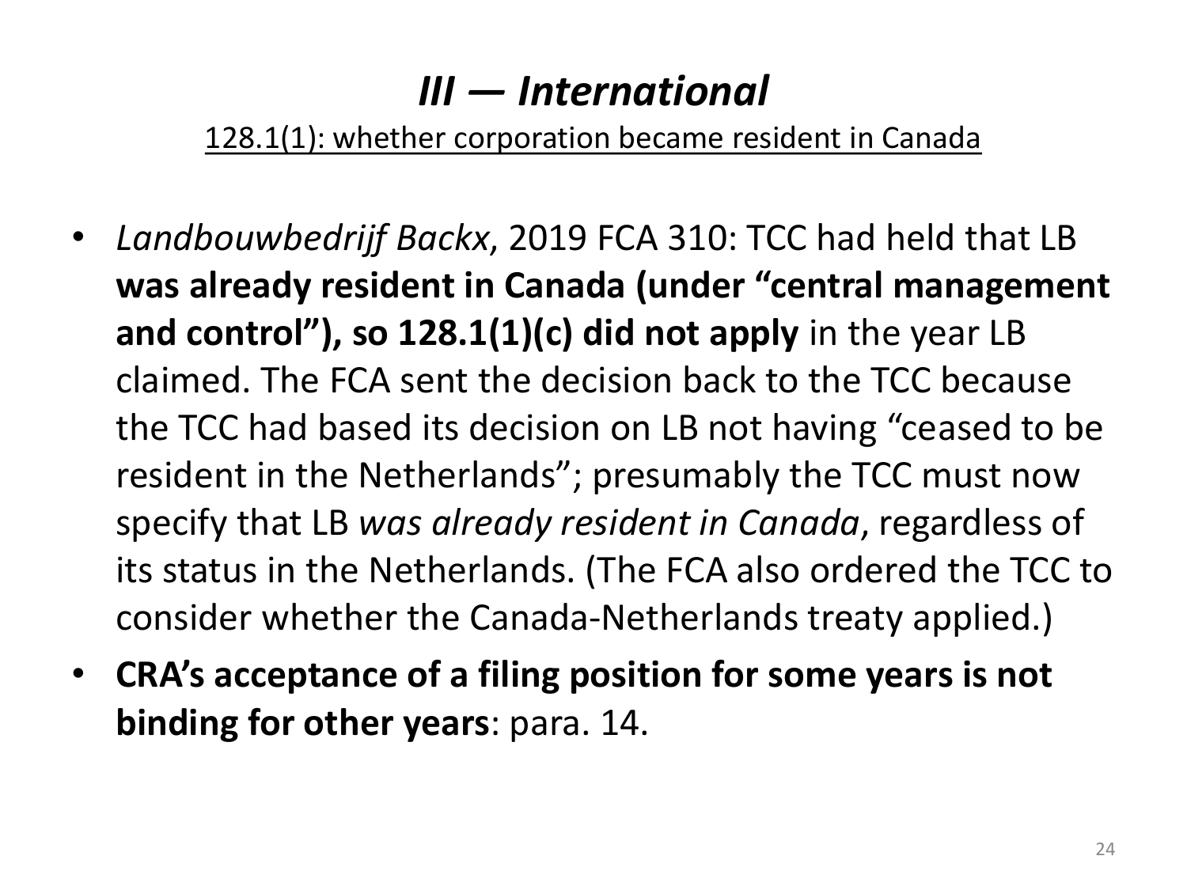# *III — International*

128.1(1): whether corporation became resident in Canada

- *Landbouwbedrijf Backx*, 2019 FCA 310: TCC had held that LB **was already resident in Canada (under "central management and control"), so 128.1(1)(c) did not apply** in the year LB claimed. The FCA sent the decision back to the TCC because the TCC had based its decision on LB not having "ceased to be resident in the Netherlands"; presumably the TCC must now specify that LB *was already resident in Canada*, regardless of its status in the Netherlands. (The FCA also ordered the TCC to consider whether the Canada-Netherlands treaty applied.)
- **CRA's acceptance of a filing position for some years is not binding for other years**: para. 14.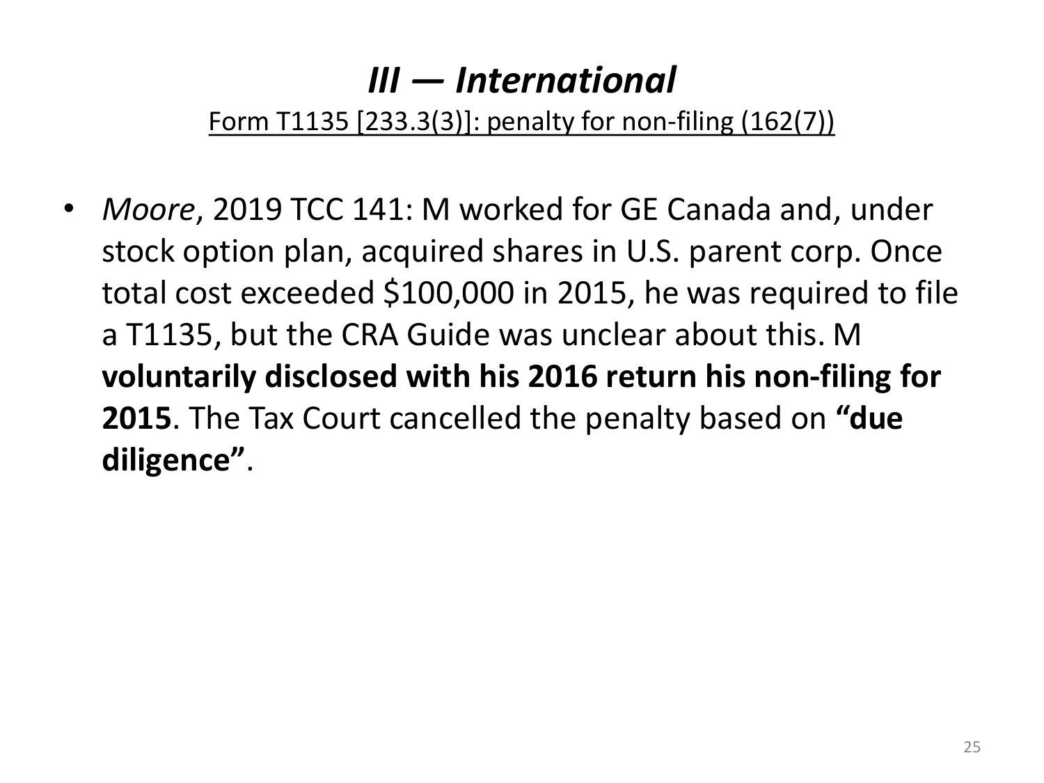# *III — International*

Form T1135 [233.3(3)]: penalty for non-filing (162(7))

- *Moore*, 2019 TCC 141: M worked for GE Canada and, under stock option plan, acquired shares in U.S. parent corp. Once total cost exceeded $100,000 in 2015, he was required to file a T1135, but the CRA Guide was unclear about this. M **voluntarily disclosed with his 2016 return his non-filing for 2015**. The Tax Court cancelled the penalty based on **"due diligence"**.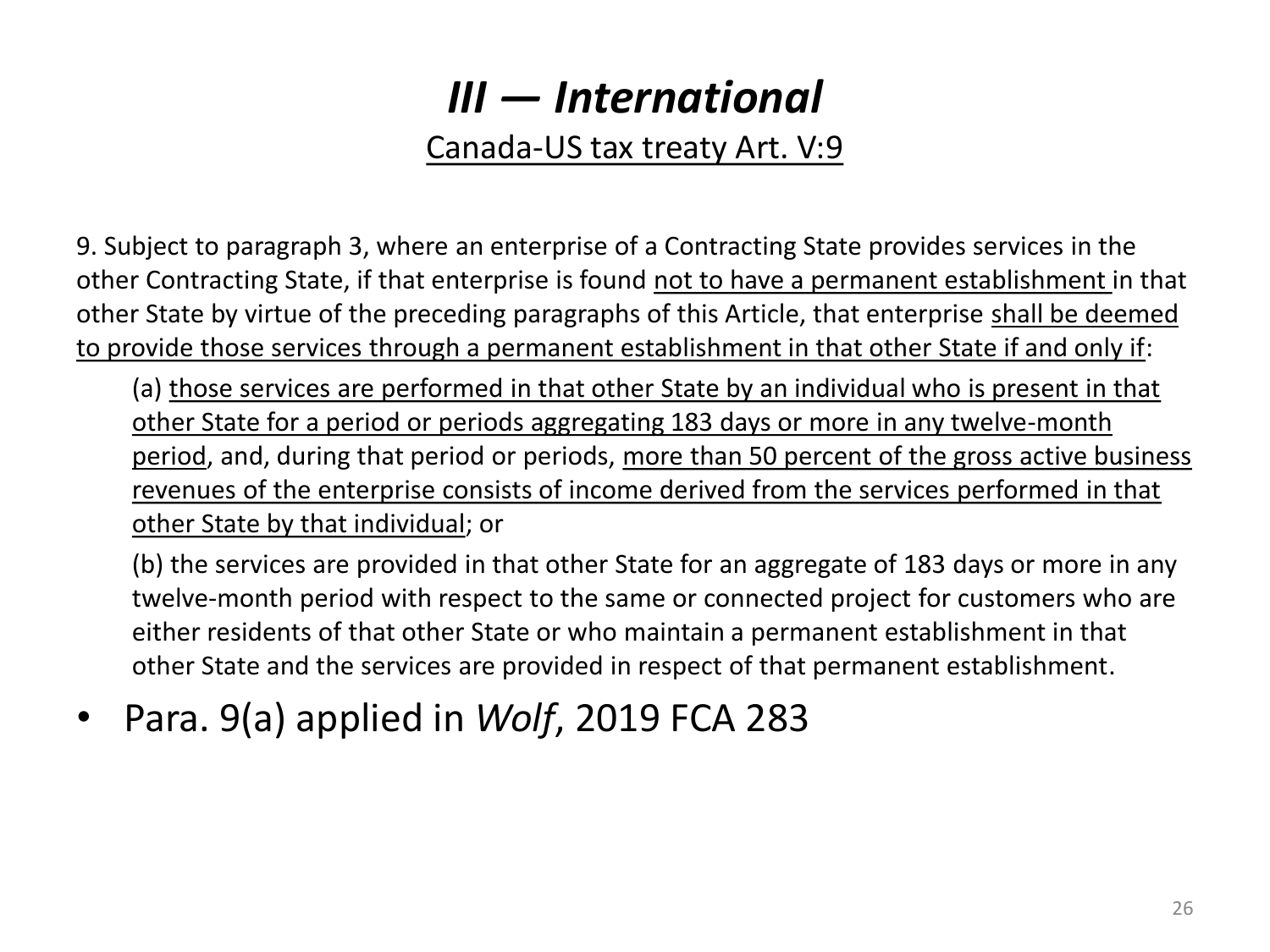# *III — International*

Canada-US tax treaty Art. V:9

9. Subject to paragraph 3, where an enterprise of a Contracting State provides services in the other Contracting State, if that enterprise is found not to have a permanent establishment in that other State by virtue of the preceding paragraphs of this Article, that enterprise shall be deemed to provide those services through a permanent establishment in that other State if and only if:

(a) those services are performed in that other State by an individual who is present in that other State for a period or periods aggregating 183 days or more in any twelve-month period, and, during that period or periods, more than 50 percent of the gross active business revenues of the enterprise consists of income derived from the services performed in that other State by that individual; or

(b) the services are provided in that other State for an aggregate of 183 days or more in any twelve-month period with respect to the same or connected project for customers who are either residents of that other State or who maintain a permanent establishment in that other State and the services are provided in respect of that permanent establishment.

- Para. 9(a) applied in *Wolf*, 2019 FCA 283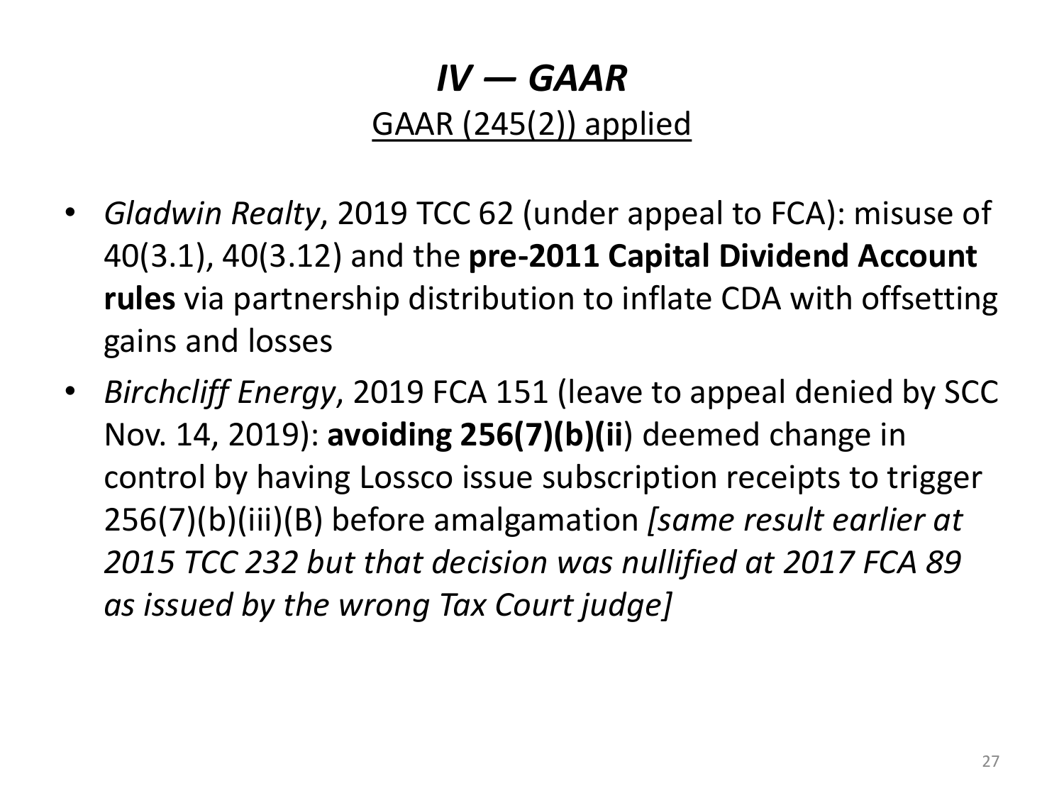# *IV — GAAR*

## GAAR (245(2)) applied

- *Gladwin Realty*, 2019 TCC 62 (under appeal to FCA): misuse of 40(3.1), 40(3.12) and the **pre-2011 Capital Dividend Account rules** via partnership distribution to inflate CDA with offsetting gains and losses
- *Birchcliff Energy*, 2019 FCA 151 (leave to appeal denied by SCC Nov. 14, 2019): **avoiding 256(7)(b)(ii**) deemed change in control by having Lossco issue subscription receipts to trigger 256(7)(b)(iii)(B) before amalgamation *[same result earlier at 2015 TCC 232 but that decision was nullified at 2017 FCA 89 as issued by the wrong Tax Court judge]*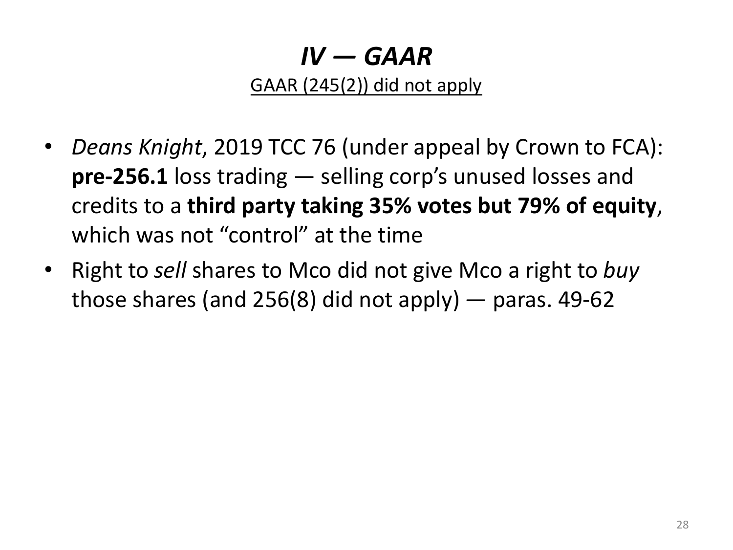# *IV — GAAR*

GAAR (245(2)) did not apply

- *Deans Knight*, 2019 TCC 76 (under appeal by Crown to FCA): **pre-256.1** loss trading — selling corp's unused losses and credits to a **third party taking 35% votes but 79% of equity**, which was not "control" at the time
- Right to *sell* shares to Mco did not give Mco a right to *buy* those shares (and 256(8) did not apply) — paras. 49-62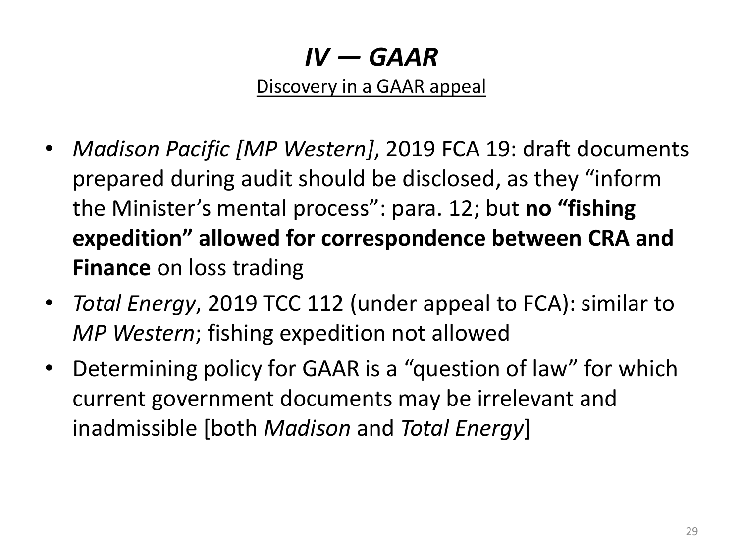# *IV — GAAR*

Discovery in a GAAR appeal

- *Madison Pacific [MP Western]*, 2019 FCA 19: draft documents prepared during audit should be disclosed, as they "inform the Minister's mental process": para. 12; but **no "fishing expedition" allowed for correspondence between CRA and Finance** on loss trading
- *Total Energy*, 2019 TCC 112 (under appeal to FCA): similar to *MP Western*; fishing expedition not allowed
- Determining policy for GAAR is a "question of law" for which current government documents may be irrelevant and inadmissible [both *Madison* and *Total Energy*]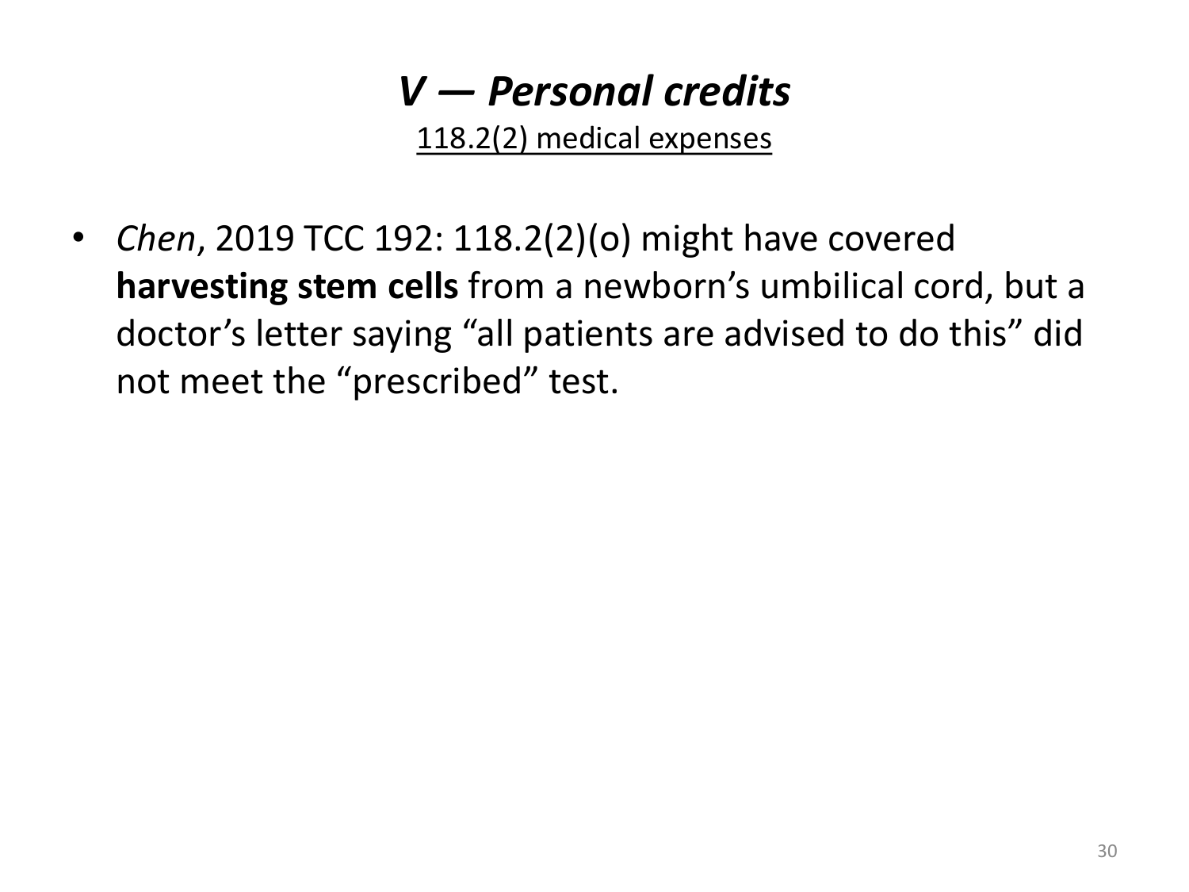# *V — Personal credits*

118.2(2) medical expenses

- *Chen*, 2019 TCC 192: 118.2(2)(o) might have covered **harvesting stem cells** from a newborn's umbilical cord, but a doctor's letter saying "all patients are advised to do this" did not meet the "prescribed" test.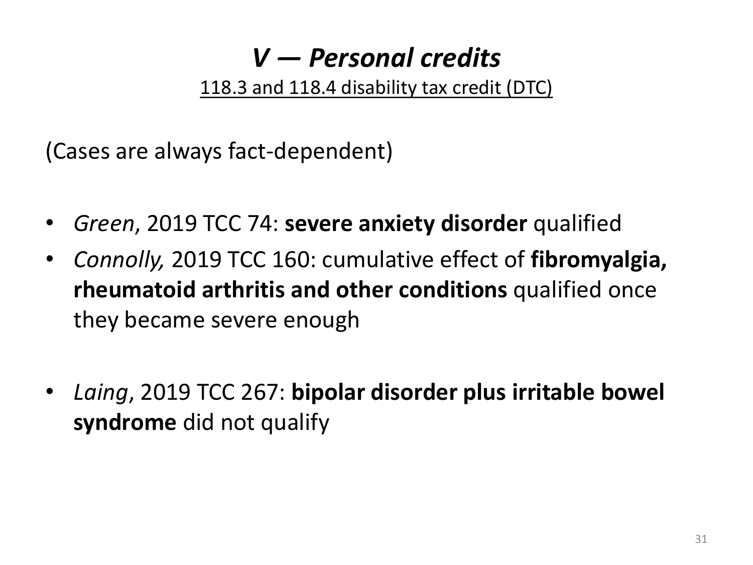# *V — Personal credits*

118.3 and 118.4 disability tax credit (DTC)

(Cases are always fact-dependent)

- *Green*, 2019 TCC 74: **severe anxiety disorder** qualified
- *Connolly,* 2019 TCC 160: cumulative effect of **fibromyalgia, rheumatoid arthritis and other conditions** qualified once they became severe enough
- *Laing*, 2019 TCC 267: **bipolar disorder plus irritable bowel syndrome** did not qualify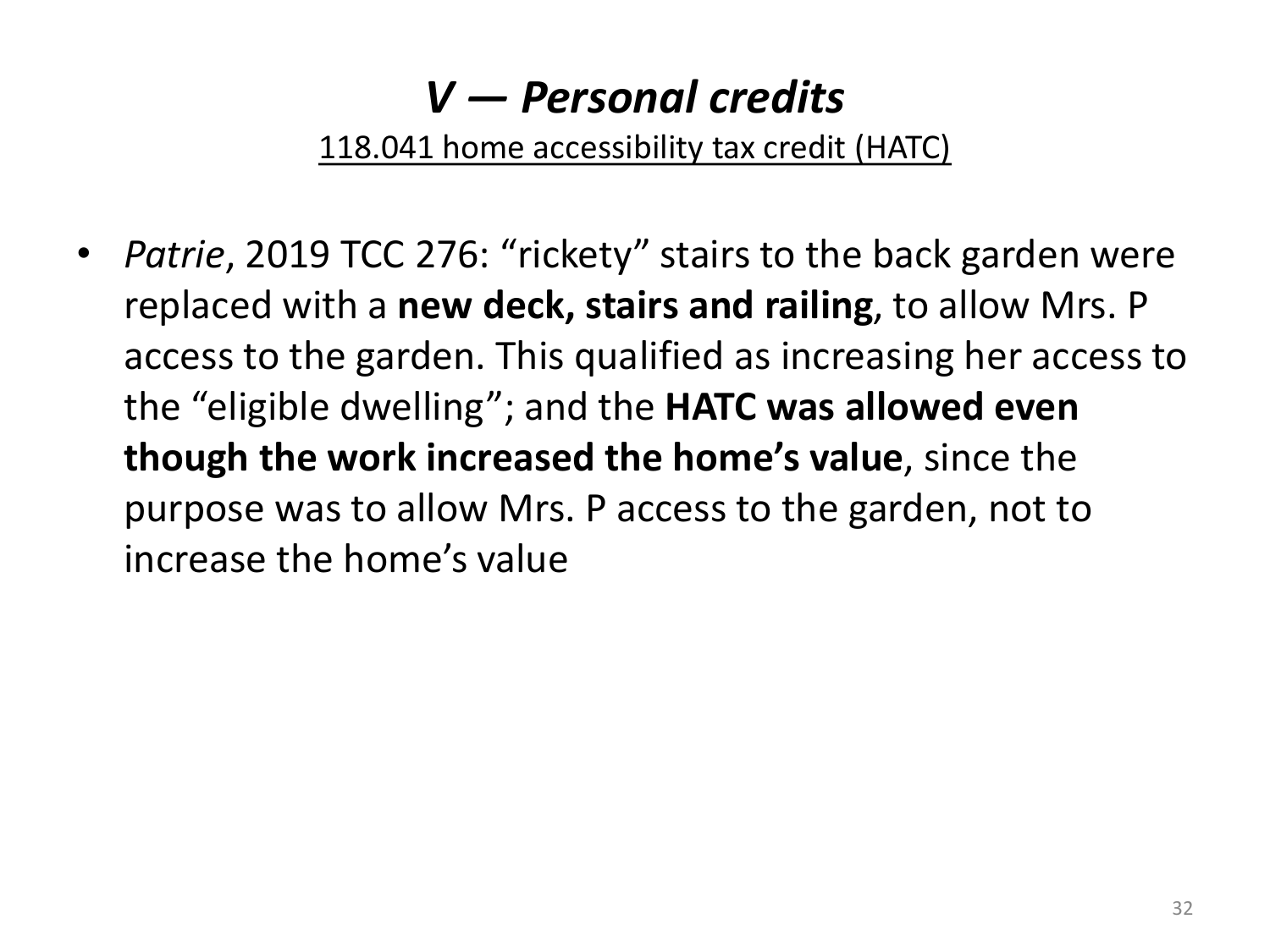# *V — Personal credits*

118.041 home accessibility tax credit (HATC)

- *Patrie*, 2019 TCC 276: “rickety” stairs to the back garden were replaced with a **new deck, stairs and railing**, to allow Mrs. P access to the garden. This qualified as increasing her access to the “eligible dwelling”; and the **HATC was allowed even though the work increased the home’s value**, since the purpose was to allow Mrs. P access to the garden, not to increase the home’s value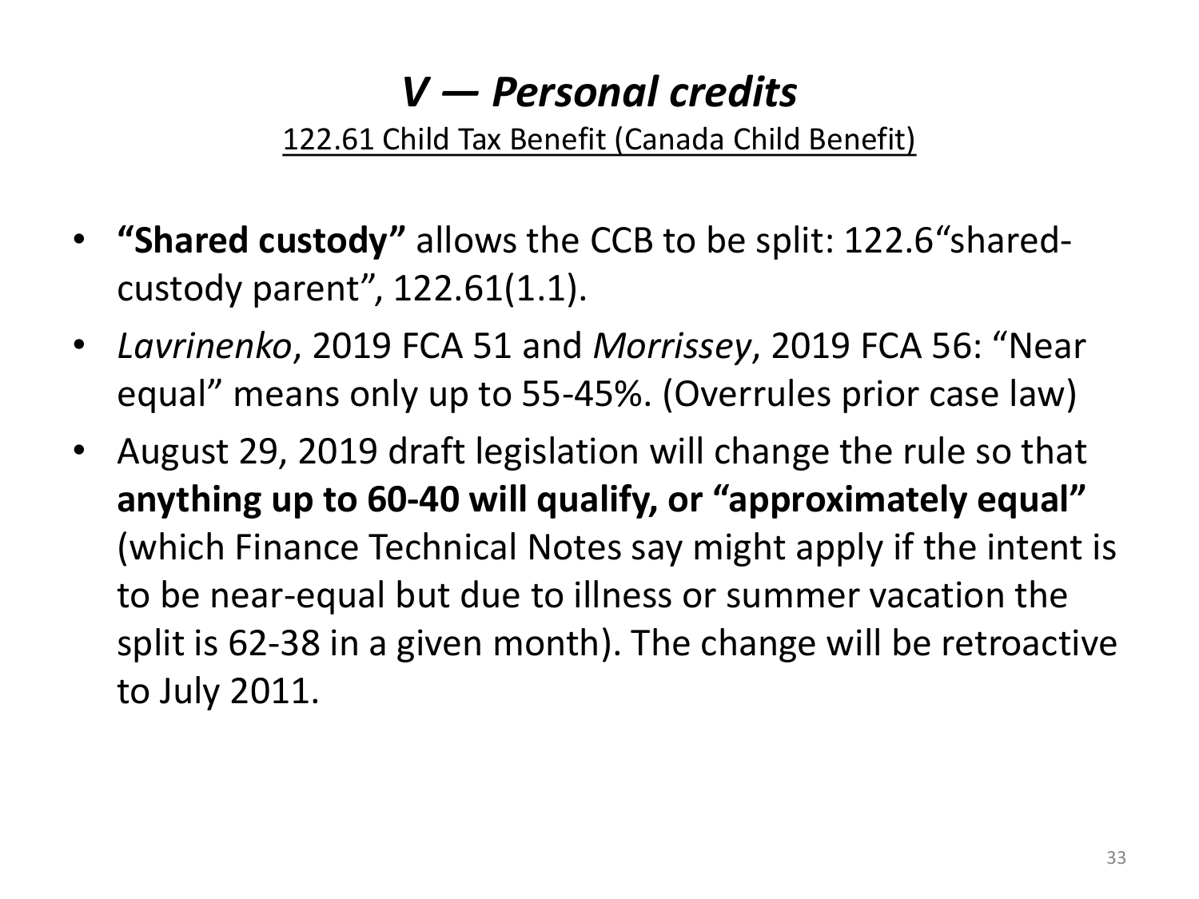# *V — Personal credits*

<u>122.61 Child Tax Benefit (Canada Child Benefit)</u>

- **"Shared custody"** allows the CCB to be split: 122.6"shared-custody parent", 122.61(1.1).
- *Lavrinenko*, 2019 FCA 51 and *Morrissey*, 2019 FCA 56: "Near equal" means only up to 55-45%. (Overrules prior case law)
- August 29, 2019 draft legislation will change the rule so that **anything up to 60-40 will qualify, or "approximately equal"** (which Finance Technical Notes say might apply if the intent is to be near-equal but due to illness or summer vacation the split is 62-38 in a given month). The change will be retroactive to July 2011.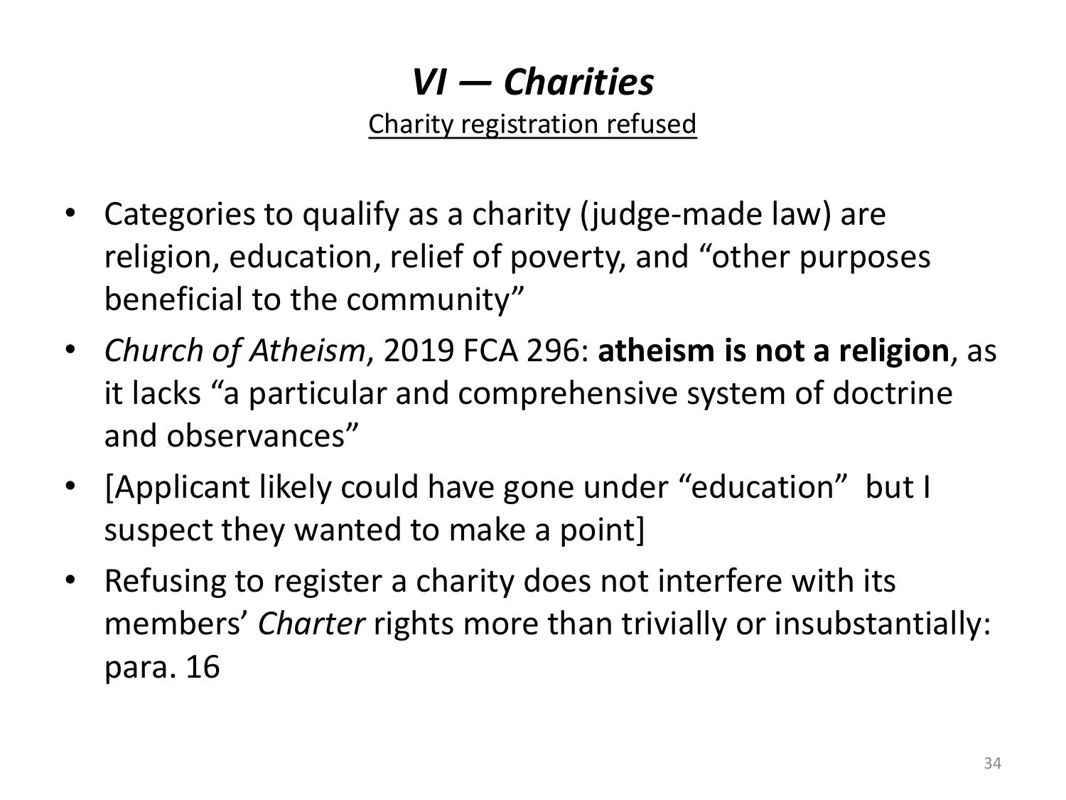# *VI — Charities*

Charity registration refused

- Categories to qualify as a charity (judge-made law) are religion, education, relief of poverty, and “other purposes beneficial to the community”
- *Church of Atheism*, 2019 FCA 296: **atheism is not a religion**, as it lacks “a particular and comprehensive system of doctrine and observances”
- [Applicant likely could have gone under “education” but I suspect they wanted to make a point]
- Refusing to register a charity does not interfere with its members’ *Charter* rights more than trivially or insubstantially: para. 16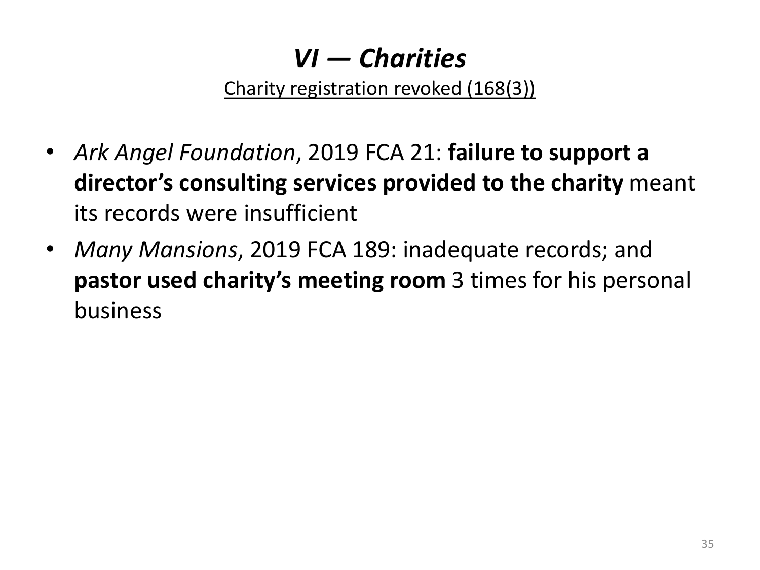# *VI — Charities*

Charity registration revoked (168(3))

- *Ark Angel Foundation*, 2019 FCA 21: **failure to support a director's consulting services provided to the charity** meant its records were insufficient
- *Many Mansions*, 2019 FCA 189: inadequate records; and **pastor used charity's meeting room** 3 times for his personal business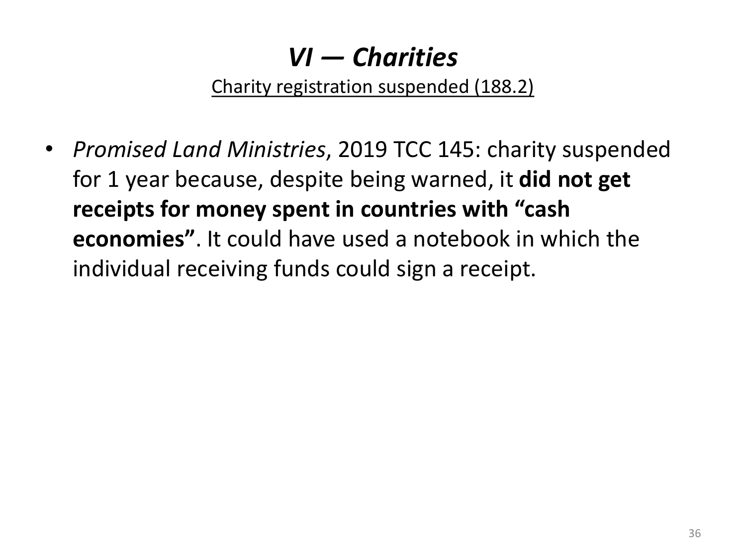# *VI — Charities*

Charity registration suspended (188.2)

- *Promised Land Ministries*, 2019 TCC 145: charity suspended for 1 year because, despite being warned, it **did not get receipts for money spent in countries with "cash economies"**. It could have used a notebook in which the individual receiving funds could sign a receipt.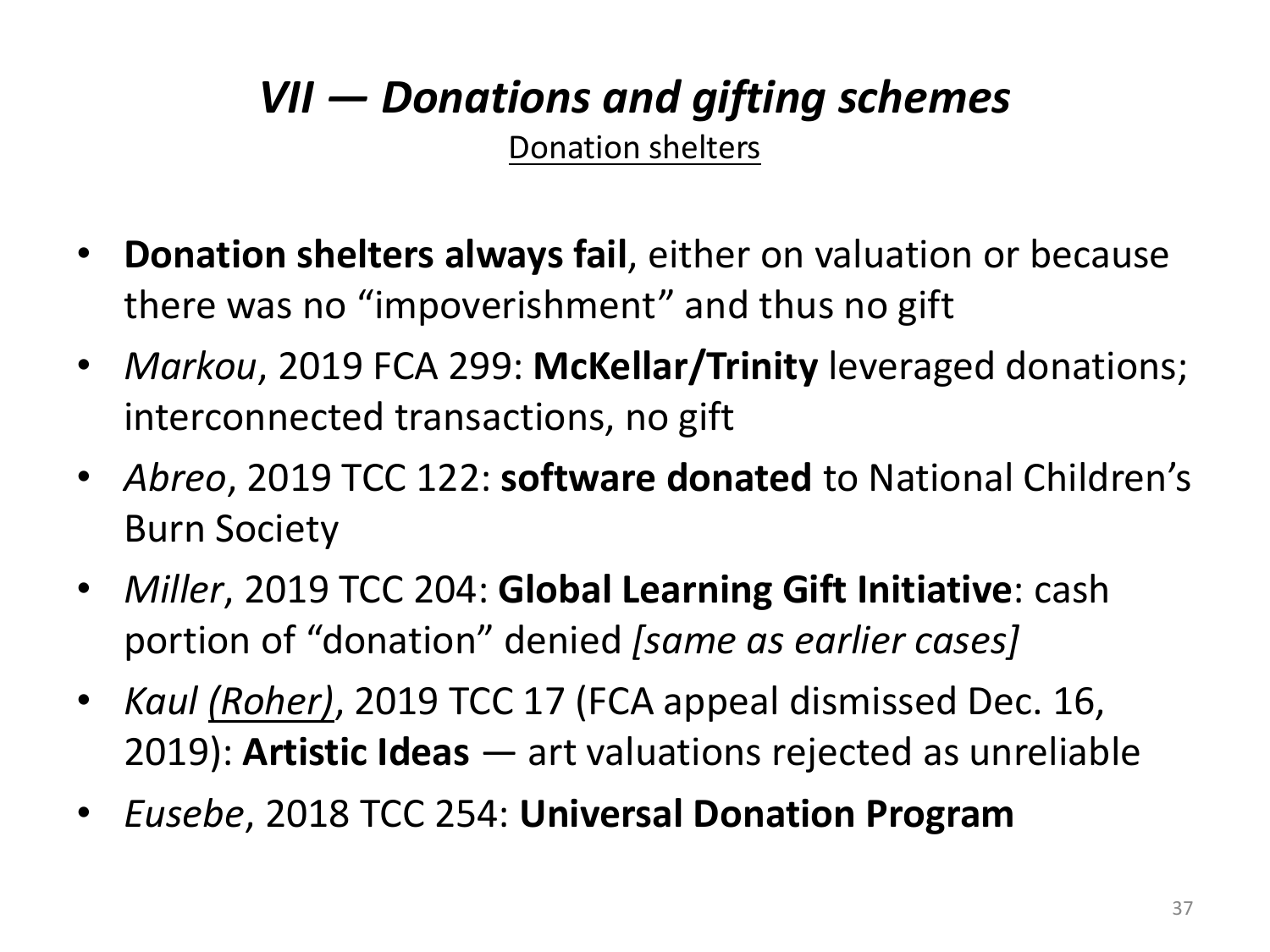# *VII — Donations and gifting schemes*

Donation shelters

- **Donation shelters always fail**, either on valuation or because there was no "impoverishment" and thus no gift
- *Markou*, 2019 FCA 299: **McKellar/Trinity** leveraged donations; interconnected transactions, no gift
- *Abreo*, 2019 TCC 122: **software donated** to National Children's Burn Society
- *Miller*, 2019 TCC 204: **Global Learning Gift Initiative**: cash portion of "donation" denied *[same as earlier cases]*
- *Kaul (Roher)*, 2019 TCC 17 (FCA appeal dismissed Dec. 16, 2019): **Artistic Ideas** — art valuations rejected as unreliable
- *Eusebe*, 2018 TCC 254: **Universal Donation Program**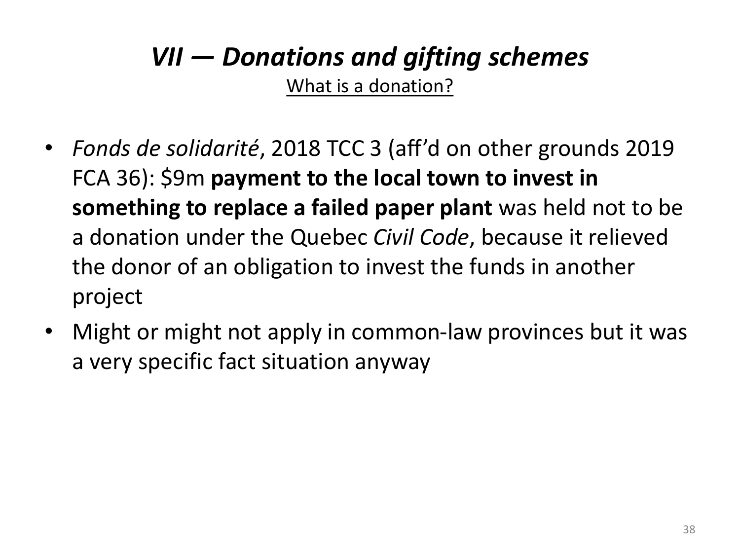# *VII — Donations and gifting schemes*

What is a donation?

- *Fonds de solidarité*, 2018 TCC 3 (aff'd on other grounds 2019 FCA 36): $9m **payment to the local town to invest in something to replace a failed paper plant** was held not to be a donation under the Quebec *Civil Code*, because it relieved the donor of an obligation to invest the funds in another project
- Might or might not apply in common-law provinces but it was a very specific fact situation anyway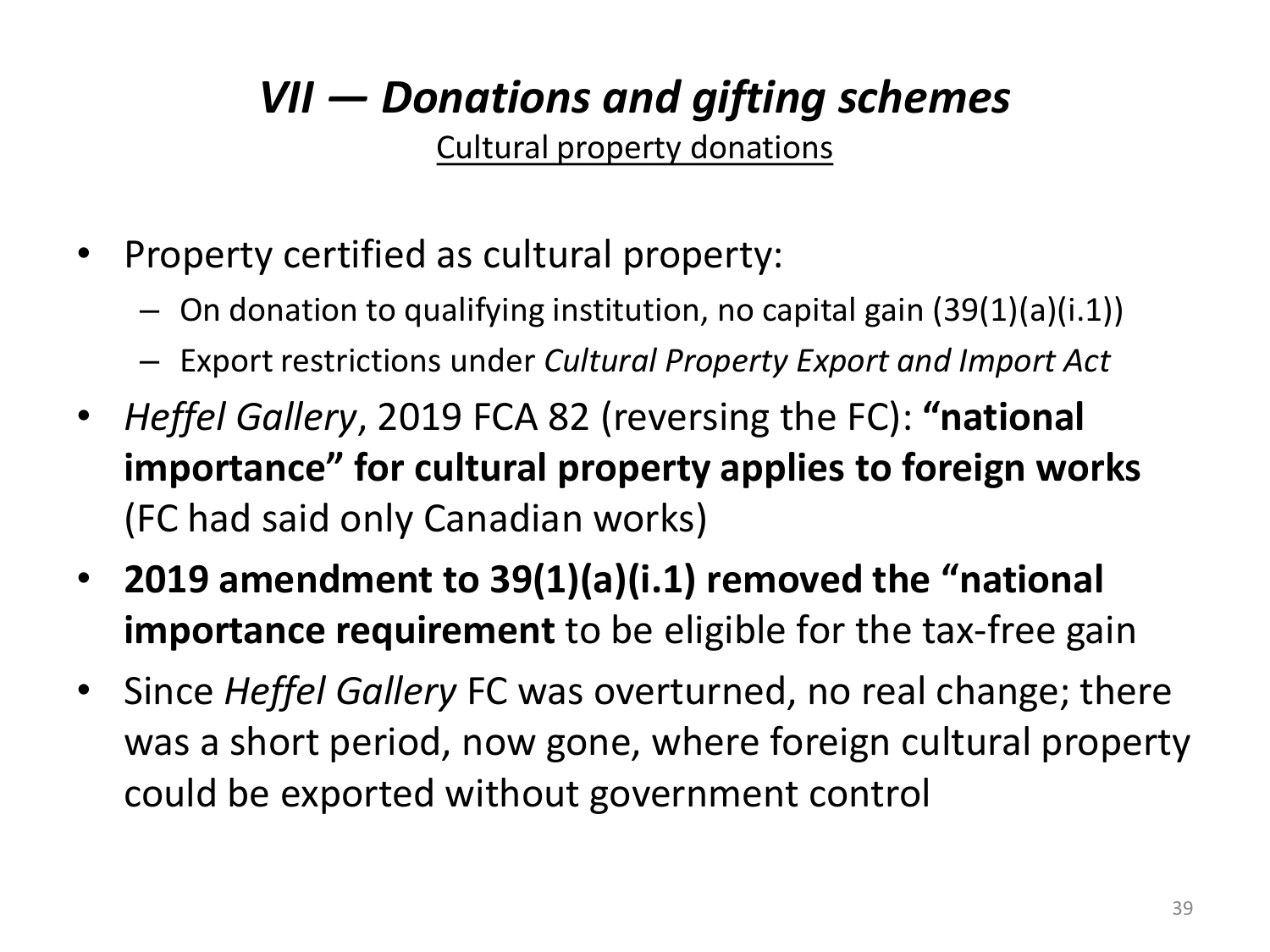# *VII — Donations and gifting schemes*

Cultural property donations

- Property certified as cultural property:
  - On donation to qualifying institution, no capital gain (39(1)(a)(i.1))
  - Export restrictions under *Cultural Property Export and Import Act*
- *Heffel Gallery*, 2019 FCA 82 (reversing the FC): **"national importance" for cultural property applies to foreign works** (FC had said only Canadian works)
- **2019 amendment to 39(1)(a)(i.1) removed the "national importance requirement** to be eligible for the tax-free gain
- Since *Heffel Gallery* FC was overturned, no real change; there was a short period, now gone, where foreign cultural property could be exported without government control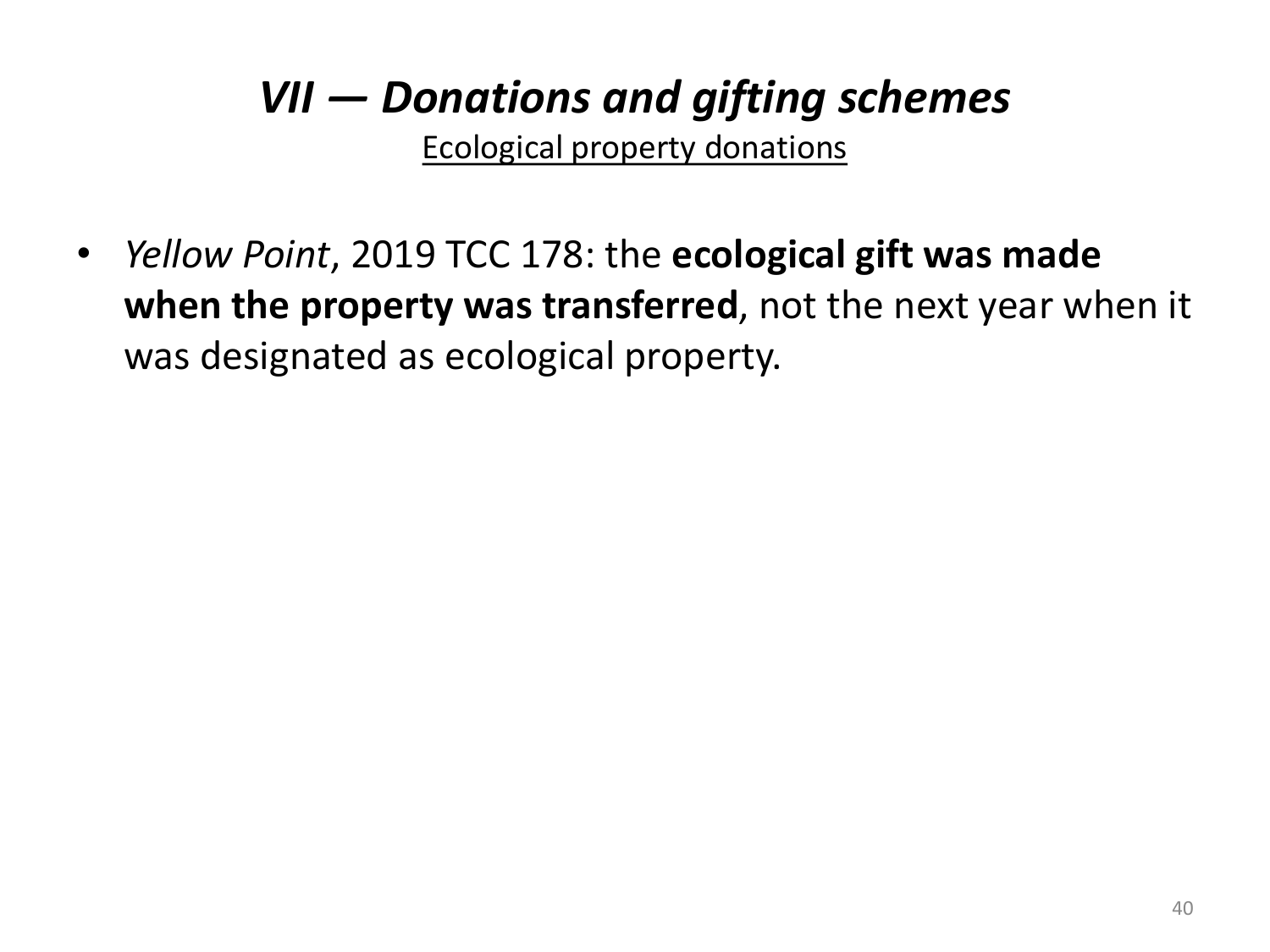# *VII — Donations and gifting schemes*

Ecological property donations

- *Yellow Point*, 2019 TCC 178: the **ecological gift was made when the property was transferred**, not the next year when it was designated as ecological property.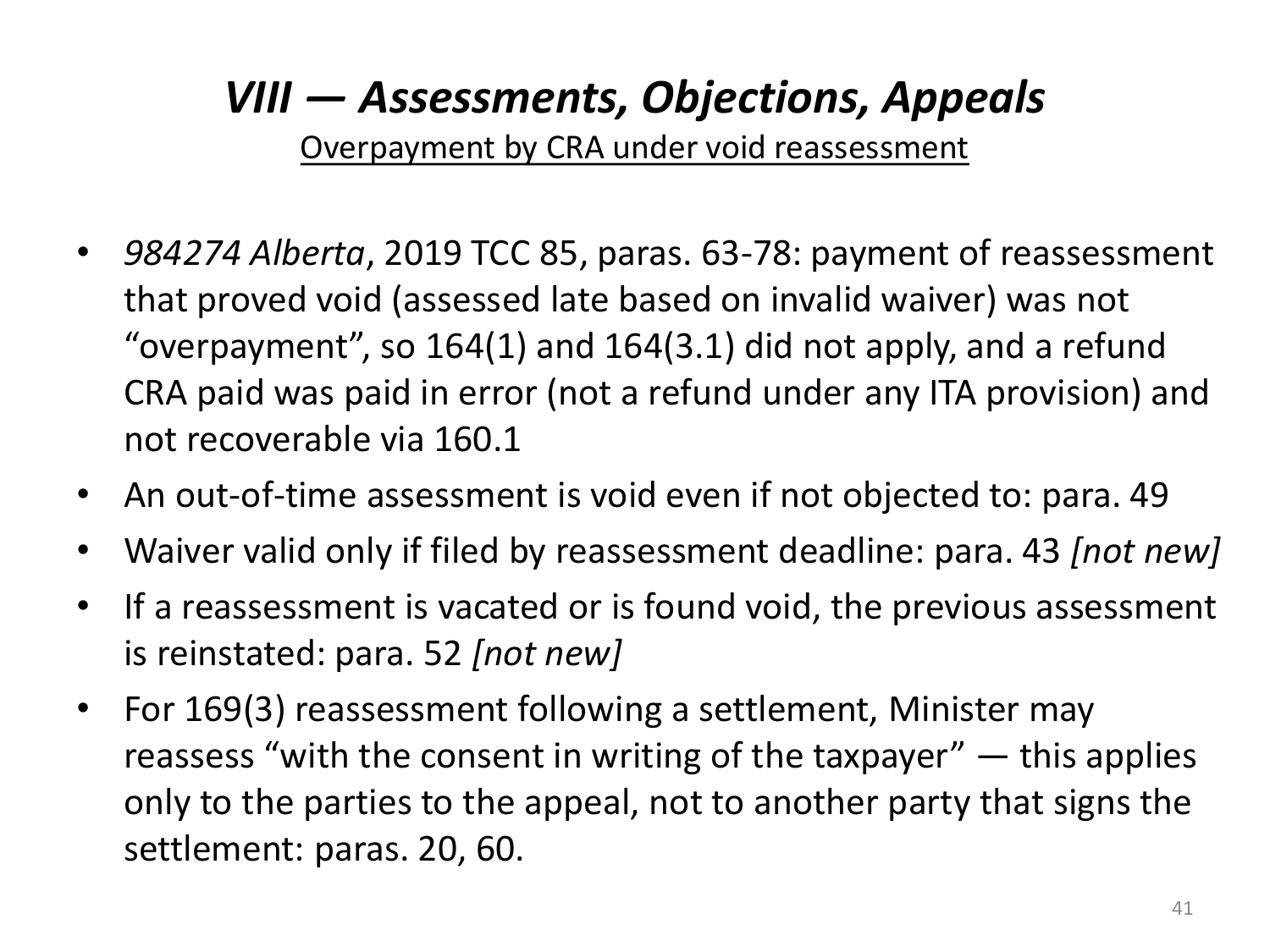# *VIII — Assessments, Objections, Appeals*

Overpayment by CRA under void reassessment

- *984274 Alberta*, 2019 TCC 85, paras. 63-78: payment of reassessment that proved void (assessed late based on invalid waiver) was not "overpayment", so 164(1) and 164(3.1) did not apply, and a refund CRA paid was paid in error (not a refund under any ITA provision) and not recoverable via 160.1
- An out-of-time assessment is void even if not objected to: para. 49
- Waiver valid only if filed by reassessment deadline: para. 43 *[not new]*
- If a reassessment is vacated or is found void, the previous assessment is reinstated: para. 52 *[not new]*
- For 169(3) reassessment following a settlement, Minister may reassess "with the consent in writing of the taxpayer" — this applies only to the parties to the appeal, not to another party that signs the settlement: paras. 20, 60.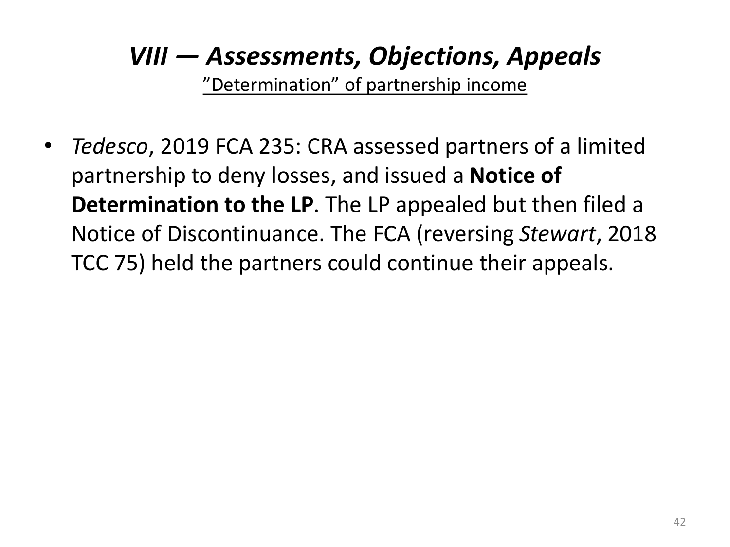## *VIII — Assessments, Objections, Appeals*

”Determination” of partnership income

- *Tedesco*, 2019 FCA 235: CRA assessed partners of a limited partnership to deny losses, and issued a **Notice of Determination to the LP**. The LP appealed but then filed a Notice of Discontinuance. The FCA (reversing *Stewart*, 2018 TCC 75) held the partners could continue their appeals.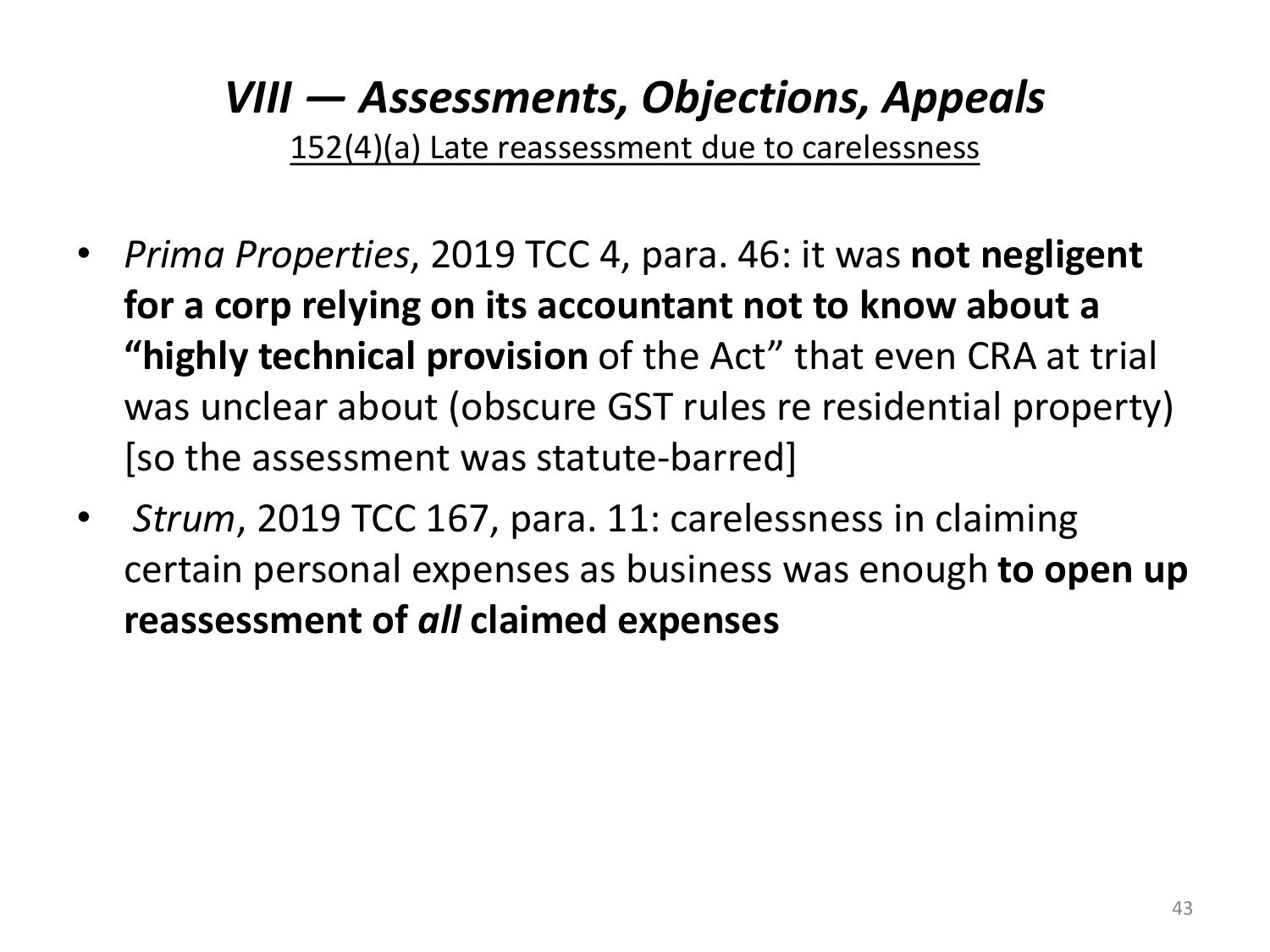# *VIII — Assessments, Objections, Appeals*

152(4)(a) Late reassessment due to carelessness

- *Prima Properties*, 2019 TCC 4, para. 46: it was **not negligent for a corp relying on its accountant not to know about a "highly technical provision** of the Act" that even CRA at trial was unclear about (obscure GST rules re residential property) [so the assessment was statute-barred]
- *Strum*, 2019 TCC 167, para. 11: carelessness in claiming certain personal expenses as business was enough **to open up reassessment of *all* claimed expenses**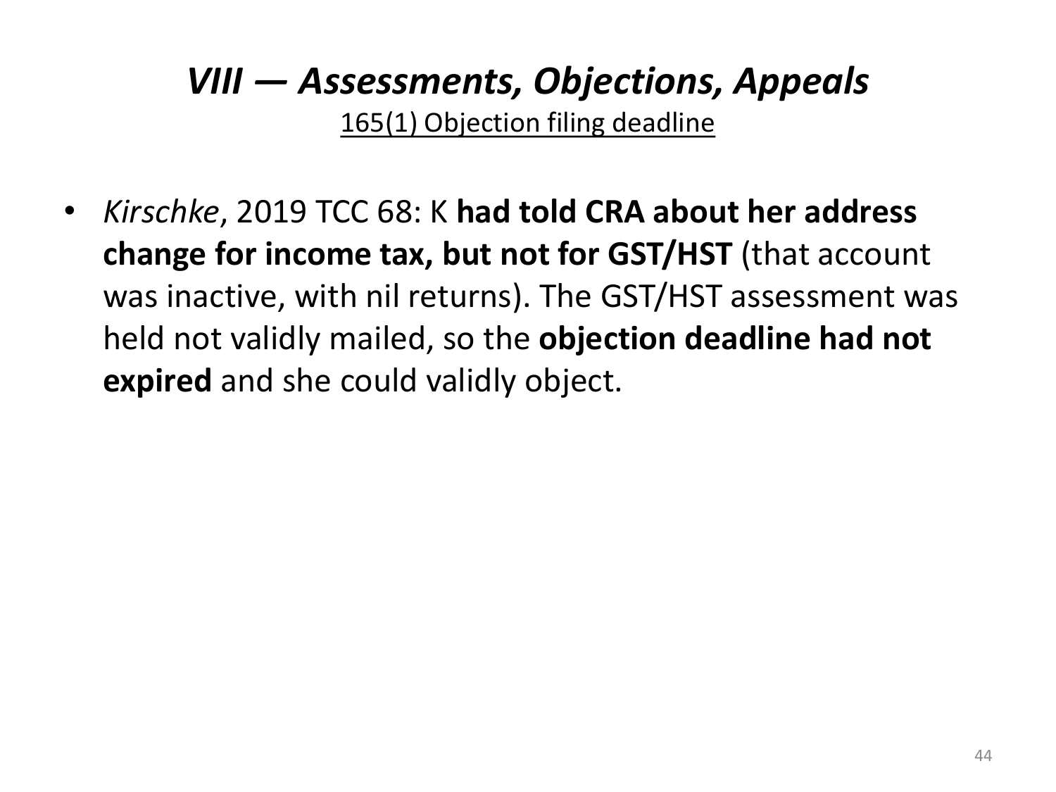# *VIII — Assessments, Objections, Appeals*

<u>165(1) Objection filing deadline</u>

- *Kirschke*, 2019 TCC 68: K **had told CRA about her address change for income tax, but not for GST/HST** (that account was inactive, with nil returns). The GST/HST assessment was held not validly mailed, so the **objection deadline had not expired** and she could validly object.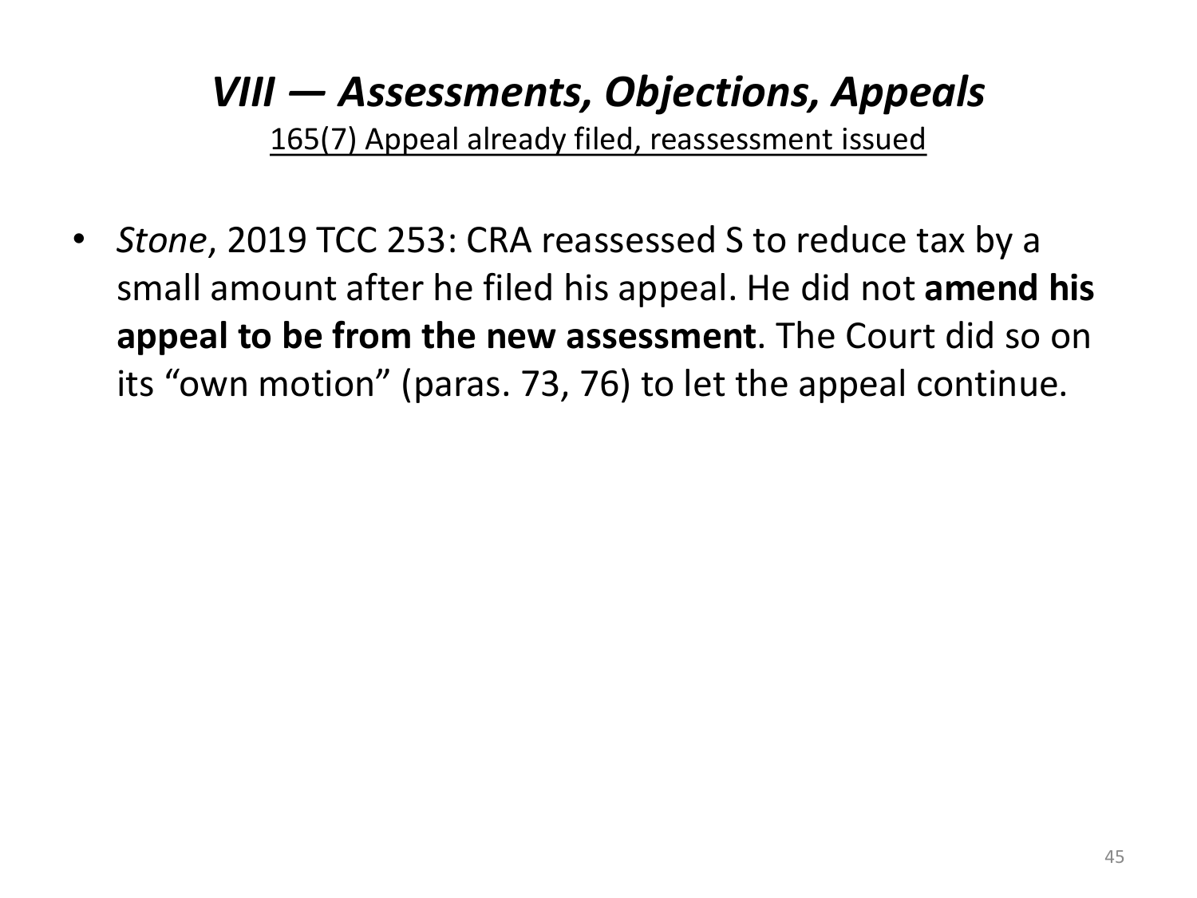# *VIII — Assessments, Objections, Appeals*

165(7) Appeal already filed, reassessment issued

- *Stone*, 2019 TCC 253: CRA reassessed S to reduce tax by a small amount after he filed his appeal. He did not **amend his appeal to be from the new assessment**. The Court did so on its "own motion" (paras. 73, 76) to let the appeal continue.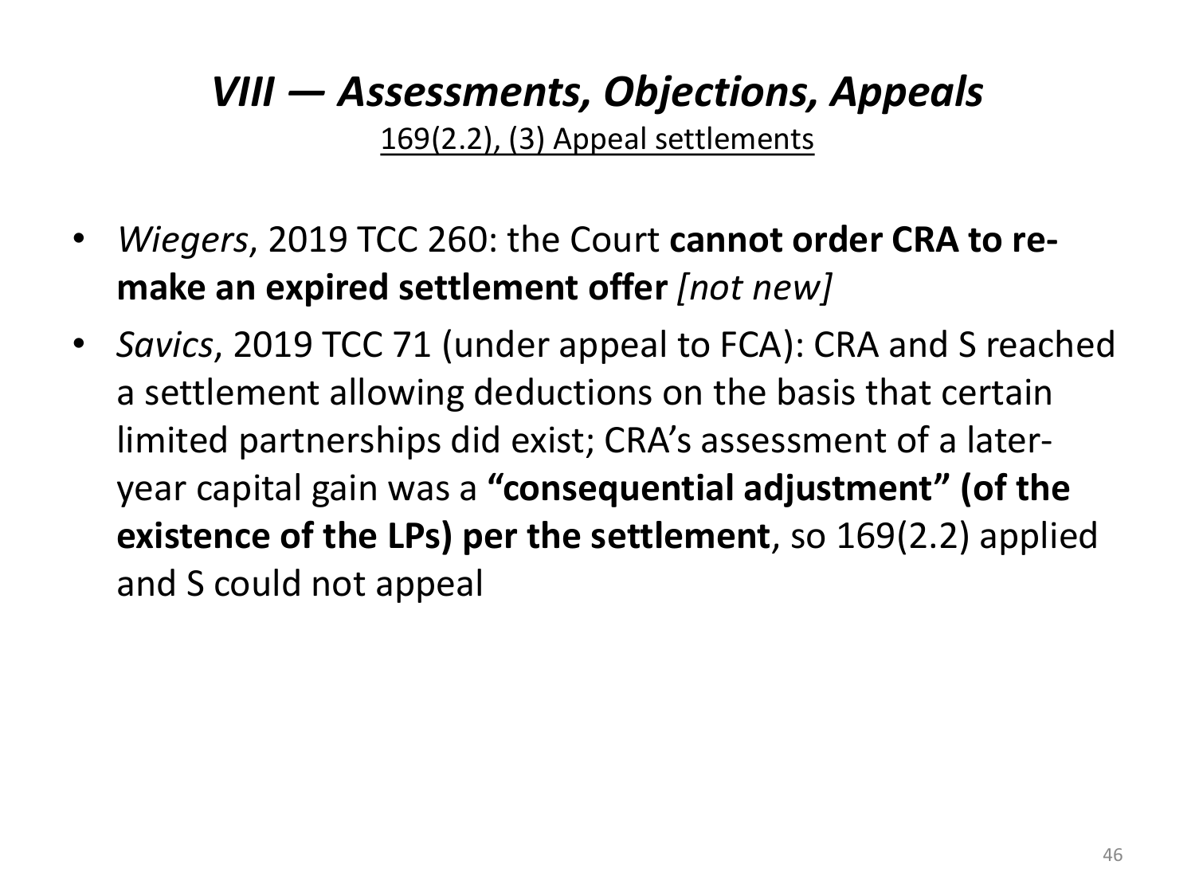# *VIII — Assessments, Objections, Appeals*

169(2.2), (3) Appeal settlements

- *Wiegers*, 2019 TCC 260: the Court **cannot order CRA to re-make an expired settlement offer** *[not new]*
- *Savics*, 2019 TCC 71 (under appeal to FCA): CRA and S reached a settlement allowing deductions on the basis that certain limited partnerships did exist; CRA's assessment of a later-year capital gain was a **"consequential adjustment" (of the existence of the LPs) per the settlement**, so 169(2.2) applied and S could not appeal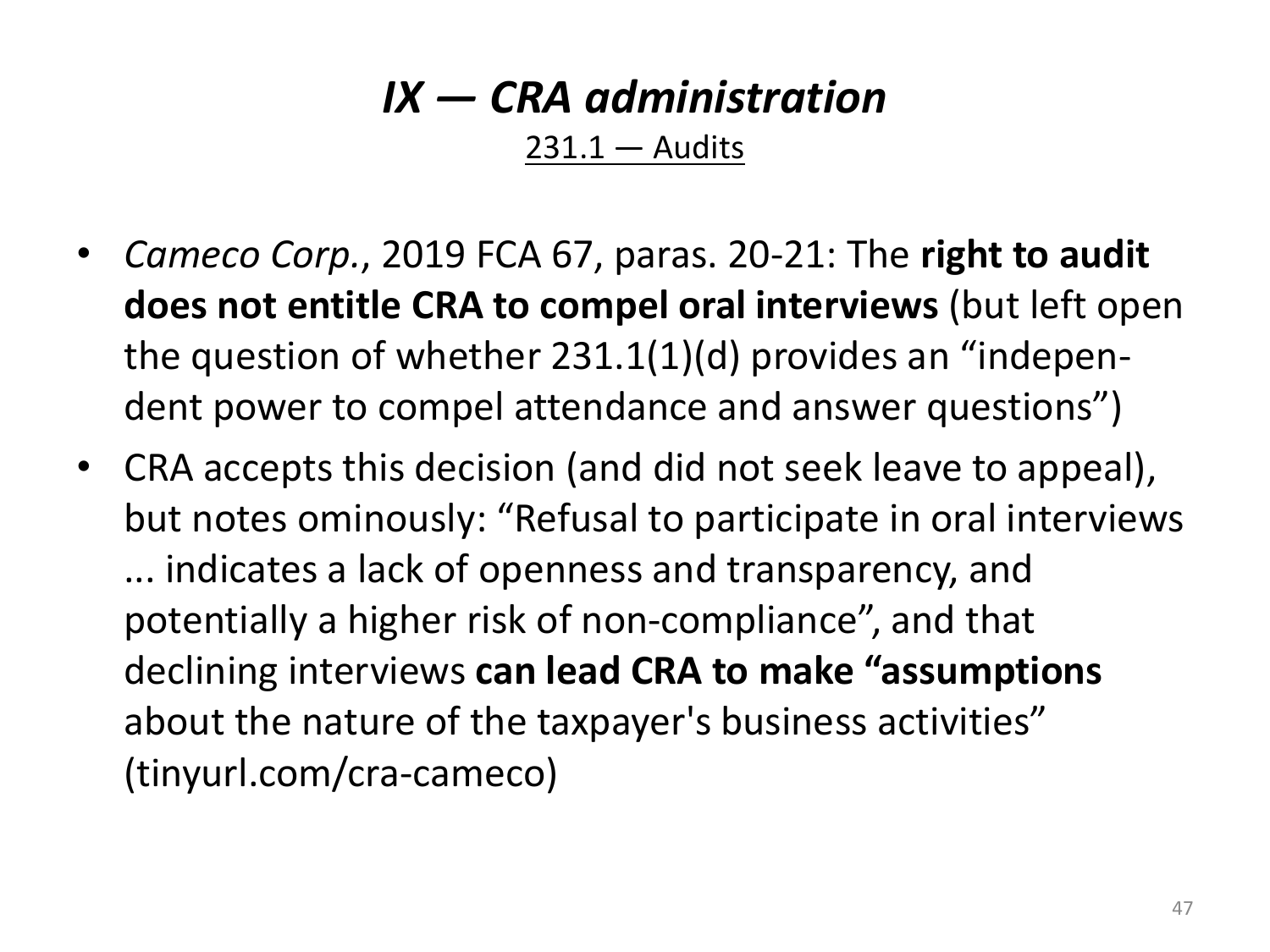# *IX — CRA administration*

## 231.1 — Audits

- *Cameco Corp.*, 2019 FCA 67, paras. 20-21: The **right to audit does not entitle CRA to compel oral interviews** (but left open the question of whether 231.1(1)(d) provides an "independent power to compel attendance and answer questions")
- CRA accepts this decision (and did not seek leave to appeal), but notes ominously: "Refusal to participate in oral interviews ... indicates a lack of openness and transparency, and potentially a higher risk of non-compliance", and that declining interviews **can lead CRA to make "assumptions** about the nature of the taxpayer's business activities" (tinyurl.com/cra-cameco)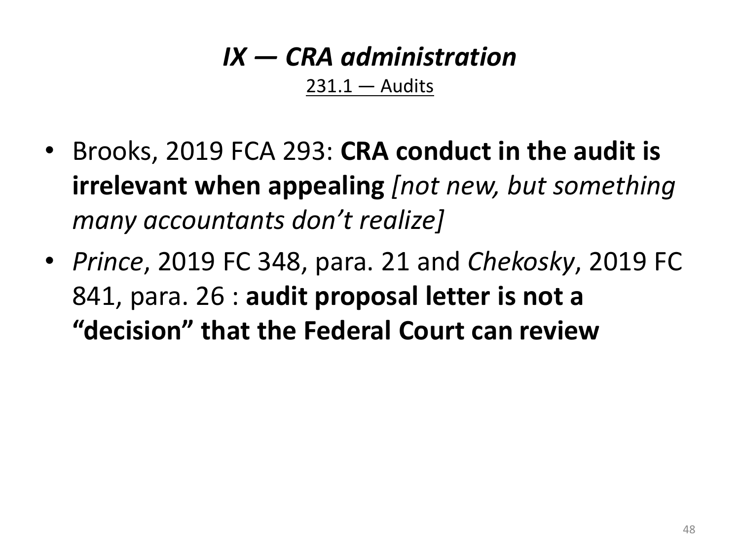# *IX — CRA administration*

231.1 — Audits

- Brooks, 2019 FCA 293: **CRA conduct in the audit is irrelevant when appealing** *[not new, but something many accountants don't realize]*
- *Prince*, 2019 FC 348, para. 21 and *Chekosky*, 2019 FC 841, para. 26 : **audit proposal letter is not a "decision" that the Federal Court can review**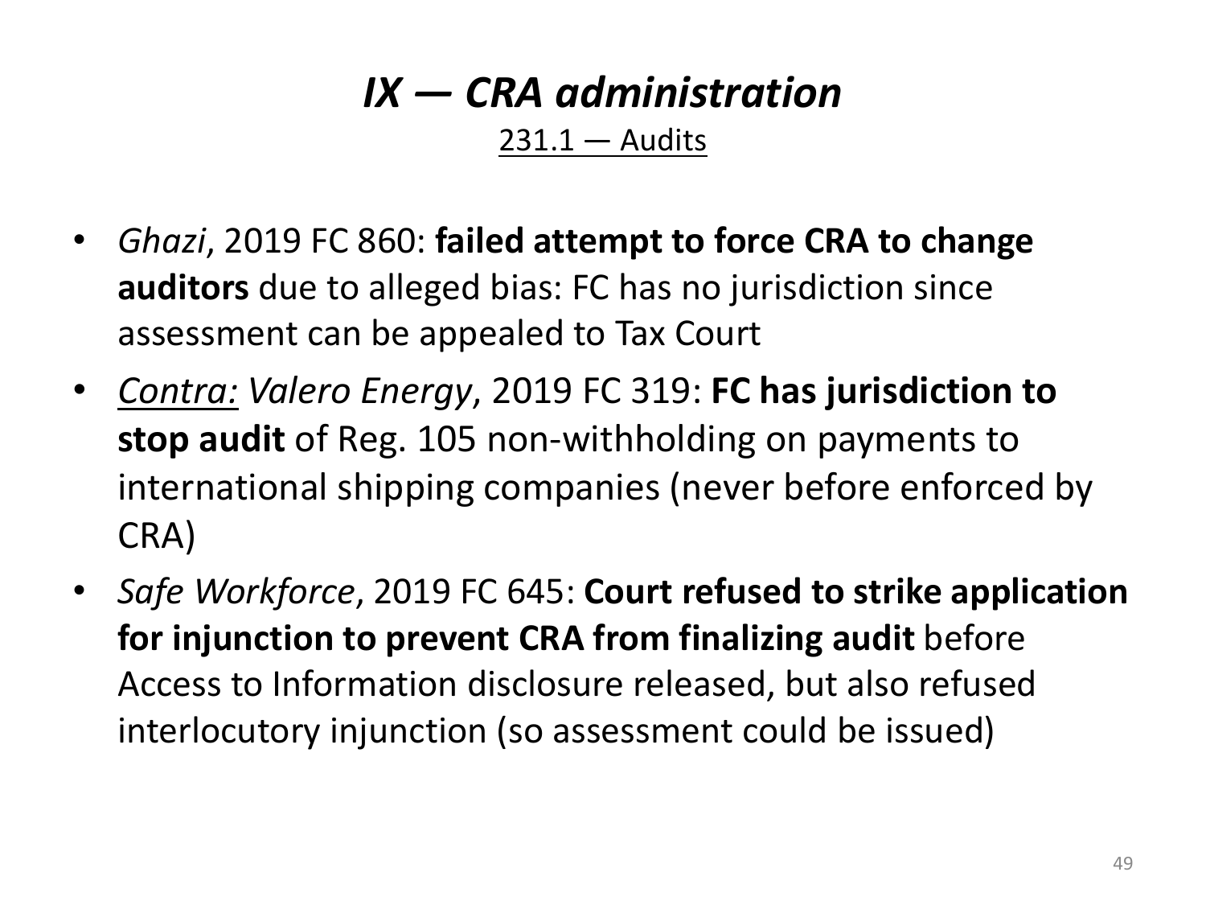# *IX — CRA administration*

<u>231.1 — Audits</u>

- *Ghazi*, 2019 FC 860: **failed attempt to force CRA to change auditors** due to alleged bias: FC has no jurisdiction since assessment can be appealed to Tax Court
- <u>*Contra:*</u> *Valero Energy*, 2019 FC 319: **FC has jurisdiction to stop audit** of Reg. 105 non-withholding on payments to international shipping companies (never before enforced by CRA)
- *Safe Workforce*, 2019 FC 645: **Court refused to strike application for injunction to prevent CRA from finalizing audit** before Access to Information disclosure released, but also refused interlocutory injunction (so assessment could be issued)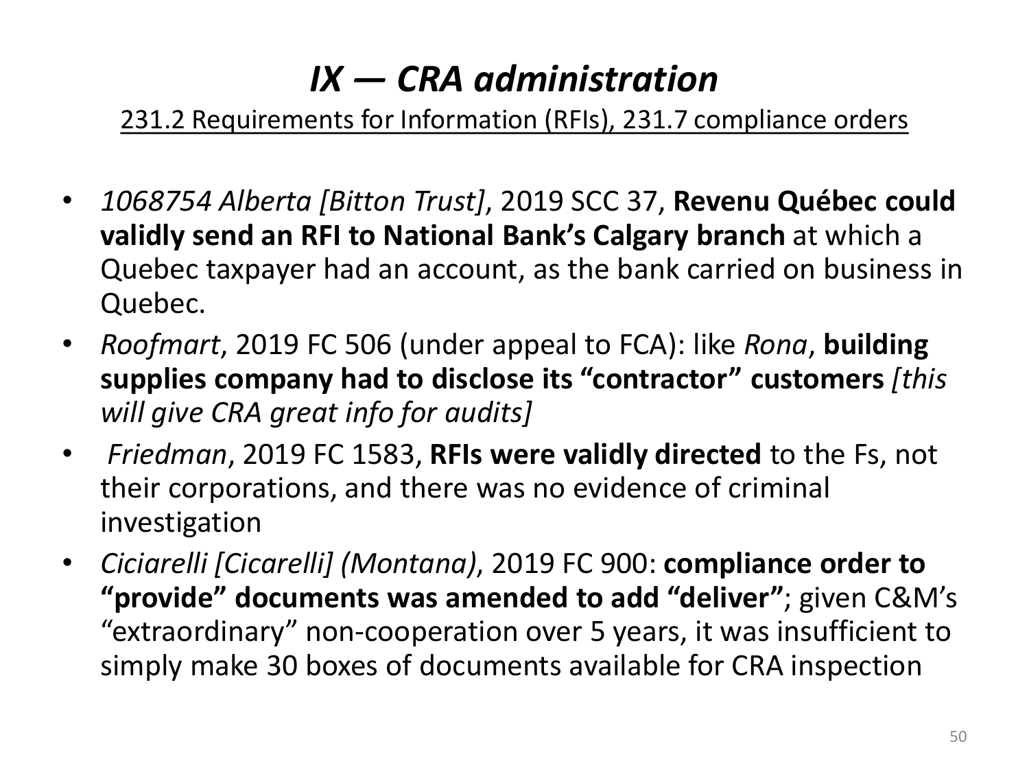# *IX — CRA administration*

231.2 Requirements for Information (RFIs), 231.7 compliance orders

- *1068754 Alberta [Bitton Trust]*, 2019 SCC 37, **Revenu Québec could validly send an RFI to National Bank's Calgary branch** at which a Quebec taxpayer had an account, as the bank carried on business in Quebec.
- *Roofmart*, 2019 FC 506 (under appeal to FCA): like *Rona*, **building supplies company had to disclose its "contractor" customers** *[this will give CRA great info for audits]*
- *Friedman*, 2019 FC 1583, **RFIs were validly directed** to the Fs, not their corporations, and there was no evidence of criminal investigation
- *Ciciarelli [Cicarelli] (Montana)*, 2019 FC 900: **compliance order to "provide" documents was amended to add "deliver"**; given C&M's "extraordinary" non-cooperation over 5 years, it was insufficient to simply make 30 boxes of documents available for CRA inspection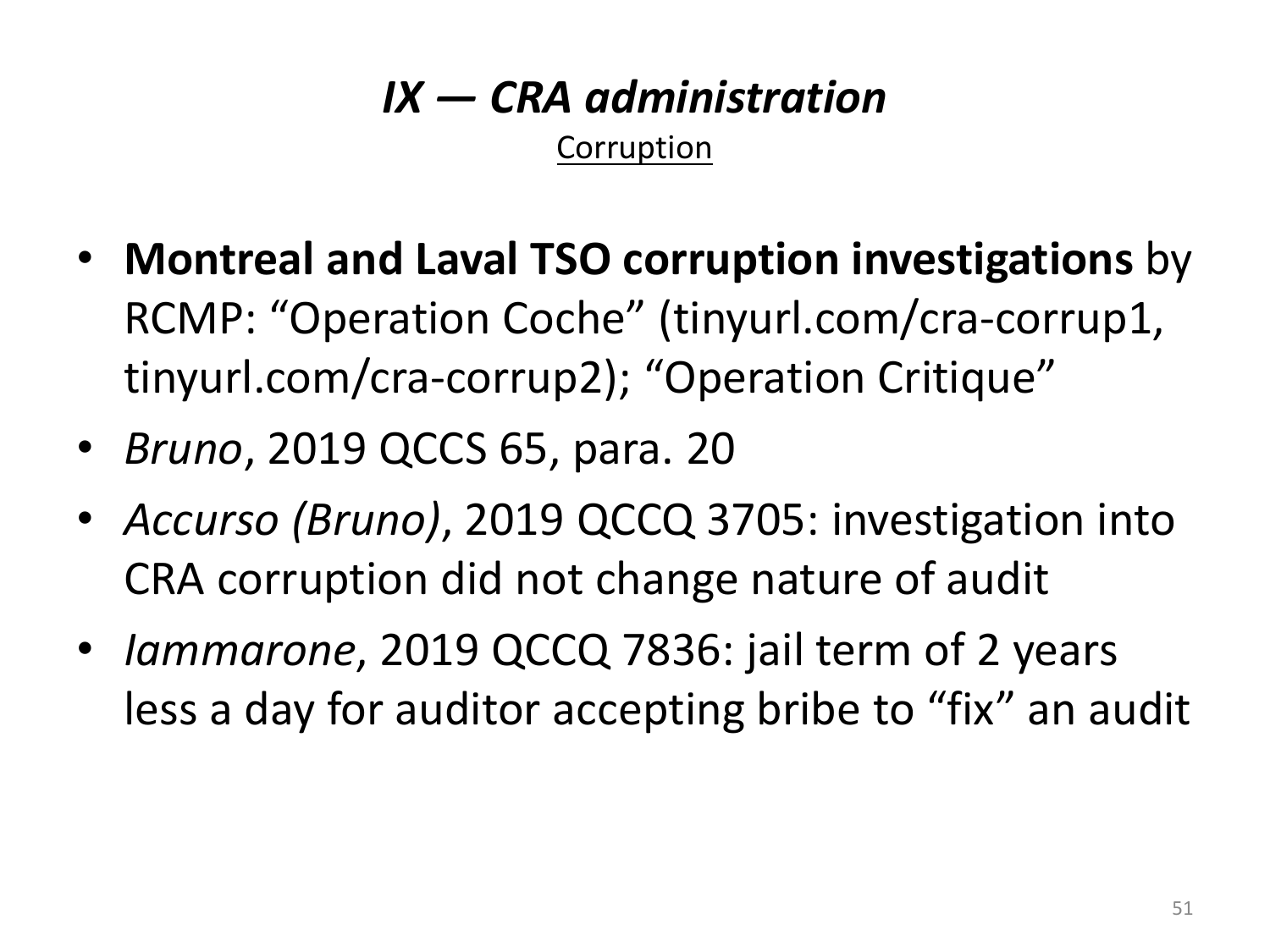# *IX — CRA administration*

Corruption

- **Montreal and Laval TSO corruption investigations** by RCMP: "Operation Coche" (tinyurl.com/cra-corrup1, tinyurl.com/cra-corrup2); "Operation Critique"
- *Bruno*, 2019 QCCS 65, para. 20
- *Accurso (Bruno)*, 2019 QCCQ 3705: investigation into CRA corruption did not change nature of audit
- *Iammarone*, 2019 QCCQ 7836: jail term of 2 years less a day for auditor accepting bribe to "fix" an audit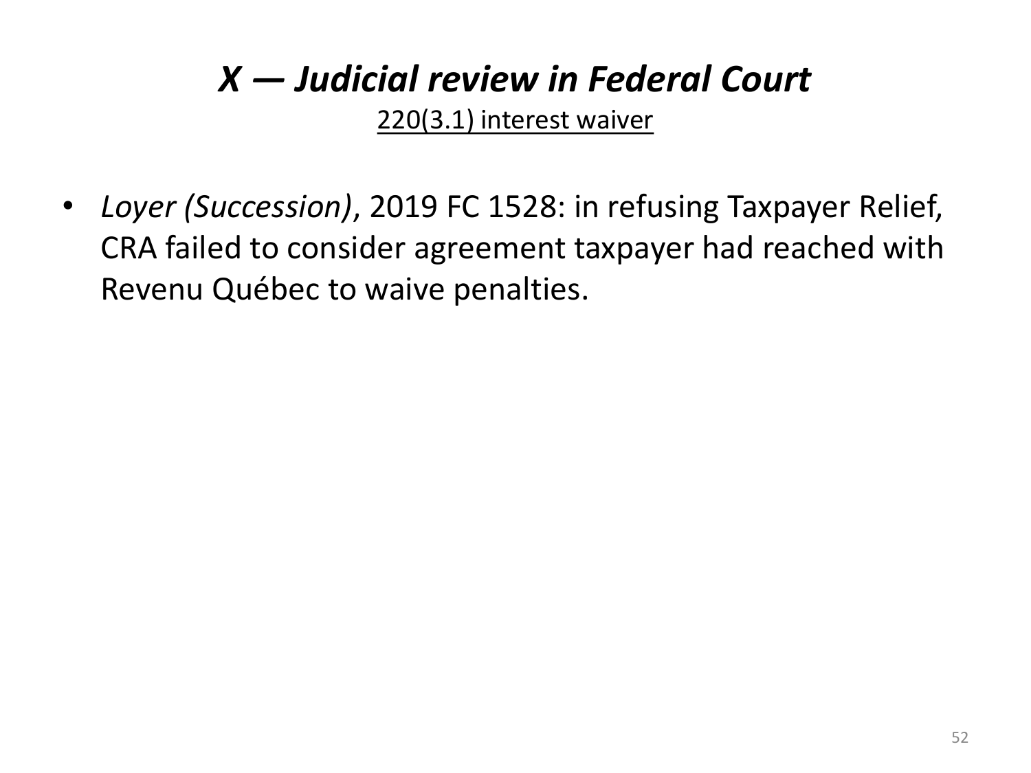# *X — Judicial review in Federal Court*

220(3.1) interest waiver

- *Loyer (Succession)*, 2019 FC 1528: in refusing Taxpayer Relief, CRA failed to consider agreement taxpayer had reached with Revenu Québec to waive penalties.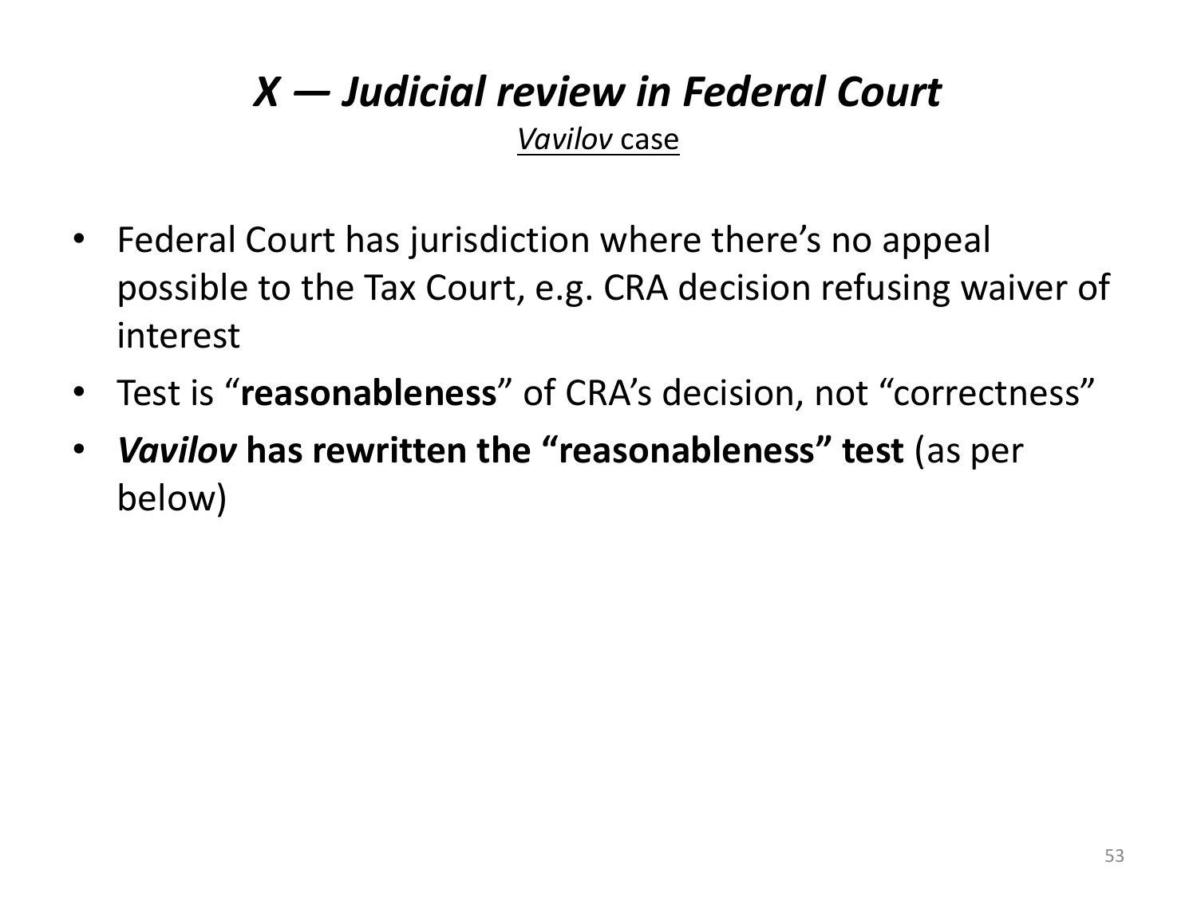# *X — Judicial review in Federal Court*

*Vavilov* case

- Federal Court has jurisdiction where there's no appeal possible to the Tax Court, e.g. CRA decision refusing waiver of interest
- Test is "**reasonableness**" of CRA's decision, not "correctness"
- ***Vavilov*** **has rewritten the "reasonableness" test** (as per below)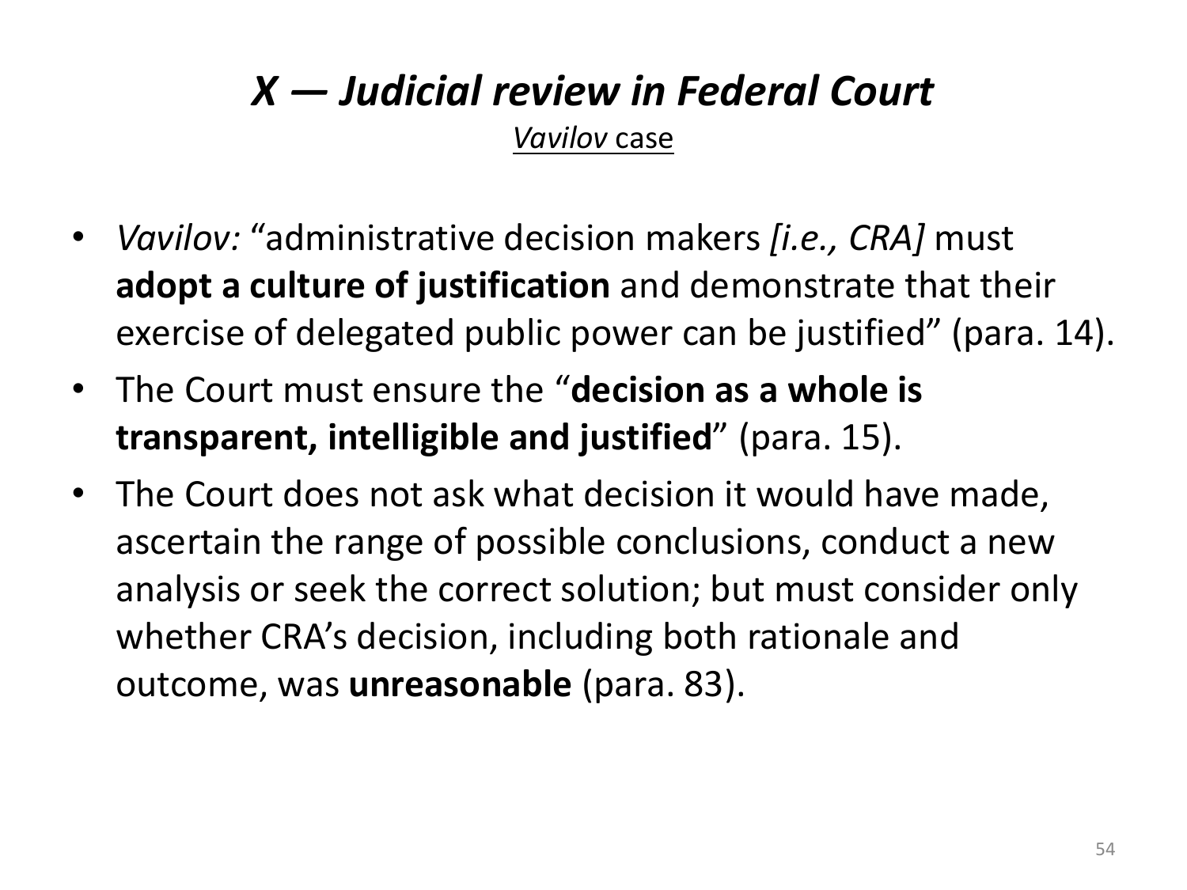# *X — Judicial review in Federal Court*

*Vavilov* case

- *Vavilov:* "administrative decision makers *[i.e., CRA]* must **adopt a culture of justification** and demonstrate that their exercise of delegated public power can be justified" (para. 14).
- The Court must ensure the "**decision as a whole is transparent, intelligible and justified**" (para. 15).
- The Court does not ask what decision it would have made, ascertain the range of possible conclusions, conduct a new analysis or seek the correct solution; but must consider only whether CRA's decision, including both rationale and outcome, was **unreasonable** (para. 83).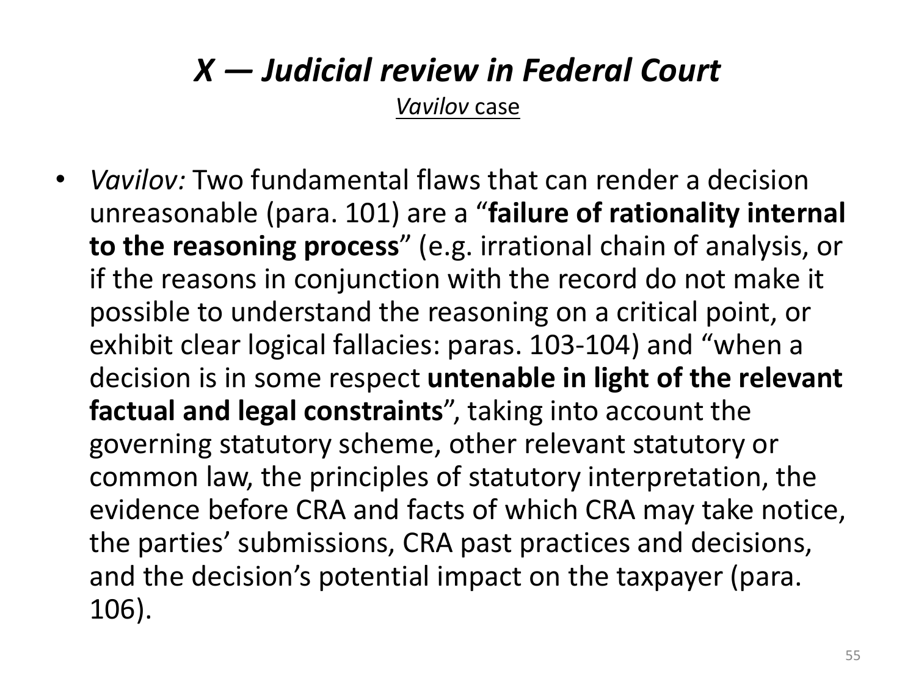# *X — Judicial review in Federal Court*

*Vavilov* case

- *Vavilov:* Two fundamental flaws that can render a decision unreasonable (para. 101) are a "**failure of rationality internal to the reasoning process**" (e.g. irrational chain of analysis, or if the reasons in conjunction with the record do not make it possible to understand the reasoning on a critical point, or exhibit clear logical fallacies: paras. 103-104) and "when a decision is in some respect **untenable in light of the relevant factual and legal constraints**", taking into account the governing statutory scheme, other relevant statutory or common law, the principles of statutory interpretation, the evidence before CRA and facts of which CRA may take notice, the parties' submissions, CRA past practices and decisions, and the decision's potential impact on the taxpayer (para. 106).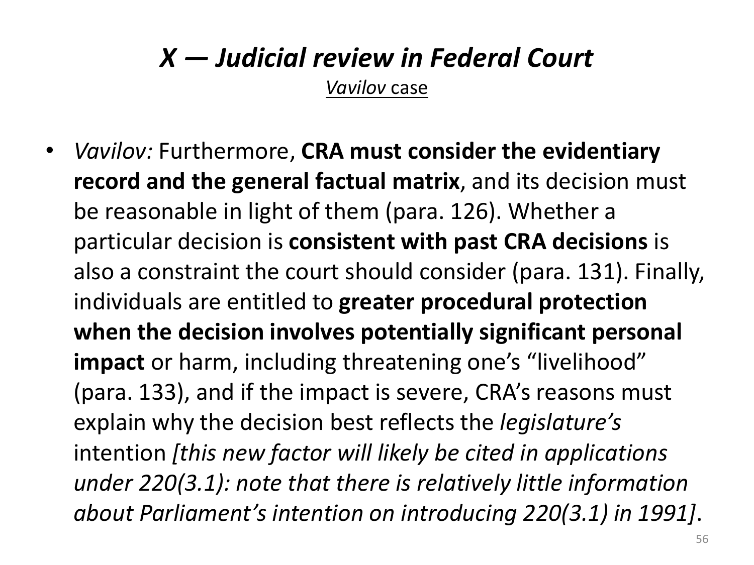# *X — Judicial review in Federal Court*

*Vavilov* case

- *Vavilov:* Furthermore, **CRA must consider the evidentiary record and the general factual matrix**, and its decision must be reasonable in light of them (para. 126). Whether a particular decision is **consistent with past CRA decisions** is also a constraint the court should consider (para. 131). Finally, individuals are entitled to **greater procedural protection when the decision involves potentially significant personal impact** or harm, including threatening one's "livelihood" (para. 133), and if the impact is severe, CRA's reasons must explain why the decision best reflects the *legislature's* intention *[this new factor will likely be cited in applications under 220(3.1): note that there is relatively little information about Parliament's intention on introducing 220(3.1) in 1991]*.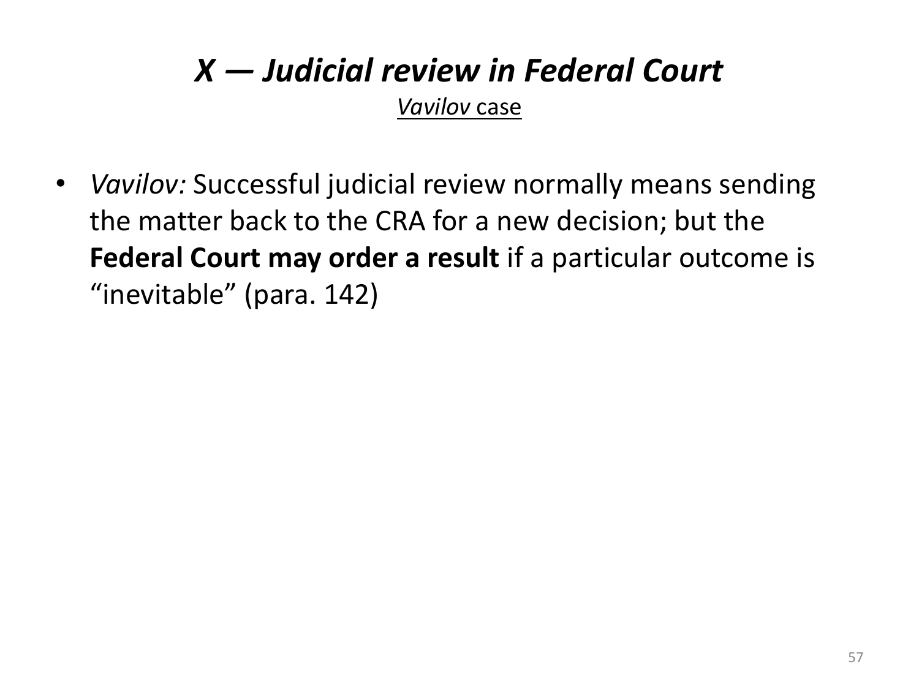# *X — Judicial review in Federal Court*

*Vavilov* case

- *Vavilov:* Successful judicial review normally means sending the matter back to the CRA for a new decision; but the **Federal Court may order a result** if a particular outcome is "inevitable" (para. 142)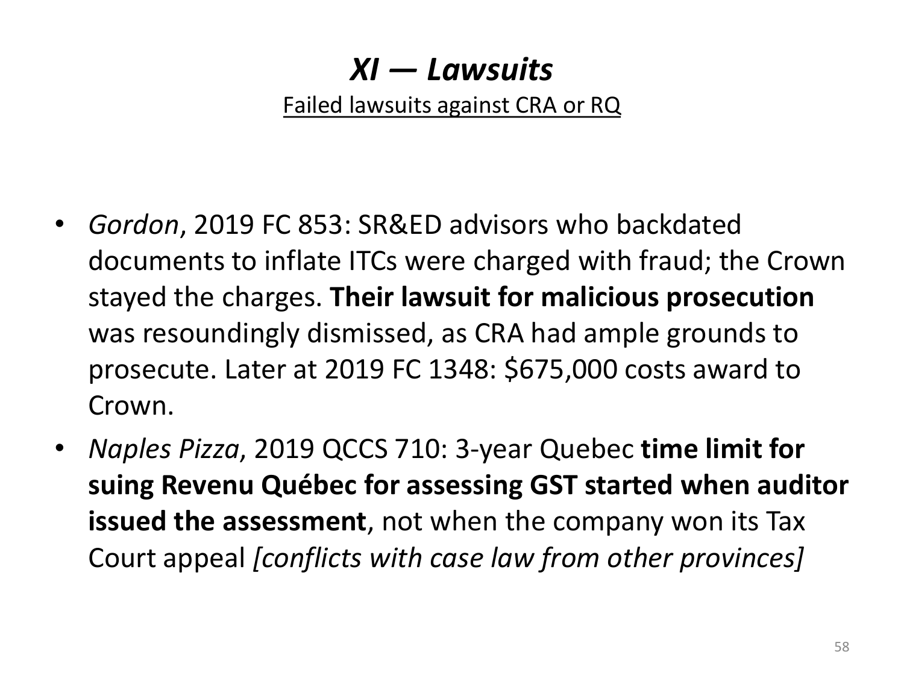# *XI — Lawsuits*

Failed lawsuits against CRA or RQ

- *Gordon*, 2019 FC 853: SR&ED advisors who backdated documents to inflate ITCs were charged with fraud; the Crown stayed the charges. **Their lawsuit for malicious prosecution** was resoundingly dismissed, as CRA had ample grounds to prosecute. Later at 2019 FC 1348: $675,000 costs award to Crown.
- *Naples Pizza*, 2019 QCCS 710: 3-year Quebec **time limit for suing Revenu Québec for assessing GST started when auditor issued the assessment**, not when the company won its Tax Court appeal *[conflicts with case law from other provinces]*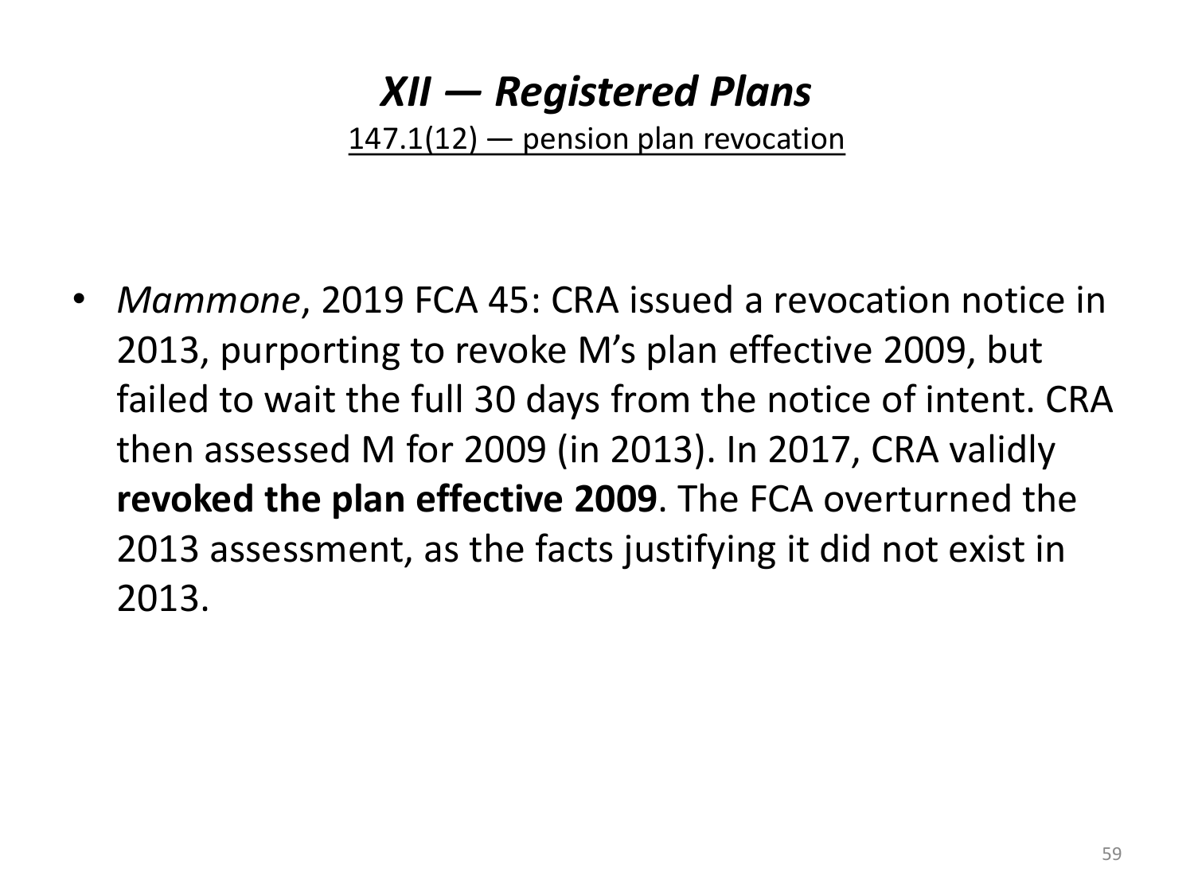# *XII — Registered Plans*

147.1(12) — pension plan revocation

- *Mammone*, 2019 FCA 45: CRA issued a revocation notice in 2013, purporting to revoke M's plan effective 2009, but failed to wait the full 30 days from the notice of intent. CRA then assessed M for 2009 (in 2013). In 2017, CRA validly **revoked the plan effective 2009**. The FCA overturned the 2013 assessment, as the facts justifying it did not exist in 2013.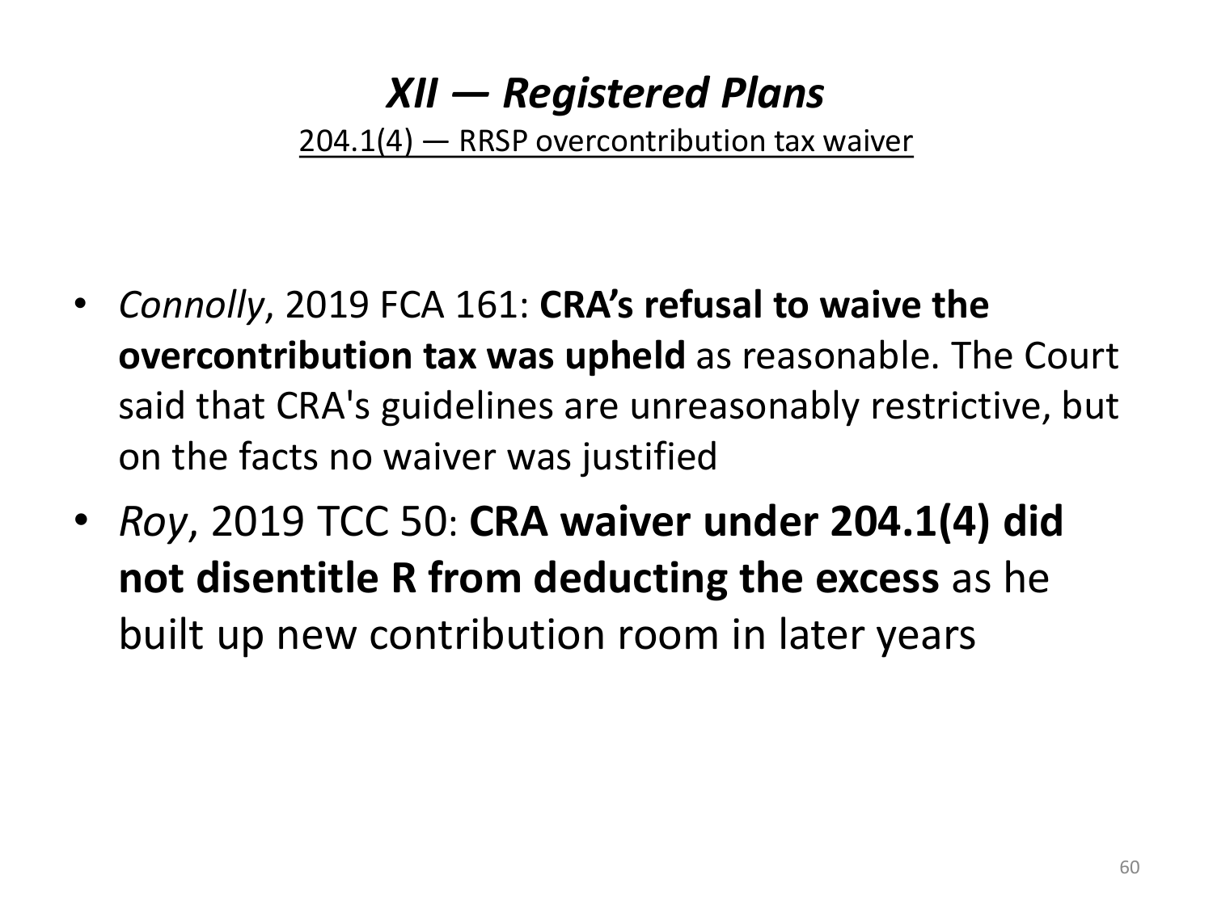# *XII — Registered Plans*

204.1(4) — RRSP overcontribution tax waiver

- *Connolly*, 2019 FCA 161: **CRA's refusal to waive the overcontribution tax was upheld** as reasonable. The Court said that CRA's guidelines are unreasonably restrictive, but on the facts no waiver was justified
- *Roy*, 2019 TCC 50: **CRA waiver under 204.1(4) did not disentitle R from deducting the excess** as he built up new contribution room in later years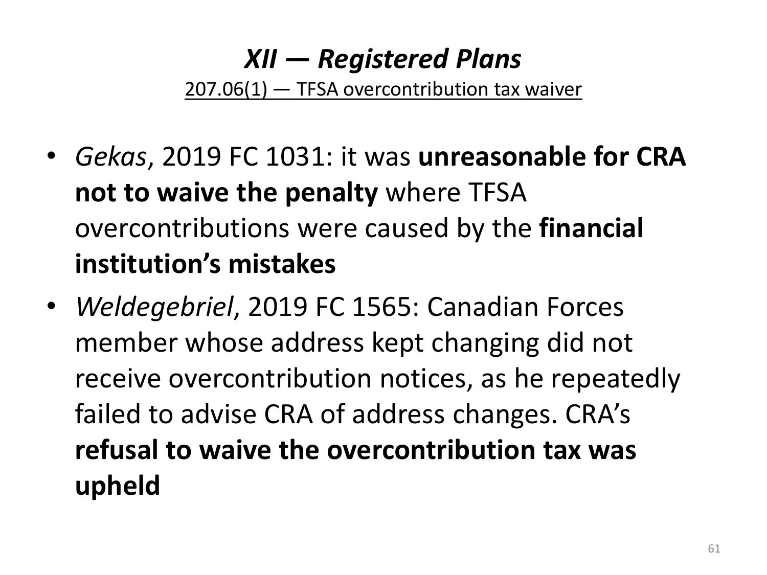# *XII — Registered Plans*

207.06(1) — TFSA overcontribution tax waiver

- *Gekas*, 2019 FC 1031: it was **unreasonable for CRA not to waive the penalty** where TFSA overcontributions were caused by the **financial institution's mistakes**
- *Weldegebriel*, 2019 FC 1565: Canadian Forces member whose address kept changing did not receive overcontribution notices, as he repeatedly failed to advise CRA of address changes. CRA's **refusal to waive the overcontribution tax was upheld**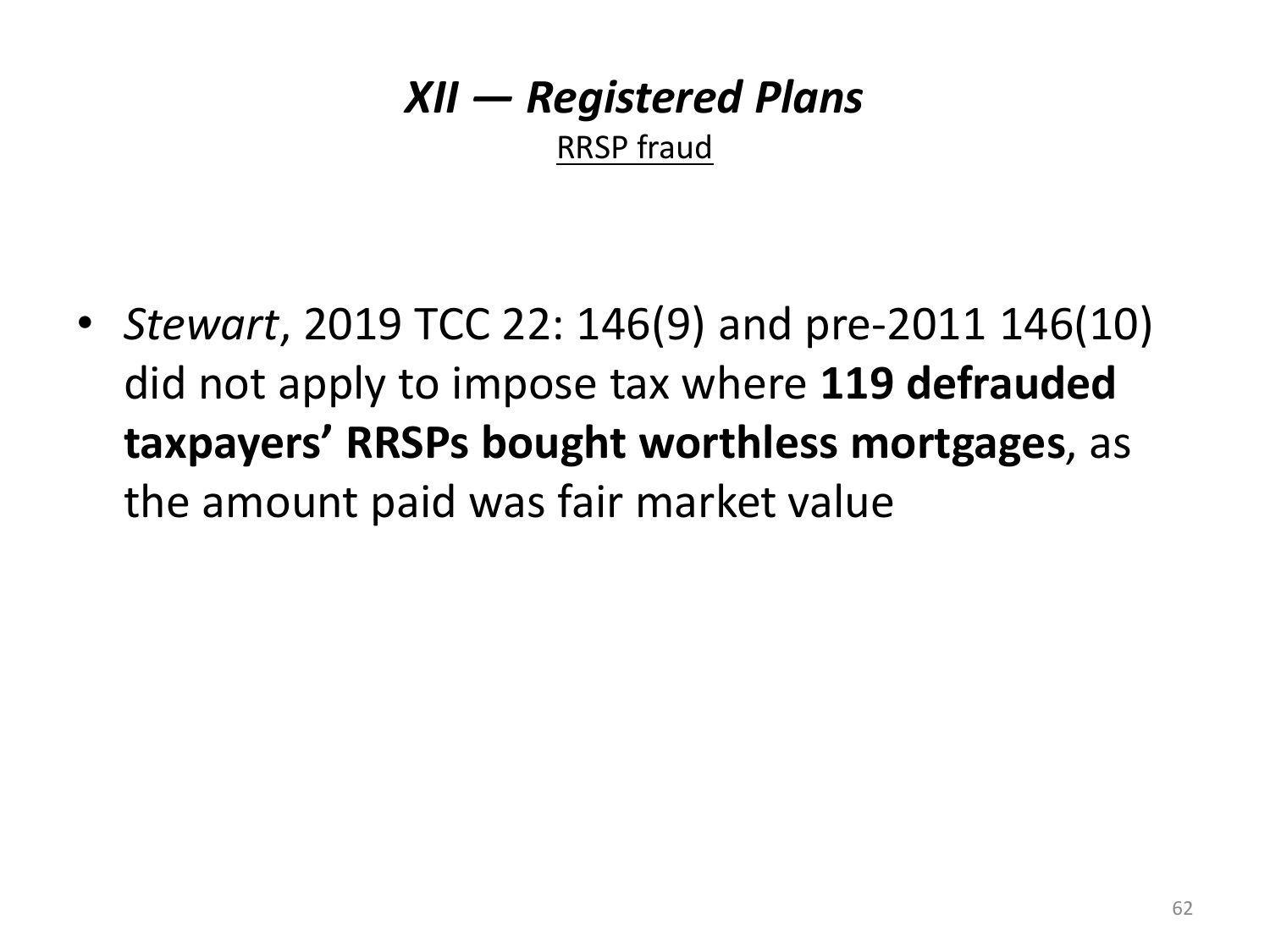## *XII — Registered Plans*

RRSP fraud

- *Stewart*, 2019 TCC 22: 146(9) and pre-2011 146(10) did not apply to impose tax where **119 defrauded taxpayers' RRSPs bought worthless mortgages**, as the amount paid was fair market value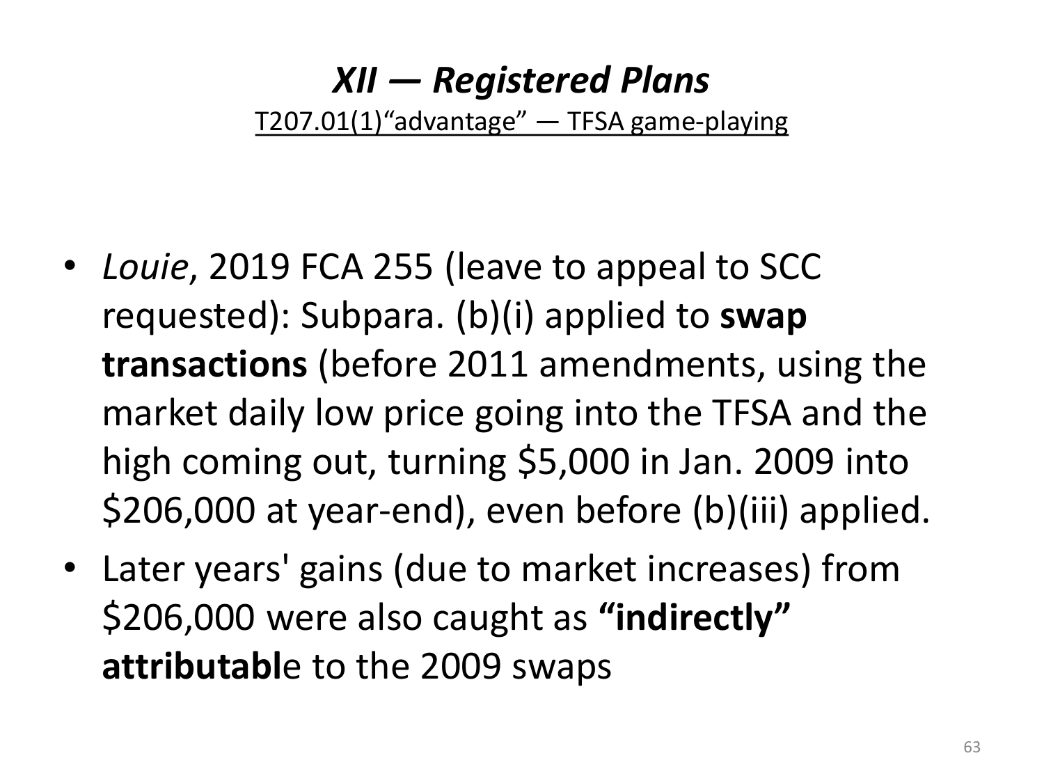# *XII — Registered Plans*

T207.01(1)"advantage" — TFSA game-playing

- *Louie*, 2019 FCA 255 (leave to appeal to SCC requested): Subpara. (b)(i) applied to **swap transactions** (before 2011 amendments, using the market daily low price going into the TFSA and the high coming out, turning $5,000 in Jan. 2009 into $206,000 at year-end), even before (b)(iii) applied.
- Later years' gains (due to market increases) from $206,000 were also caught as **"indirectly" attributabl**e to the 2009 swaps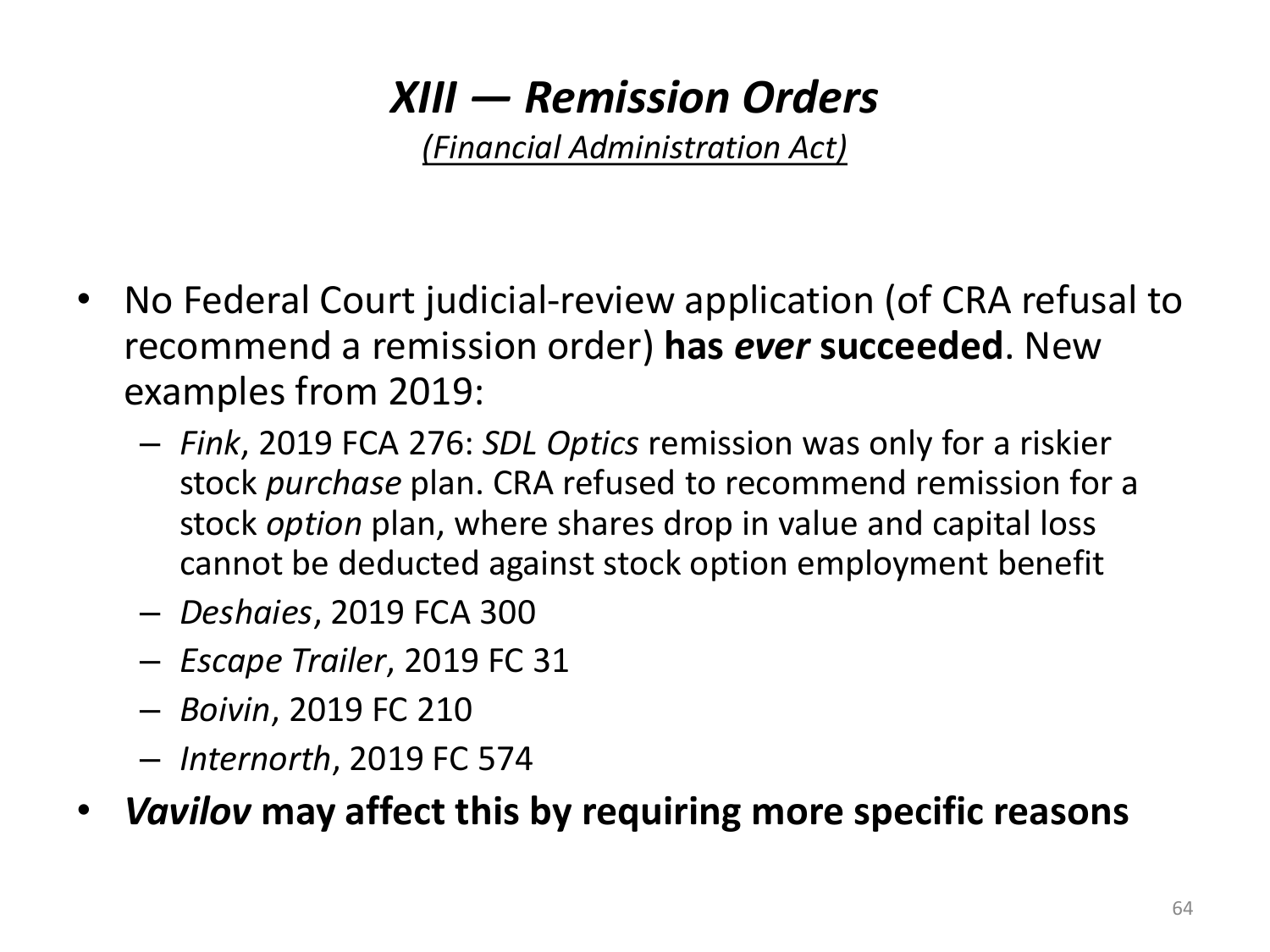# *XIII — Remission Orders*

*(Financial Administration Act)*

- No Federal Court judicial-review application (of CRA refusal to recommend a remission order) **has *ever* succeeded**. New examples from 2019:
  - *Fink*, 2019 FCA 276: *SDL Optics* remission was only for a riskier stock *purchase* plan. CRA refused to recommend remission for a stock *option* plan, where shares drop in value and capital loss cannot be deducted against stock option employment benefit
  - *Deshaies*, 2019 FCA 300
  - *Escape Trailer*, 2019 FC 31
  - *Boivin*, 2019 FC 210
  - *Internorth*, 2019 FC 574
- ***Vavilov* may affect this by requiring more specific reasons**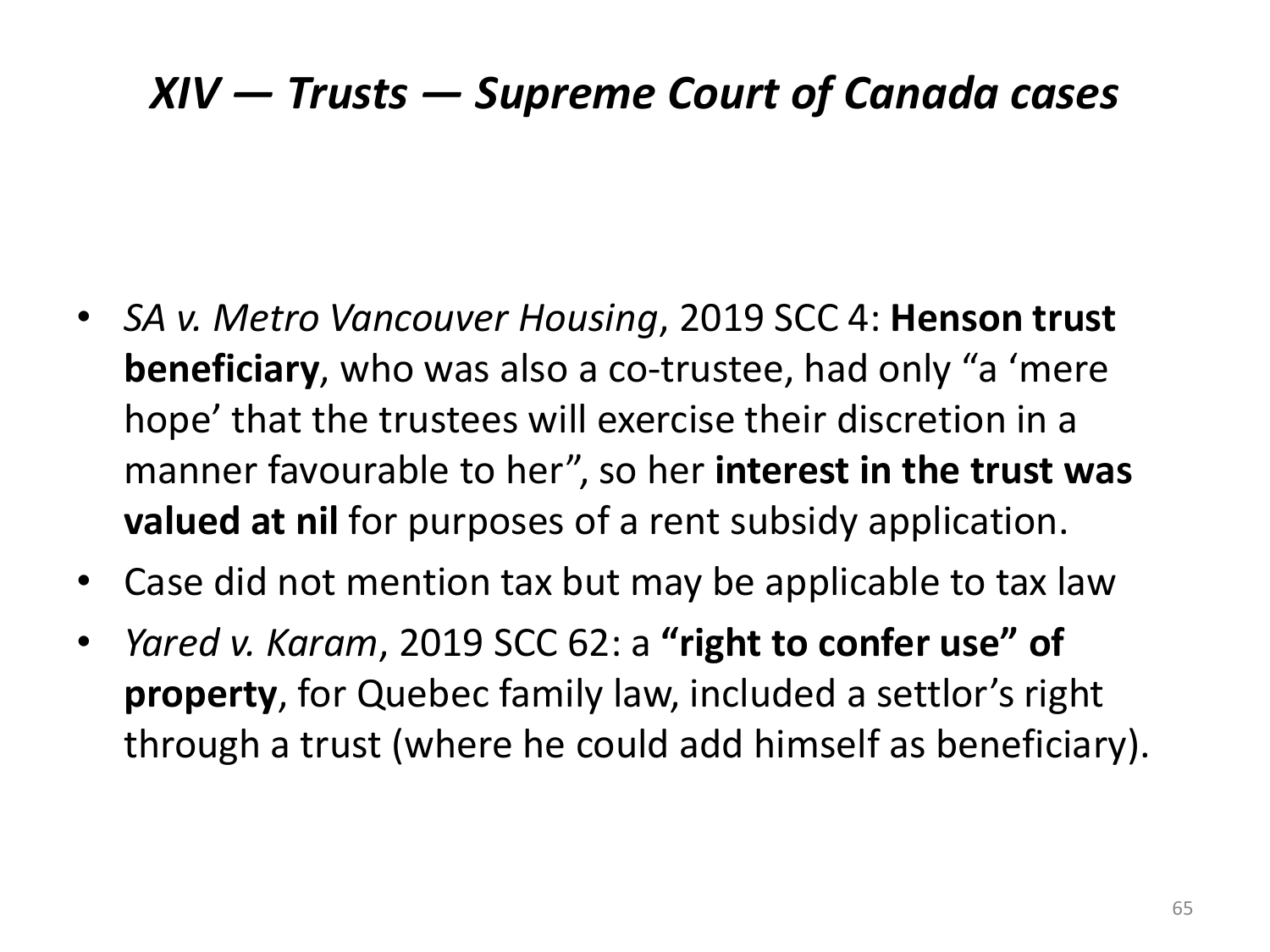# *XIV — Trusts — Supreme Court of Canada cases*

- *SA v. Metro Vancouver Housing*, 2019 SCC 4: **Henson trust beneficiary**, who was also a co-trustee, had only "a 'mere hope' that the trustees will exercise their discretion in a manner favourable to her", so her **interest in the trust was valued at nil** for purposes of a rent subsidy application.
- Case did not mention tax but may be applicable to tax law
- *Yared v. Karam*, 2019 SCC 62: a **"right to confer use" of property**, for Quebec family law, included a settlor's right through a trust (where he could add himself as beneficiary).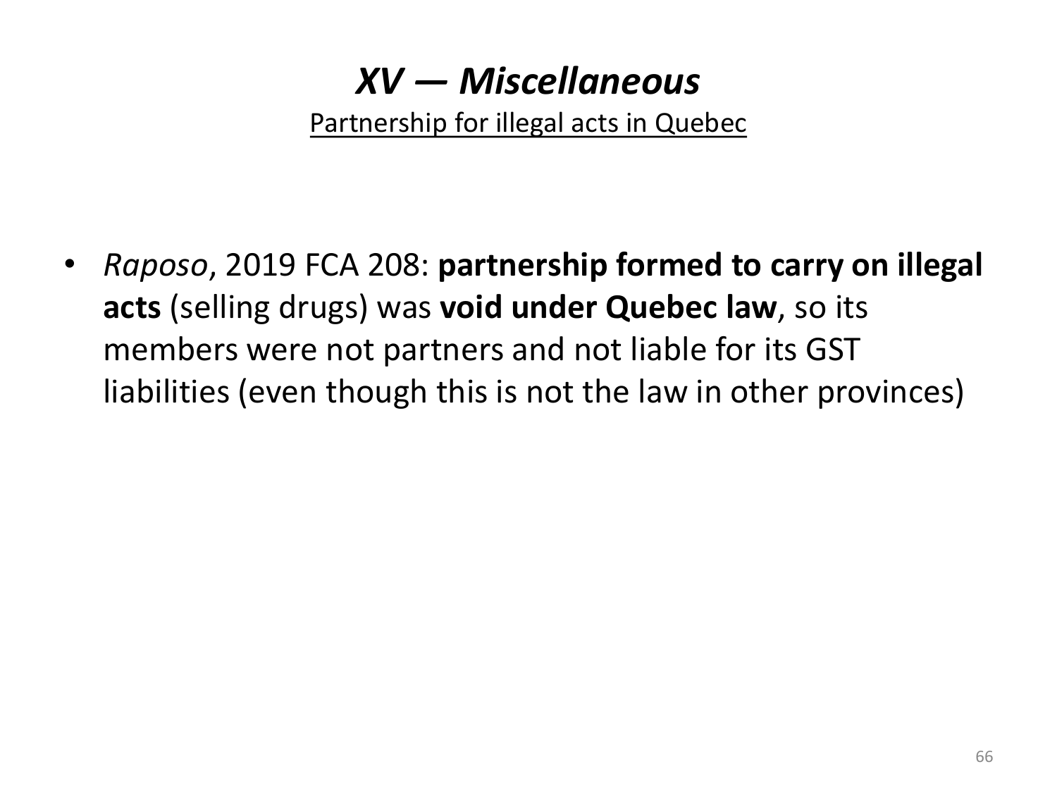# *XV — Miscellaneous*

Partnership for illegal acts in Quebec

- *Raposo*, 2019 FCA 208: **partnership formed to carry on illegal acts** (selling drugs) was **void under Quebec law**, so its members were not partners and not liable for its GST liabilities (even though this is not the law in other provinces)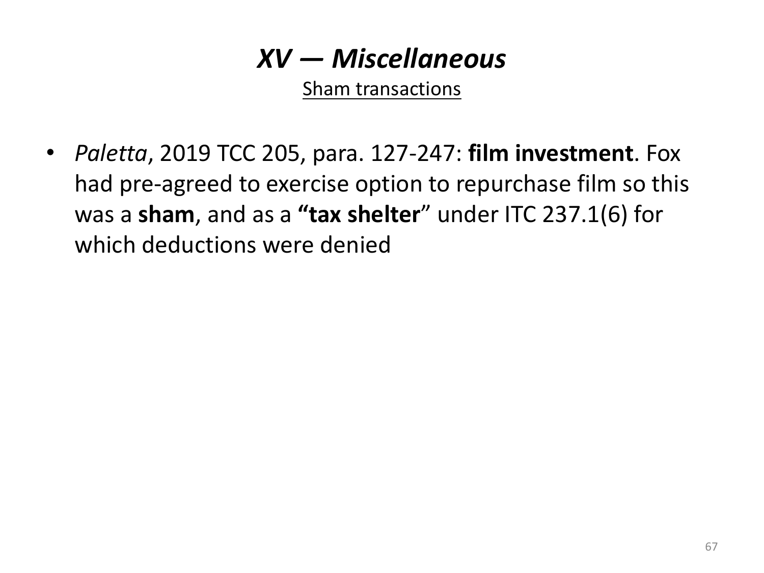# *XV — Miscellaneous*

Sham transactions

- *Paletta*, 2019 TCC 205, para. 127-247: **film investment**. Fox had pre-agreed to exercise option to repurchase film so this was a **sham**, and as a **"tax shelter**" under ITC 237.1(6) for which deductions were denied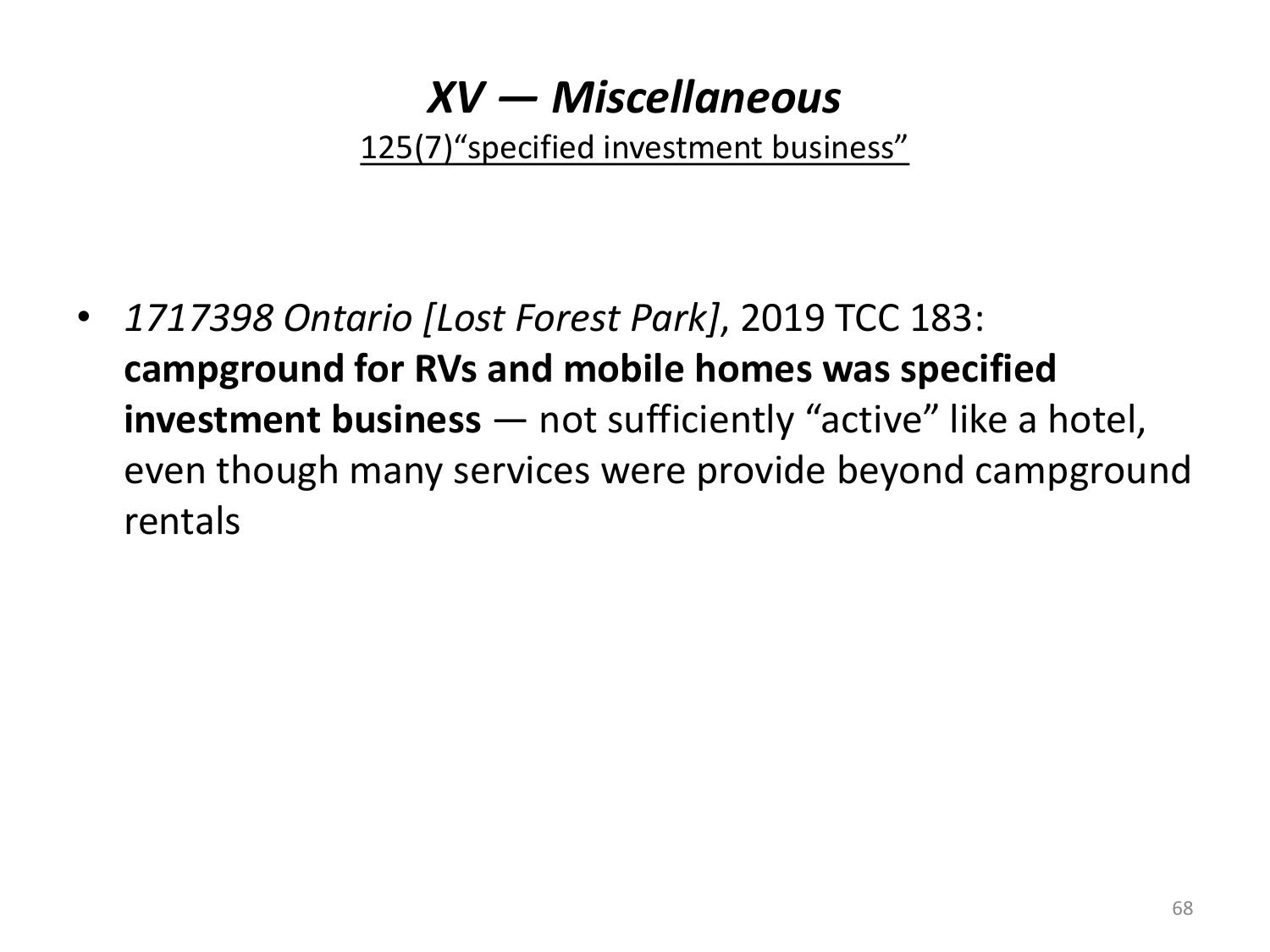# *XV — Miscellaneous*

125(7)“specified investment business”

- *1717398 Ontario [Lost Forest Park]*, 2019 TCC 183: **campground for RVs and mobile homes was specified investment business** — not sufficiently “active” like a hotel, even though many services were provide beyond campground rentals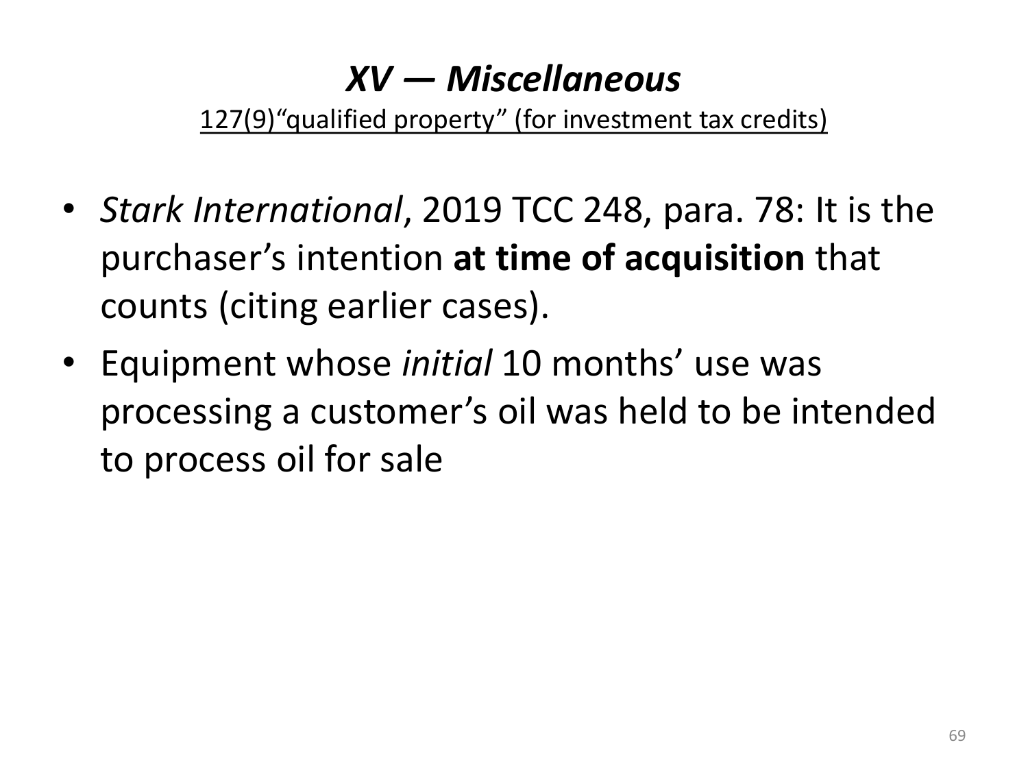# *XV — Miscellaneous*

127(9)"qualified property" (for investment tax credits)

- *Stark International*, 2019 TCC 248, para. 78: It is the purchaser's intention **at time of acquisition** that counts (citing earlier cases).
- Equipment whose *initial* 10 months' use was processing a customer's oil was held to be intended to process oil for sale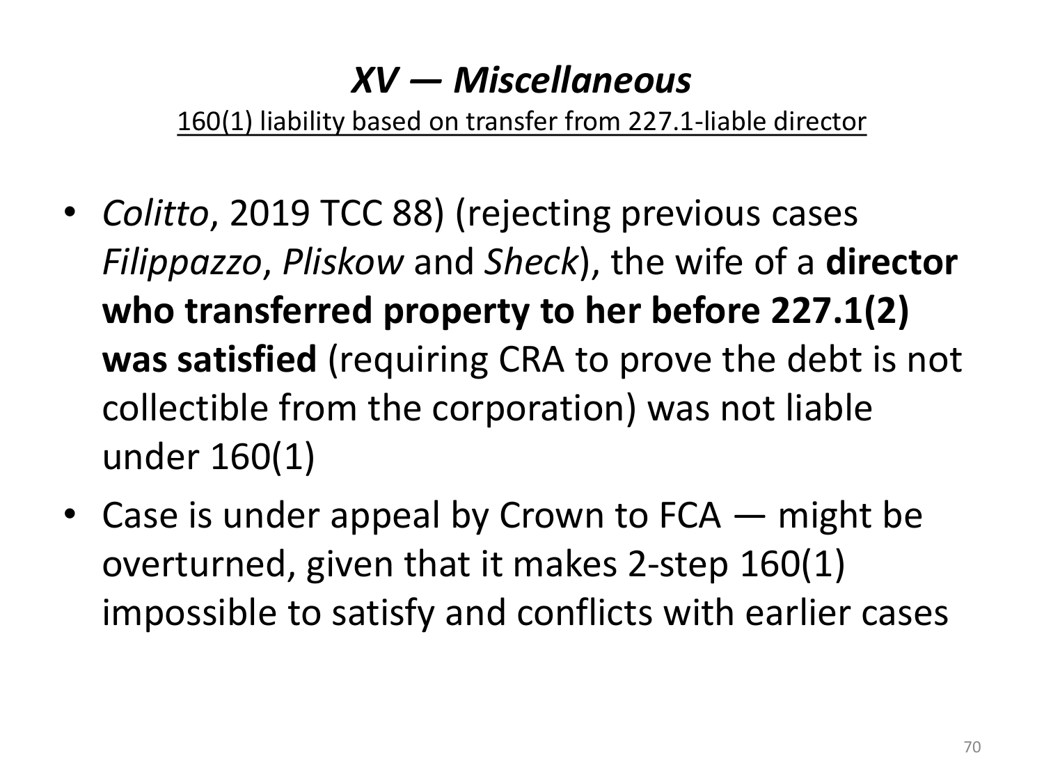# *XV — Miscellaneous*

160(1) liability based on transfer from 227.1-liable director

- *Colitto*, 2019 TCC 88) (rejecting previous cases *Filippazzo*, *Pliskow* and *Sheck*), the wife of a **director who transferred property to her before 227.1(2) was satisfied** (requiring CRA to prove the debt is not collectible from the corporation) was not liable under 160(1)
- Case is under appeal by Crown to FCA — might be overturned, given that it makes 2-step 160(1) impossible to satisfy and conflicts with earlier cases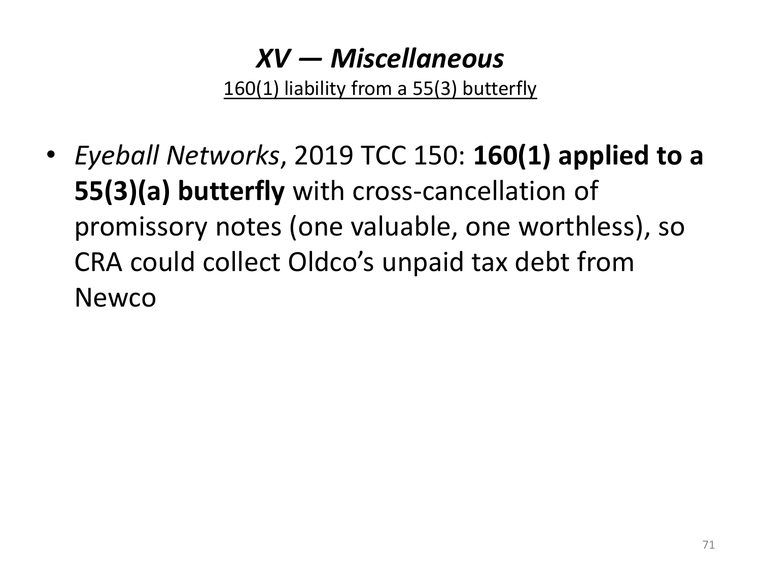# *XV — Miscellaneous*

160(1) liability from a 55(3) butterfly

- *Eyeball Networks*, 2019 TCC 150: **160(1) applied to a 55(3)(a) butterfly** with cross-cancellation of promissory notes (one valuable, one worthless), so CRA could collect Oldco’s unpaid tax debt from Newco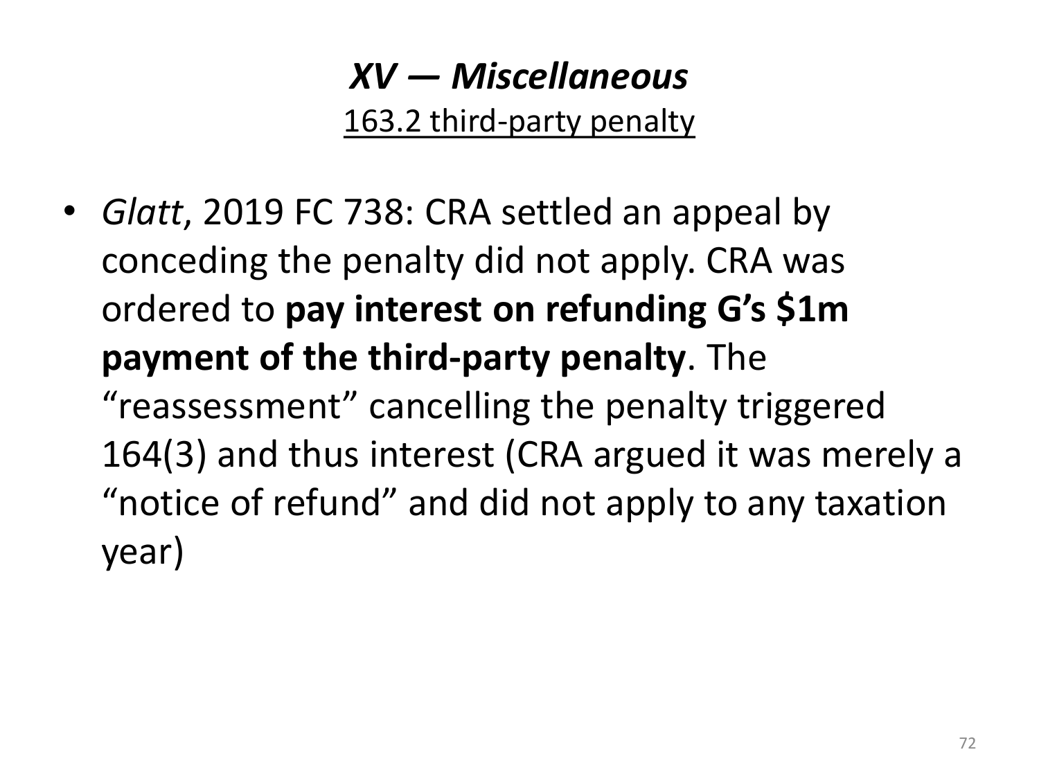# *XV — Miscellaneous*

## 163.2 third-party penalty

- *Glatt*, 2019 FC 738: CRA settled an appeal by conceding the penalty did not apply. CRA was ordered to **pay interest on refunding G's $1m payment of the third-party penalty**. The "reassessment" cancelling the penalty triggered 164(3) and thus interest (CRA argued it was merely a "notice of refund" and did not apply to any taxation year)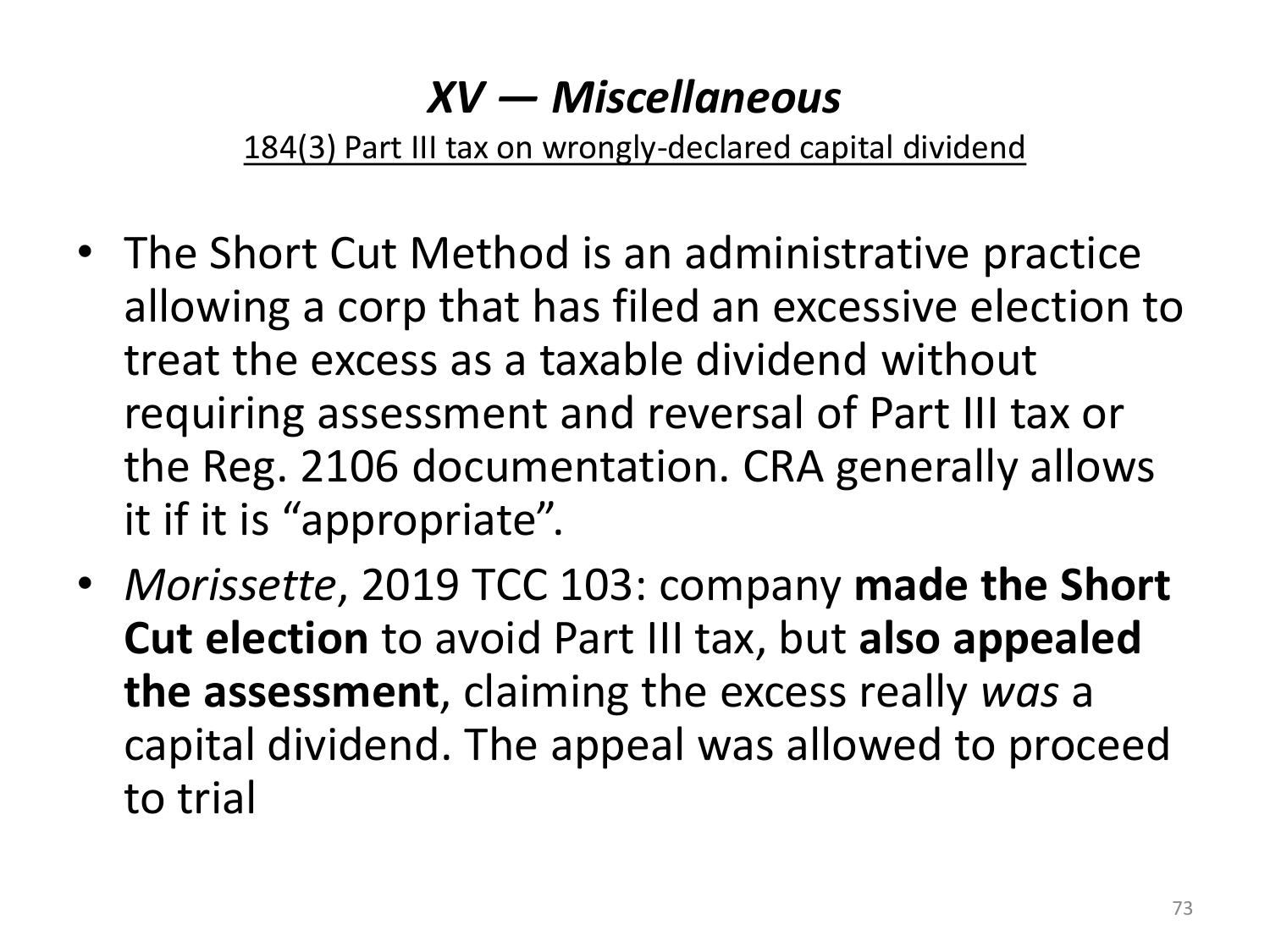# *XV — Miscellaneous*

184(3) Part III tax on wrongly-declared capital dividend

- The Short Cut Method is an administrative practice allowing a corp that has filed an excessive election to treat the excess as a taxable dividend without requiring assessment and reversal of Part III tax or the Reg. 2106 documentation. CRA generally allows it if it is "appropriate".
- *Morissette*, 2019 TCC 103: company **made the Short Cut election** to avoid Part III tax, but **also appealed the assessment**, claiming the excess really *was* a capital dividend. The appeal was allowed to proceed to trial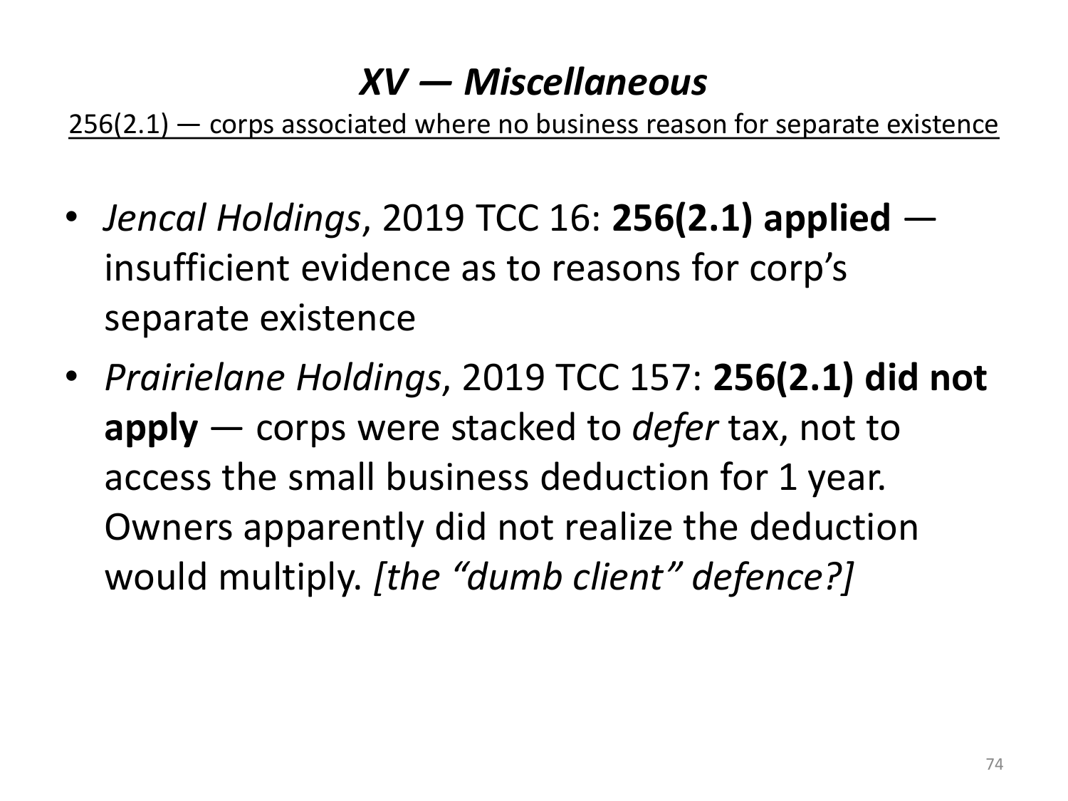# *XV — Miscellaneous*

<u>256(2.1) — corps associated where no business reason for separate existence</u>

- *Jencal Holdings*, 2019 TCC 16: **256(2.1) applied** — insufficient evidence as to reasons for corp's separate existence
- *Prairielane Holdings*, 2019 TCC 157: **256(2.1) did not apply** — corps were stacked to *defer* tax, not to access the small business deduction for 1 year. Owners apparently did not realize the deduction would multiply. *[the "dumb client" defence?]*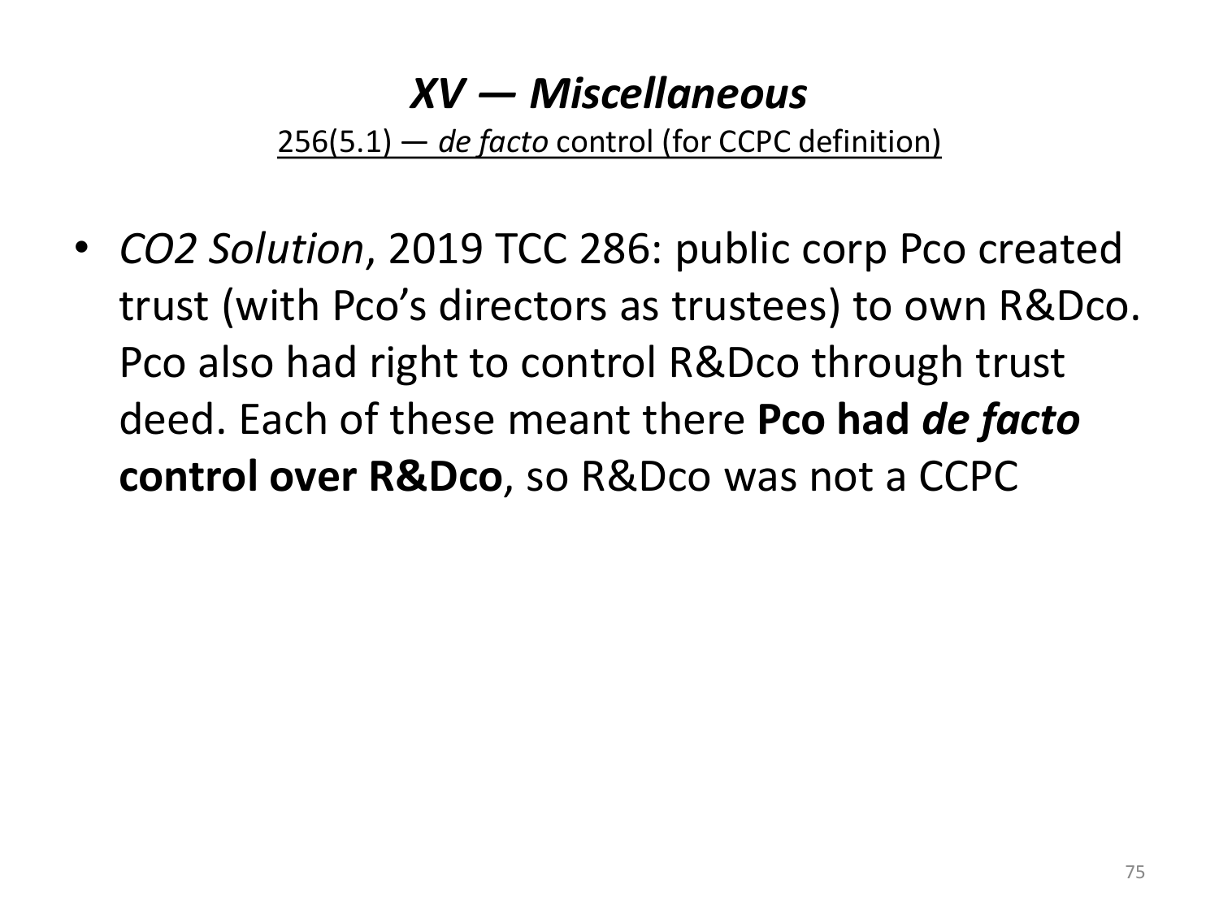# *XV — Miscellaneous*

256(5.1) — *de facto* control (for CCPC definition)

- *CO2 Solution*, 2019 TCC 286: public corp Pco created trust (with Pco's directors as trustees) to own R&Dco. Pco also had right to control R&Dco through trust deed. Each of these meant there **Pco had *de facto* control over R&Dco**, so R&Dco was not a CCPC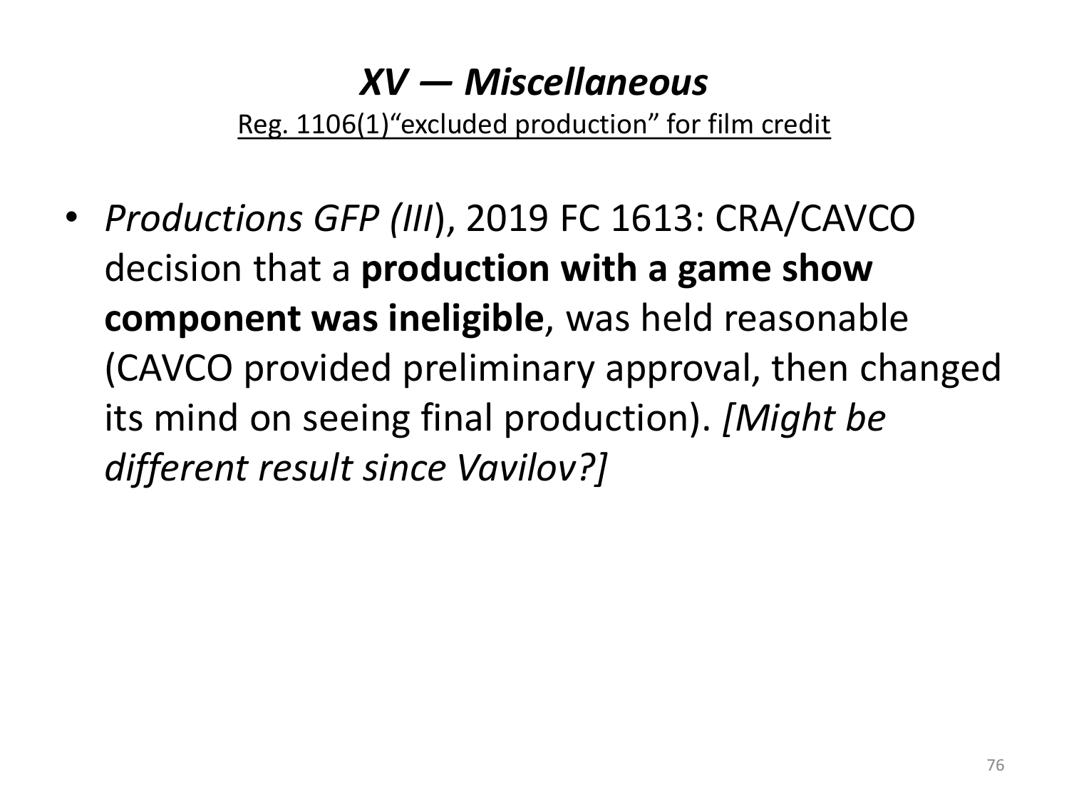# *XV — Miscellaneous*

Reg. 1106(1)“excluded production” for film credit

- *Productions GFP (III*), 2019 FC 1613: CRA/CAVCO decision that a **production with a game show component was ineligible**, was held reasonable (CAVCO provided preliminary approval, then changed its mind on seeing final production). *[Might be different result since Vavilov?]*